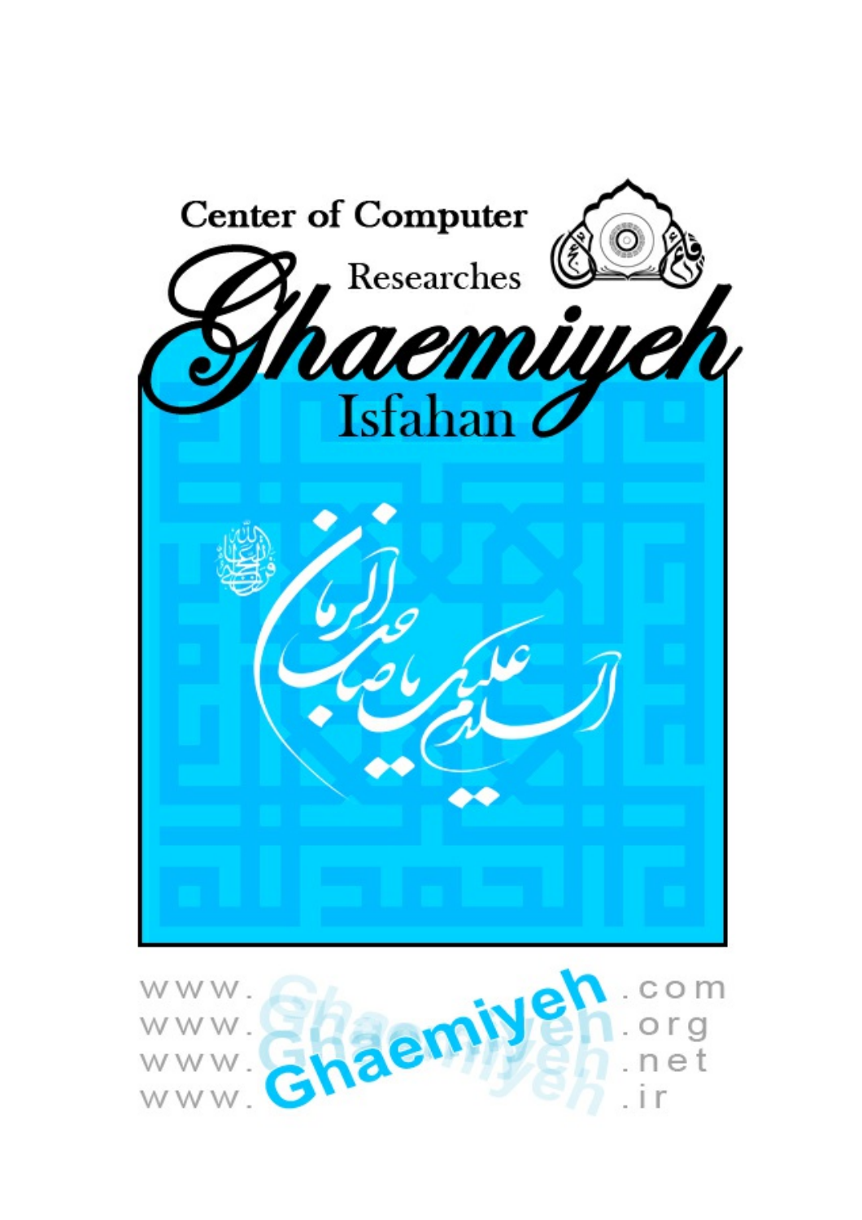Center of Computer

Researches

Ghaemiyeh

Isfahan

السلام علیک یا صاحب الزمان

www.Ghaemiyeh.com

www.Ghaemiyeh.org

www.Ghaemiyeh.net

www.Ghaemiyeh.ir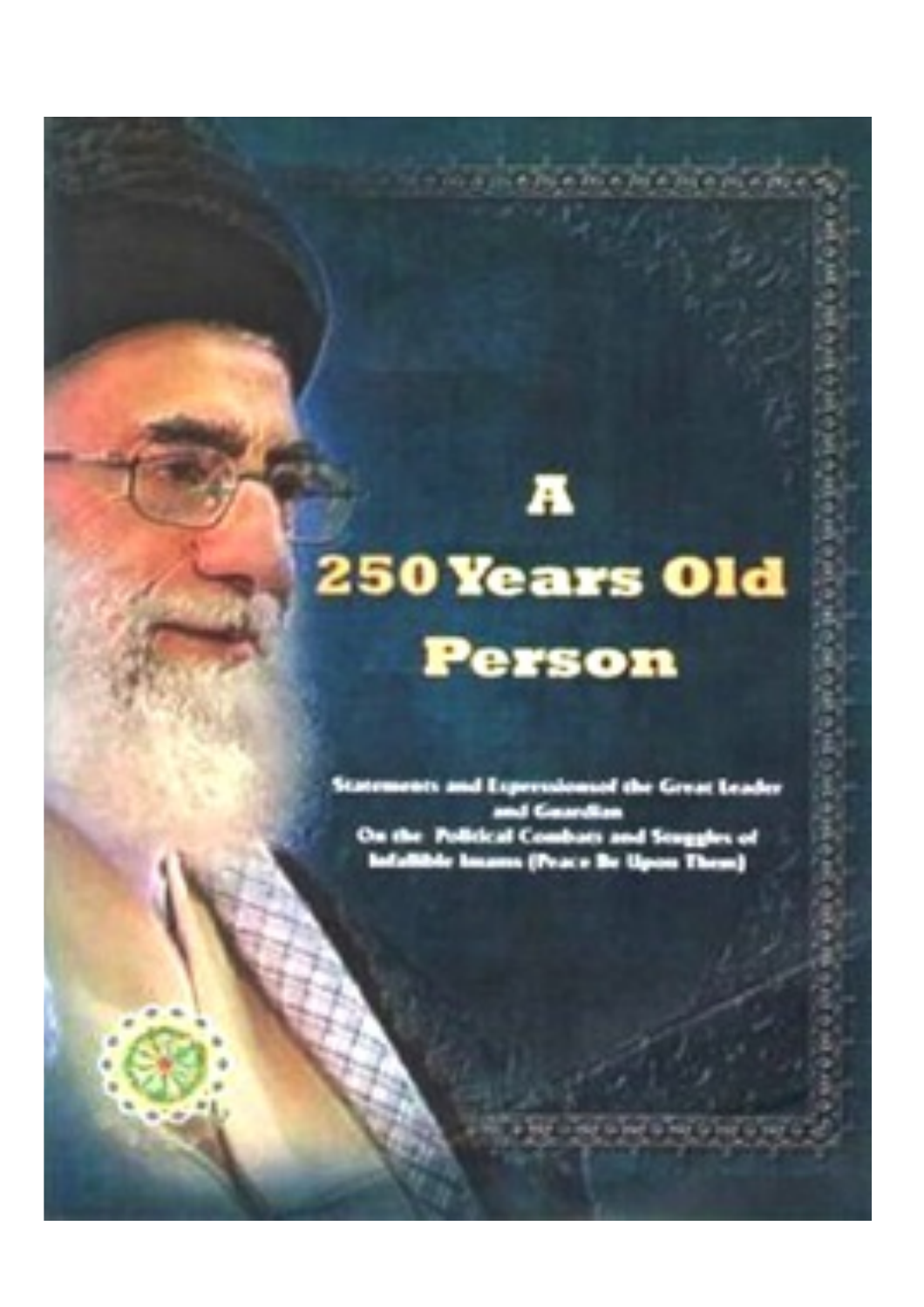# A 250 Years Old Person

Statements and Expressionsof the Great Leader and Guardian
On the Political Combats and Struggles of Infallible Imams (Peace Be Upon Them)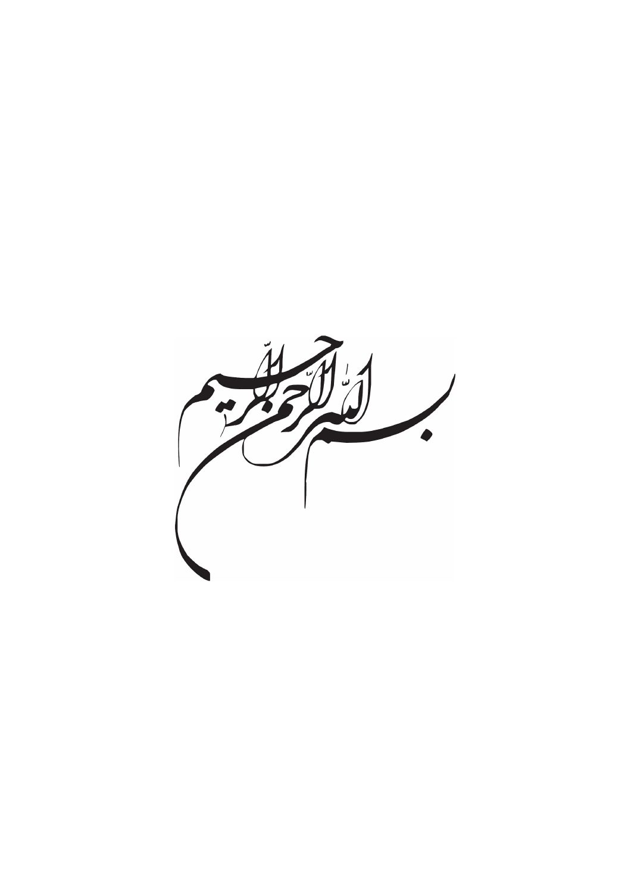بسم الله الرحمن الرحیم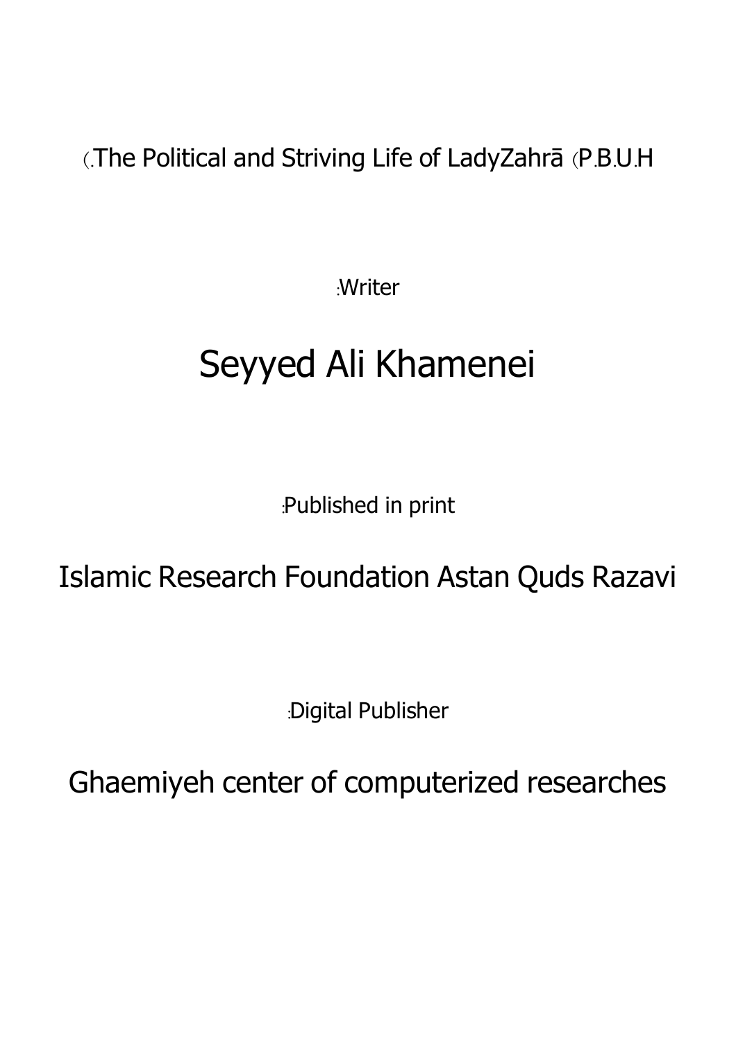(.The Political and Striving Life of LadyZahrā (P.B.U.H

:Writer

# Seyyed Ali Khamenei

:Published in print

## Islamic Research Foundation Astan Quds Razavi

:Digital Publisher

## Ghaemiyeh center of computerized researches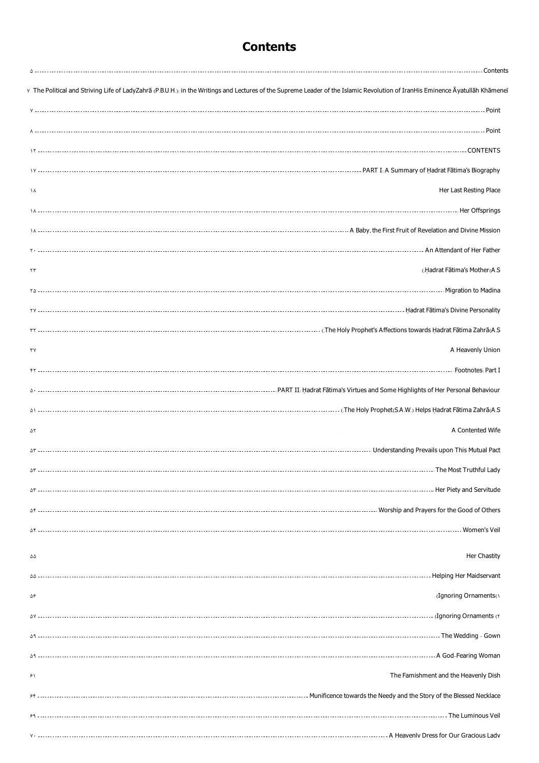# Contents

Contents ..... ۵

The Political and Striving Life of LadyZahrā (P.B.U.H.): in the Writings and Lectures of the Supreme Leader of the Islamic Revolution of IranHis Eminence Āyatullāh Khāmeneī ۷

Point ..... ۷

Point ..... ۸

CONTENTS ..... ۱۲

PART I: A Summary of Ḥadrat Fātima's Biography ..... ۱۷

Her Last Resting Place ۱۸

Her Offsprings ..... ۱۸

A Baby, the First Fruit of Revelation and Divine Mission ..... ۱۸

An Attendant of Her Father ..... ۲۰

Ḥadrat Fātima's Mother(A.S.) ۲۳

Migration to Madina ..... ۲۵

Ḥadrat Fātima's Divine Personality ..... ۲۷

The Holy Prophet's Affections towards Ḥadrat Fātima Zahrā(A.S.) ..... ۳۲

A Heavenly Union ۳۷

Footnotes: Part I ..... ۴۲

PART II: Ḥadrat Fātima's Virtues and Some Highlights of Her Personal Behaviour ..... ۵۰

The Holy Prophet(S.A.W.) Helps Ḥadrat Fātima Zahrā(A.S.) ..... ۵۱

A Contented Wife ۵۲

Understanding Prevails upon This Mutual Pact ..... ۵۳

The Most Truthful Lady ..... ۵۳

Her Piety and Servitude ..... ۵۳

Worship and Prayers for the Good of Others ..... ۵۴

Women's Veil ..... ۵۴

Her Chastity ۵۵

Helping Her Maidservant ..... ۵۵

Ignoring Ornaments(۱) ۵۶

Ignoring Ornaments (۲) ..... ۵۷

The Wedding - Gown ..... ۵۹

A God-Fearing Woman ..... ۵۹

The Famishment and the Heavenly Dish ۶۱

Munificence towards the Needy and the Story of the Blessed Necklace ..... ۶۴

The Luminous Veil ..... ۶۹

A Heavenly Dress for Our Gracious Lady ..... ۷۰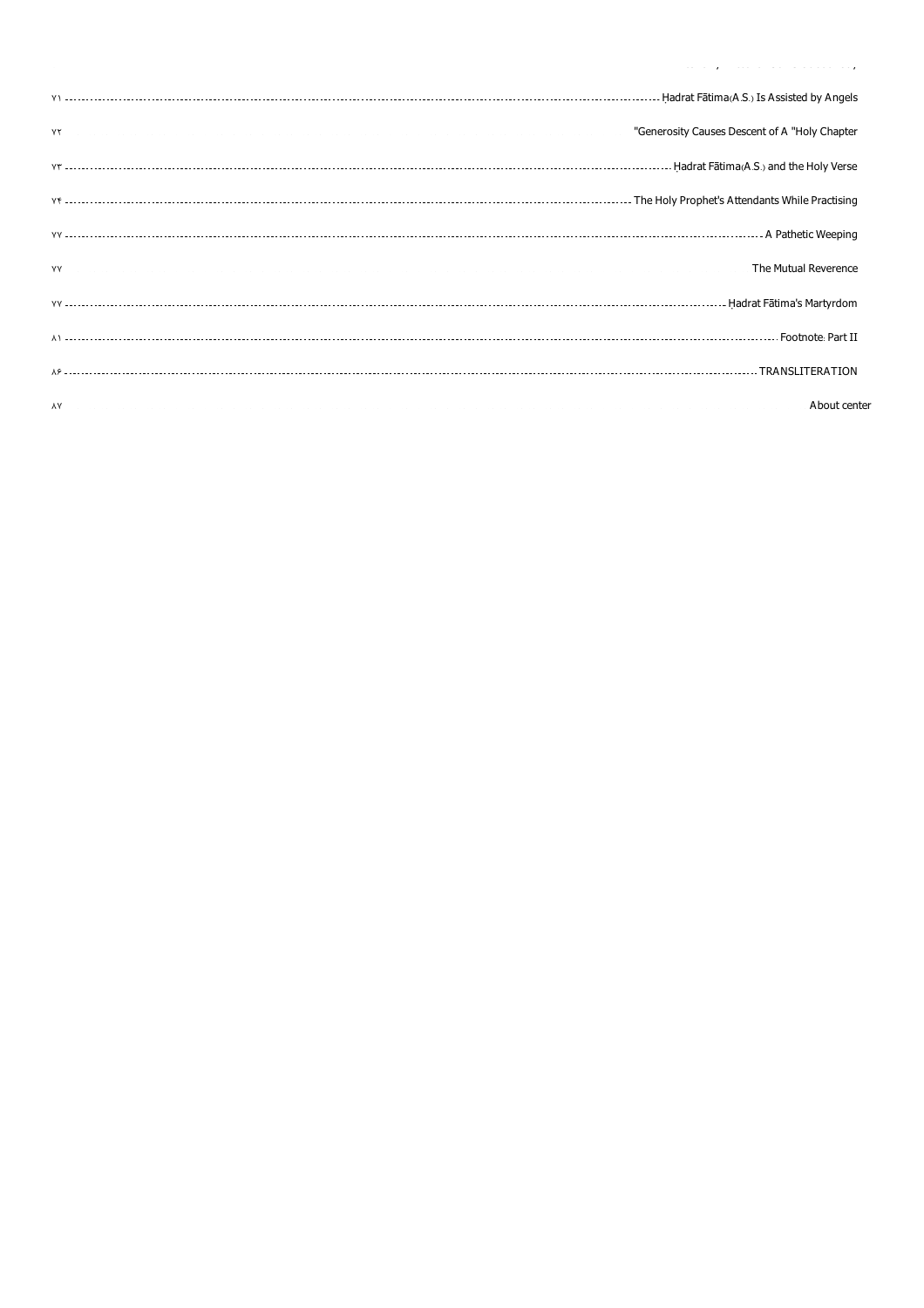Ḥadrat Fātima(A.S.) Is Assisted by Angels ..... ٧١

"Generosity Causes Descent of A "Holy Chapter ..... ٧٢

Ḥadrat Fātima(A.S.) and the Holy Verse ..... ٧٣

The Holy Prophet's Attendants While Practising ..... ٧۴

A Pathetic Weeping ..... ٧٧

The Mutual Reverence ..... ٧٧

Ḥadrat Fātima's Martyrdom ..... ٧٧

Footnote: Part II ..... ٨١

TRANSLITERATION ..... ٨۶

About center ..... ٨٧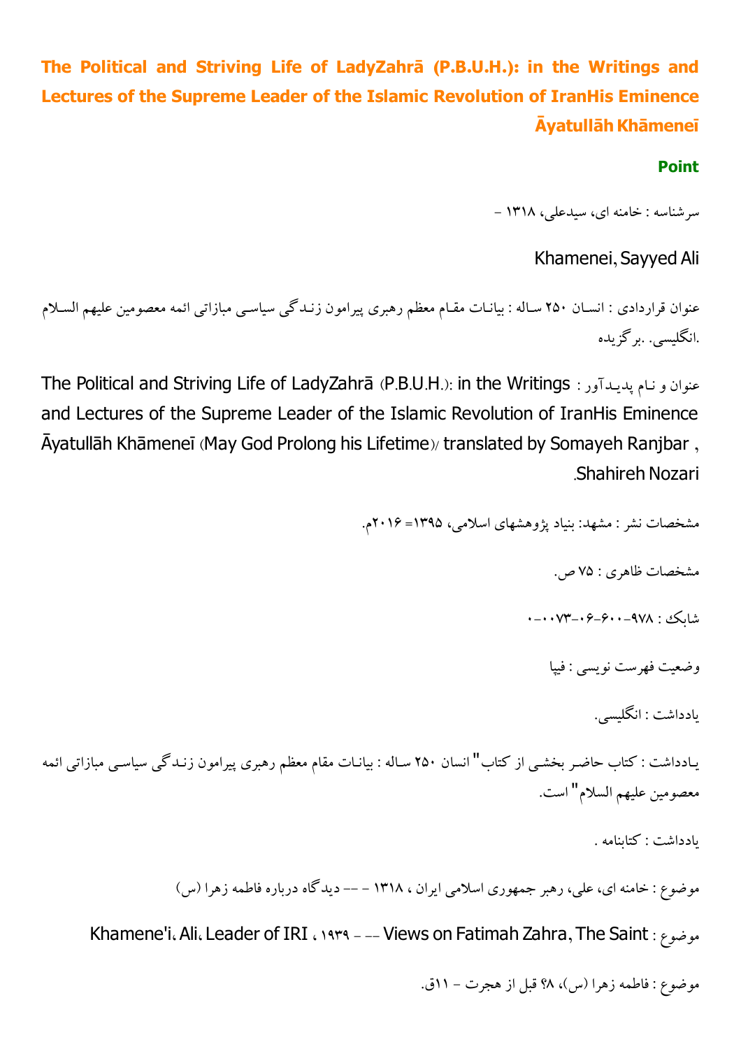**The Political and Striving Life of LadyZahrā (P.B.U.H.): in the Writings and Lectures of the Supreme Leader of the Islamic Revolution of IranHis Eminence Āyatullāh Khāmeneī**

**Point**

سرشناسه : خامنه ای، سیدعلی، ۱۳۱۸ -

Khamenei, Sayyed Ali

عنوان قراردادی : انسان ۲۵۰ ساله : بیانات مقام معظم رهبری پیرامون زندگی سیاسی مبازاتی ائمه معصومین علیهم السلام .انگلیسی. .برگزیده

عنوان و نام پدیدآور : The Political and Striving Life of LadyZahrā (P.B.U.H.): in the Writings and Lectures of the Supreme Leader of the Islamic Revolution of IranHis Eminence Āyatullāh Khāmeneī (May God Prolong his Lifetime)/ translated by Somayeh Ranjbar , Shahireh Nozari.

مشخصات نشر : مشهد: بنیاد پژوهشهای اسلامی، ۱۳۹۵= ۲۰۱۶م.

مشخصات ظاهری : ۷۵ ص.

شابک : ۹۷۸-۶۰۰-۰۶-۰۰۷۳-۰

وضعیت فهرست نویسی : فیپا

یادداشت : انگلیسی.

یادداشت : کتاب حاضر بخشی از کتاب" انسان ۲۵۰ ساله : بیانات مقام معظم رهبری پیرامون زندگی سیاسی مبازاتی ائمه معصومین علیهم السلام" است.

یادداشت : کتابنامه .

موضوع : خامنه ای، علی، رهبر جمهوری اسلامی ایران ، ۱۳۱۸ - -- دیدگاه درباره فاطمه زهرا (س)

موضوع : Khamene'i، Ali، Leader of IRI ، ۱۹۳۹ - -- Views on Fatimah Zahra, The Saint

موضوع : فاطمه زهرا (س)، ۸؟ قبل از هجرت - ۱۱ق.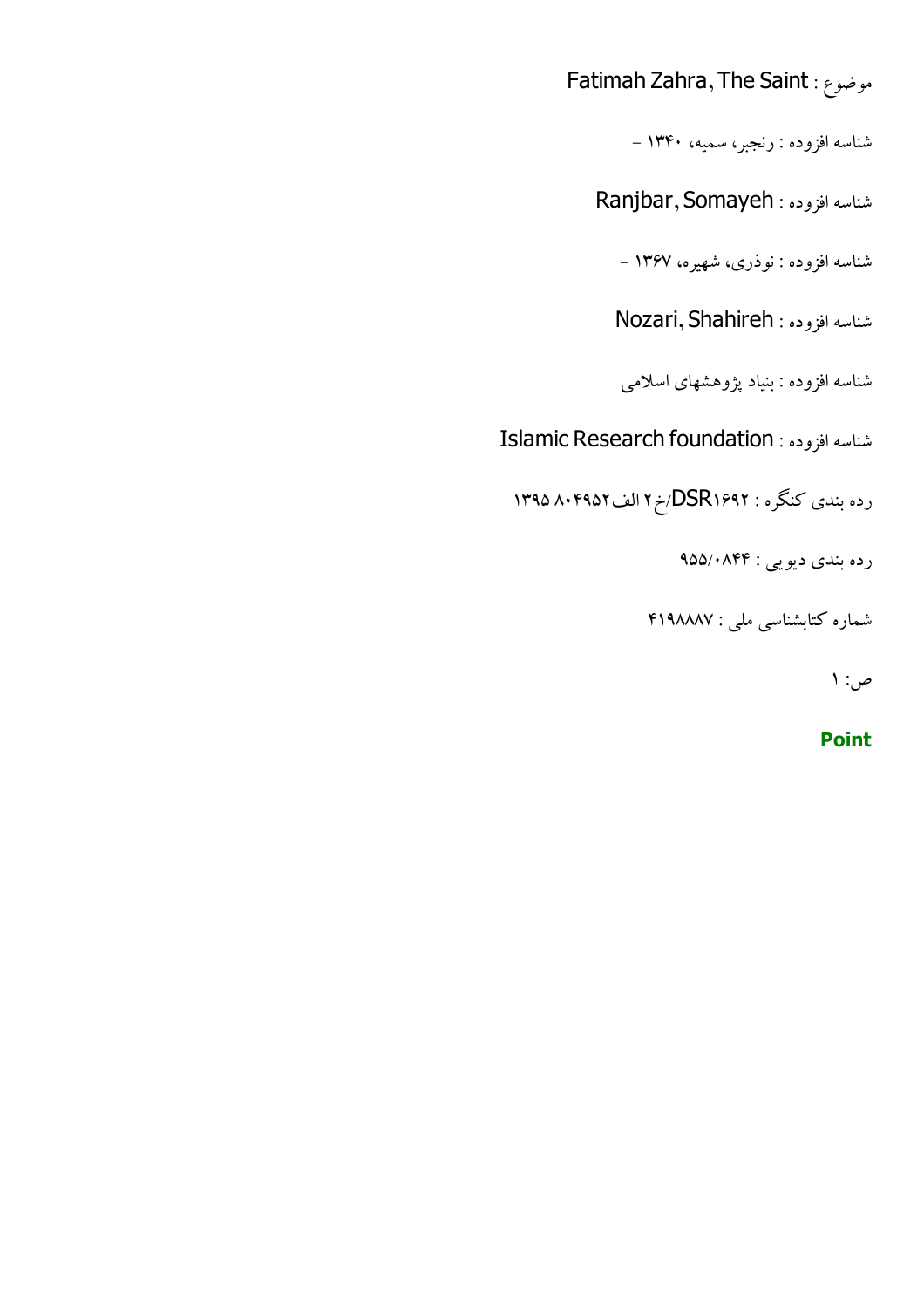موضوع : Fatimah Zahra, The Saint

شناسه افزوده : رنجبر، سمیه، ۱۳۴۰ -

شناسه افزوده : Ranjbar, Somayeh

شناسه افزوده : نوذری، شهیره، ۱۳۶۷ -

شناسه افزوده : Nozari, Shahireh

شناسه افزوده : بنیاد پژوهشهای اسلامی

شناسه افزوده : Islamic Research foundation

رده بندی کنگره : DSR۱۶۹۲/خ۲ الف۸۰۴۹۵۲ ۱۳۹۵

رده بندی دیویی : ۹۵۵/۰۸۴۴

شماره کتابشناسی ملی : ۴۱۹۸۸۸۷

ص: ۱

**Point**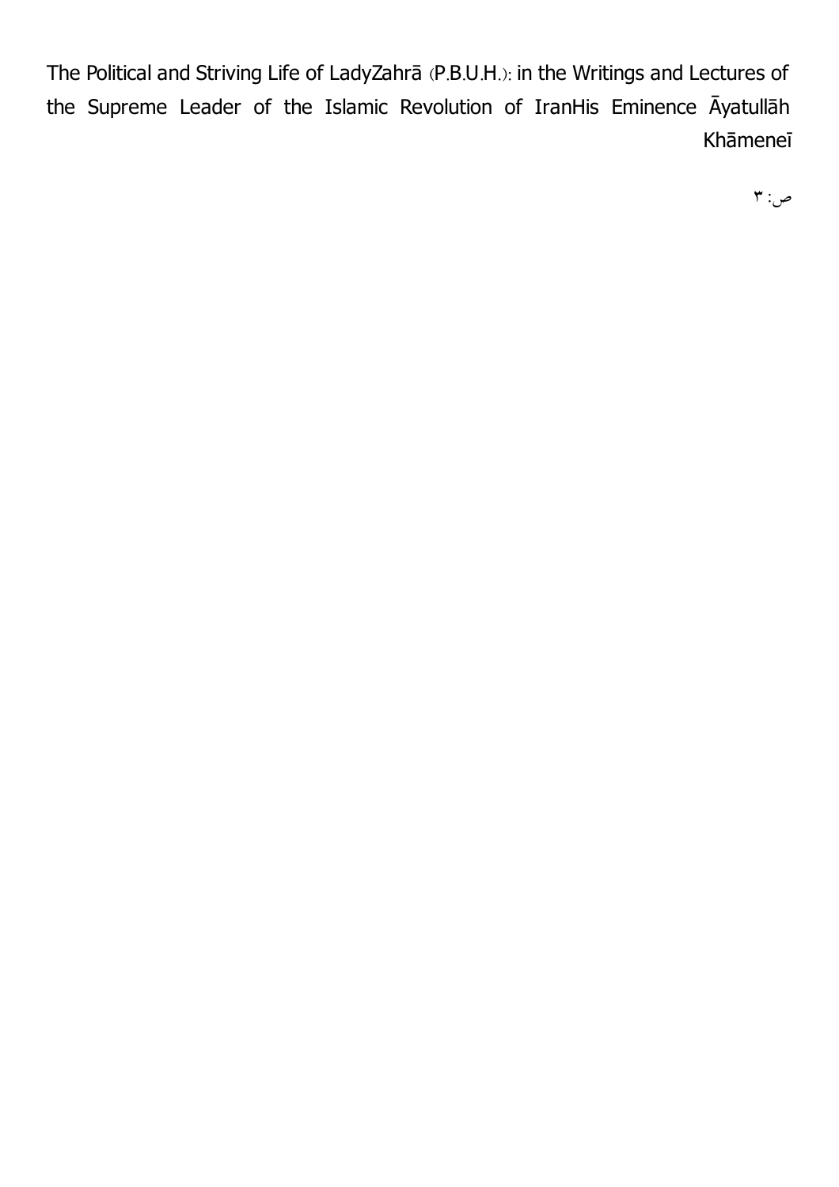The Political and Striving Life of LadyZahrā (P.B.U.H.): in the Writings and Lectures of the Supreme Leader of the Islamic Revolution of IranHis Eminence Āyatullāh Khāmeneī

ص: ۳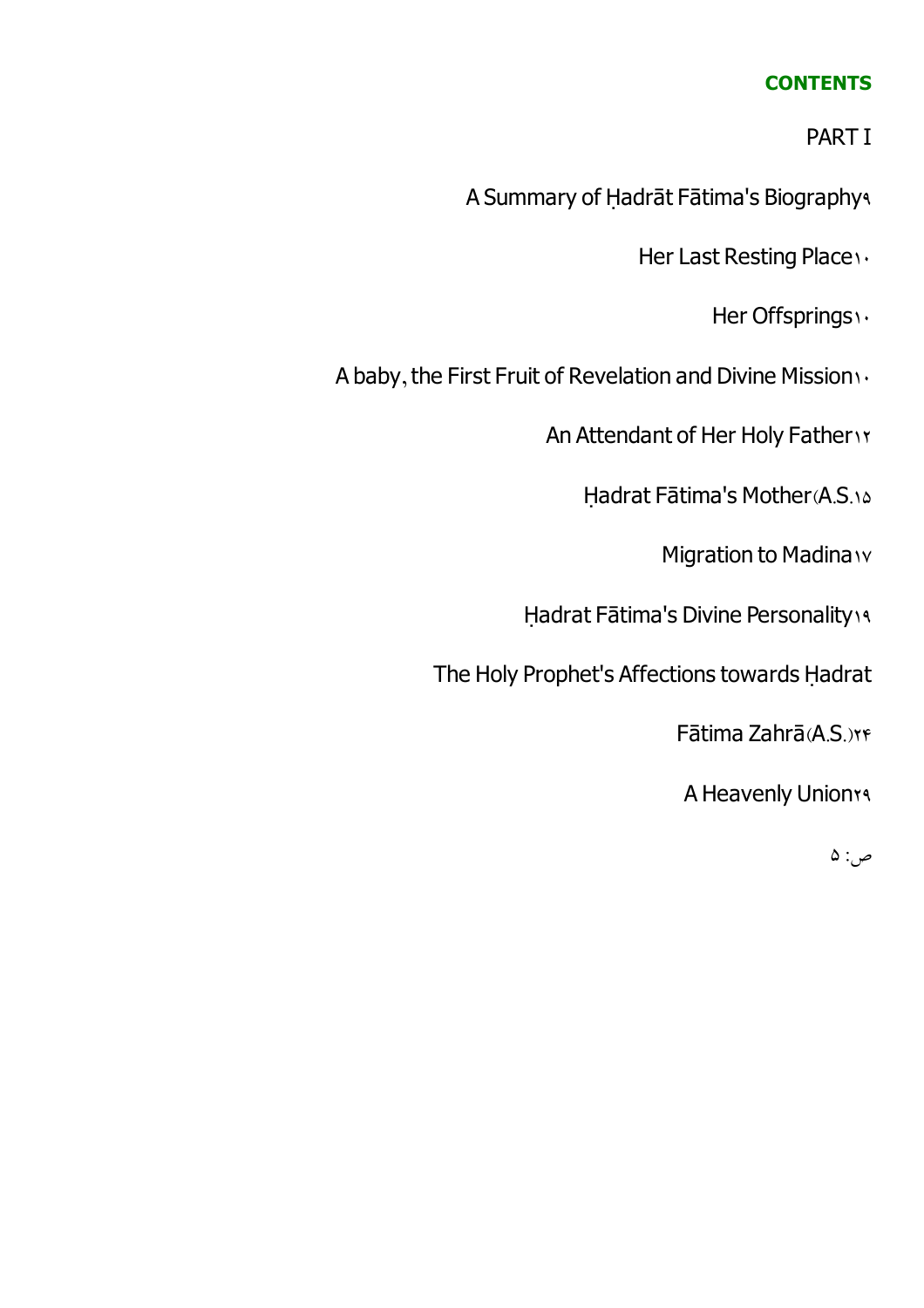**CONTENTS**

PART I

A Summary of Ḥadrāt Fātima's Biography۹

Her Last Resting Place۱۰

Her Offsprings۱۰

A baby, the First Fruit of Revelation and Divine Mission۱۰

An Attendant of Her Holy Father۱۲

Ḥadrat Fātima's Mother(A.S.۱۵

Migration to Madina۱۷

Ḥadrat Fātima's Divine Personality۱۹

The Holy Prophet's Affections towards Ḥadrat

Fātima Zahrā(A.S.)۲۴

A Heavenly Union۲۹

ص: ۵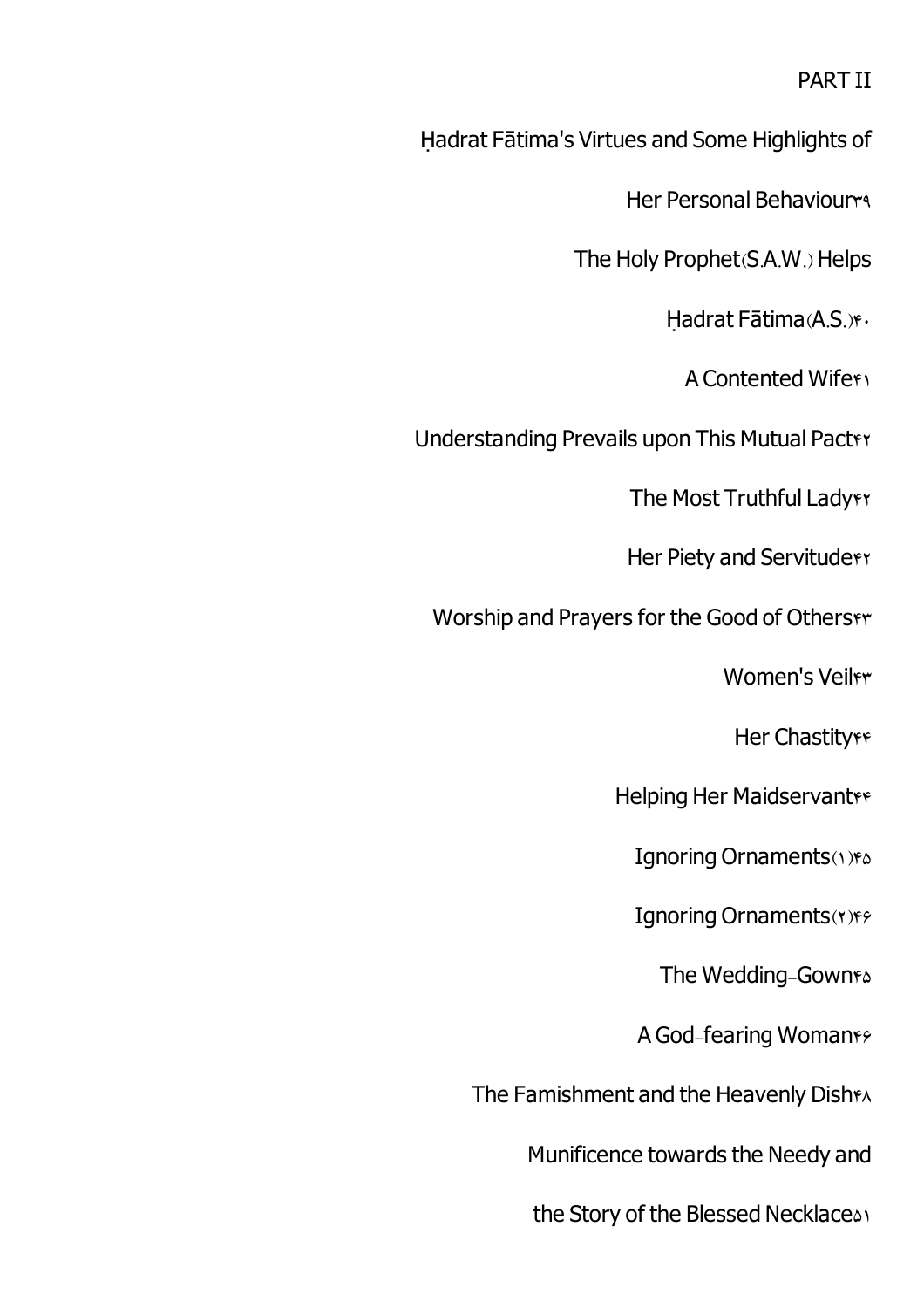PART II

Ḥadrat Fātima's Virtues and Some Highlights of

Her Personal Behaviour۳۹

The Holy Prophet(S.A.W.) Helps

Ḥadrat Fātima(A.S.)۴۰

A Contented Wife۴۱

Understanding Prevails upon This Mutual Pact۴۲

The Most Truthful Lady۴۲

Her Piety and Servitude۴۲

Worship and Prayers for the Good of Others۴۳

Women's Veil۴۳

Her Chastity۴۴

Helping Her Maidservant۴۴

Ignoring Ornaments(۱)۴۵

Ignoring Ornaments(۲)۴۶

The Wedding-Gown۴۵

A God-fearing Woman۴۶

The Famishment and the Heavenly Dish۴۸

Munificence towards the Needy and

the Story of the Blessed Necklace۵۱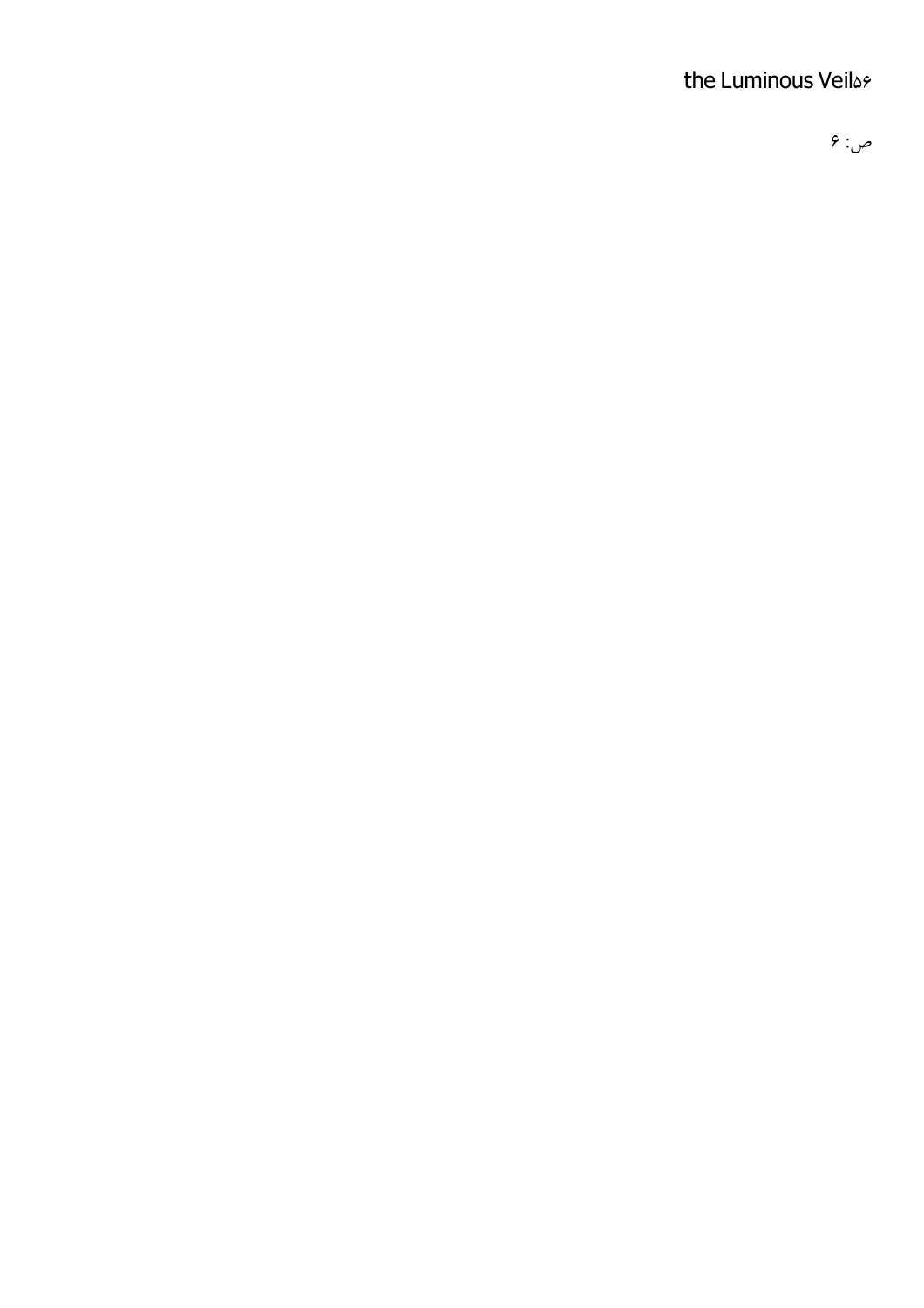the Luminous Veil۵۶

ص: ۶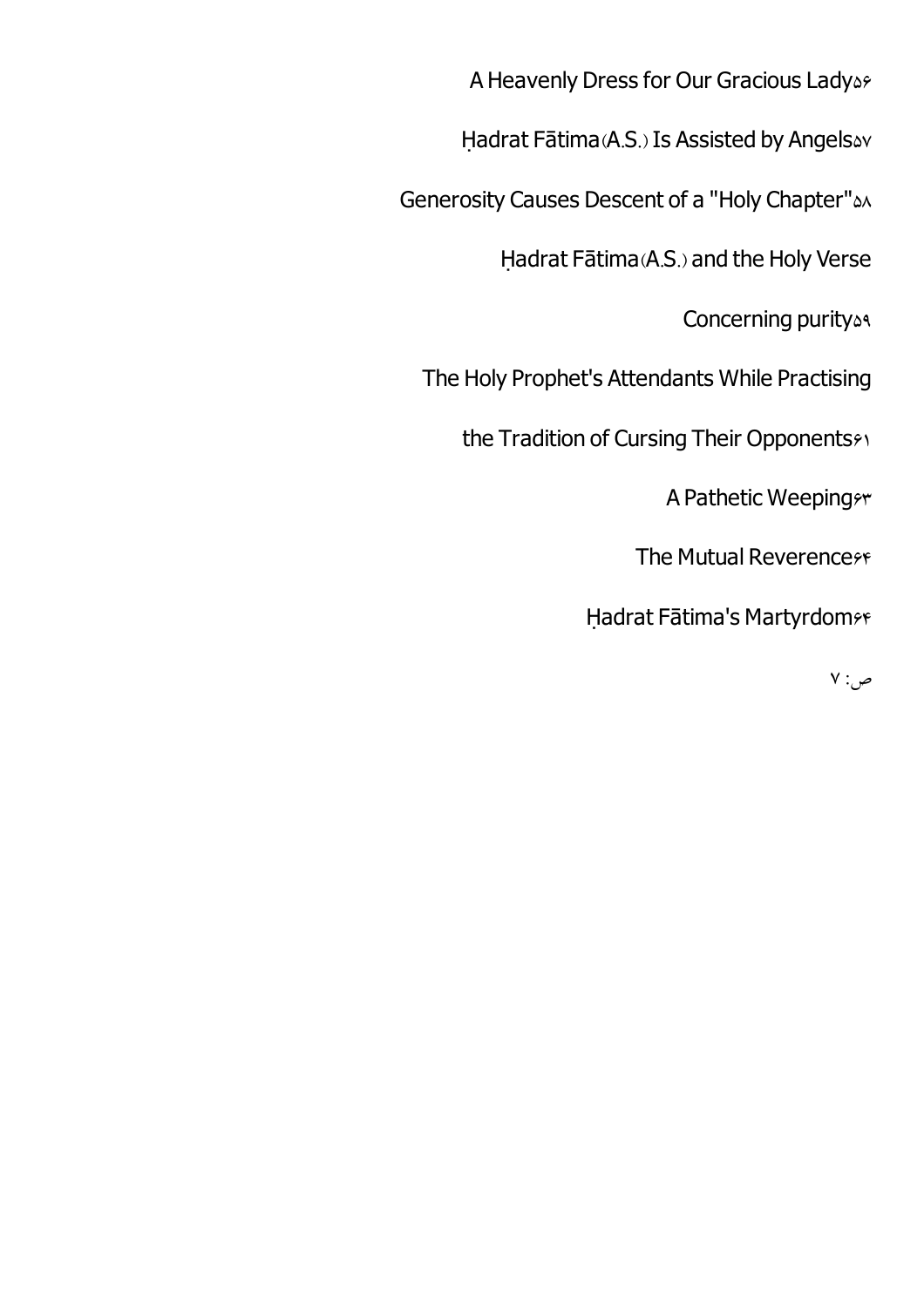A Heavenly Dress for Our Gracious Lady۵۶

Ḥadrat Fātima(A.S.) Is Assisted by Angels۵۷

Generosity Causes Descent of a "Holy Chapter"۵۸

Ḥadrat Fātima(A.S.) and the Holy Verse

Concerning purity۵۹

The Holy Prophet's Attendants While Practising

the Tradition of Cursing Their Opponents۶۱

A Pathetic Weeping۶۳

The Mutual Reverence۶۴

Ḥadrat Fātima's Martyrdom۶۴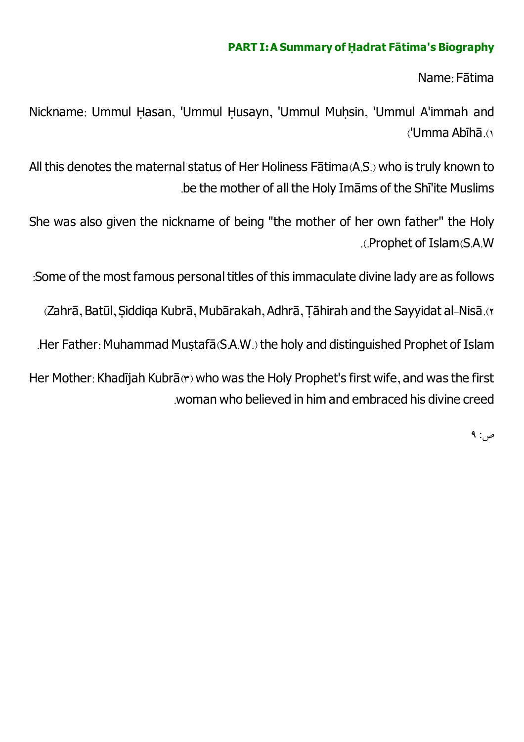**PART I: A Summary of Ḥadrat Fātima's Biography**

Name: Fātima

Nickname: Ummul Ḥasan, 'Ummul Ḥusayn, 'Ummul Muḥsin, 'Ummul A'immah and 'Umma Abīhā.(1)

All this denotes the maternal status of Her Holiness Fātima (A.S.) who is truly known to be the mother of all the Holy Imāms of the Shī'ite Muslims.

She was also given the nickname of being "the mother of her own father" the Holy Prophet of Islam (S.A.W.).

Some of the most famous personal titles of this immaculate divine lady are as follows:

Zahrā, Batūl, Ṣiddiqa Kubrā, Mubārakah, Adhrā, Ṭāhirah and the Sayyidat al-Nisā.(2)

Her Father: Muhammad Muṣtafā (S.A.W.) the holy and distinguished Prophet of Islam.

Her Mother: Khadījah Kubrā (3) who was the Holy Prophet's first wife, and was the first woman who believed in him and embraced his divine creed.

ص: ۹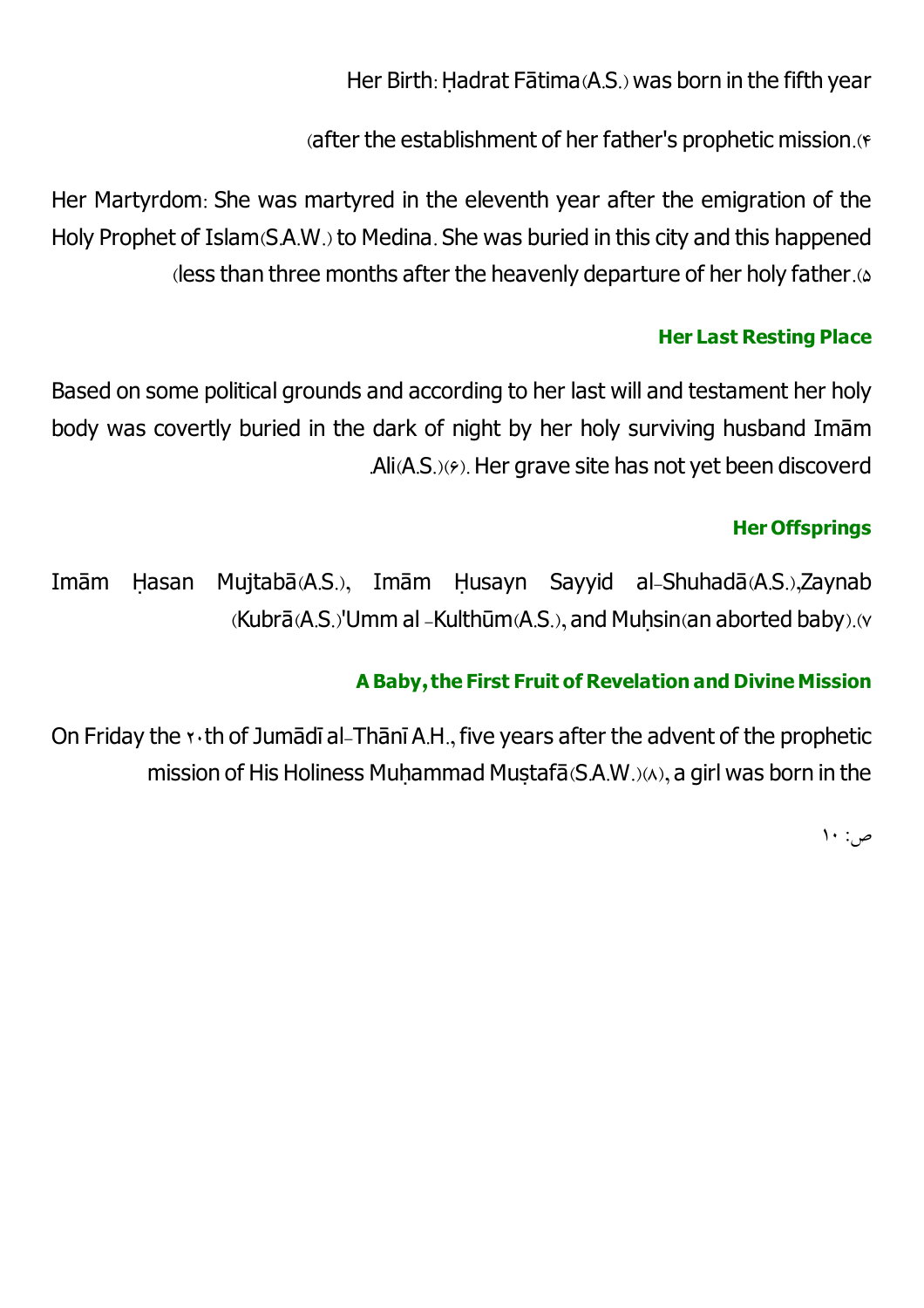Her Birth: Ḥadrat Fātima(A.S.) was born in the fifth year after the establishment of her father's prophetic mission.(۴)

Her Martyrdom: She was martyred in the eleventh year after the emigration of the Holy Prophet of Islam(S.A.W.) to Medina. She was buried in this city and this happened less than three months after the heavenly departure of her holy father.(۵)

### Her Last Resting Place

Based on some political grounds and according to her last will and testament her holy body was covertly buried in the dark of night by her holy surviving husband Imām Ali(A.S.)(۶). Her grave site has not yet been discoverd.

### Her Offsprings

Imām Ḥasan Mujtabā(A.S.), Imām Ḥusayn Sayyid al-Shuhadā(A.S.),Zaynab Kubrā(A.S.)'Umm al -Kulthūm(A.S.), and Muḥsin(an aborted baby).(۷)

### A Baby, the First Fruit of Revelation and Divine Mission

On Friday the ۲۰th of Jumādī al-Thānī A.H., five years after the advent of the prophetic mission of His Holiness Muḥammad Muṣṭafā(S.A.W.)(۸), a girl was born in the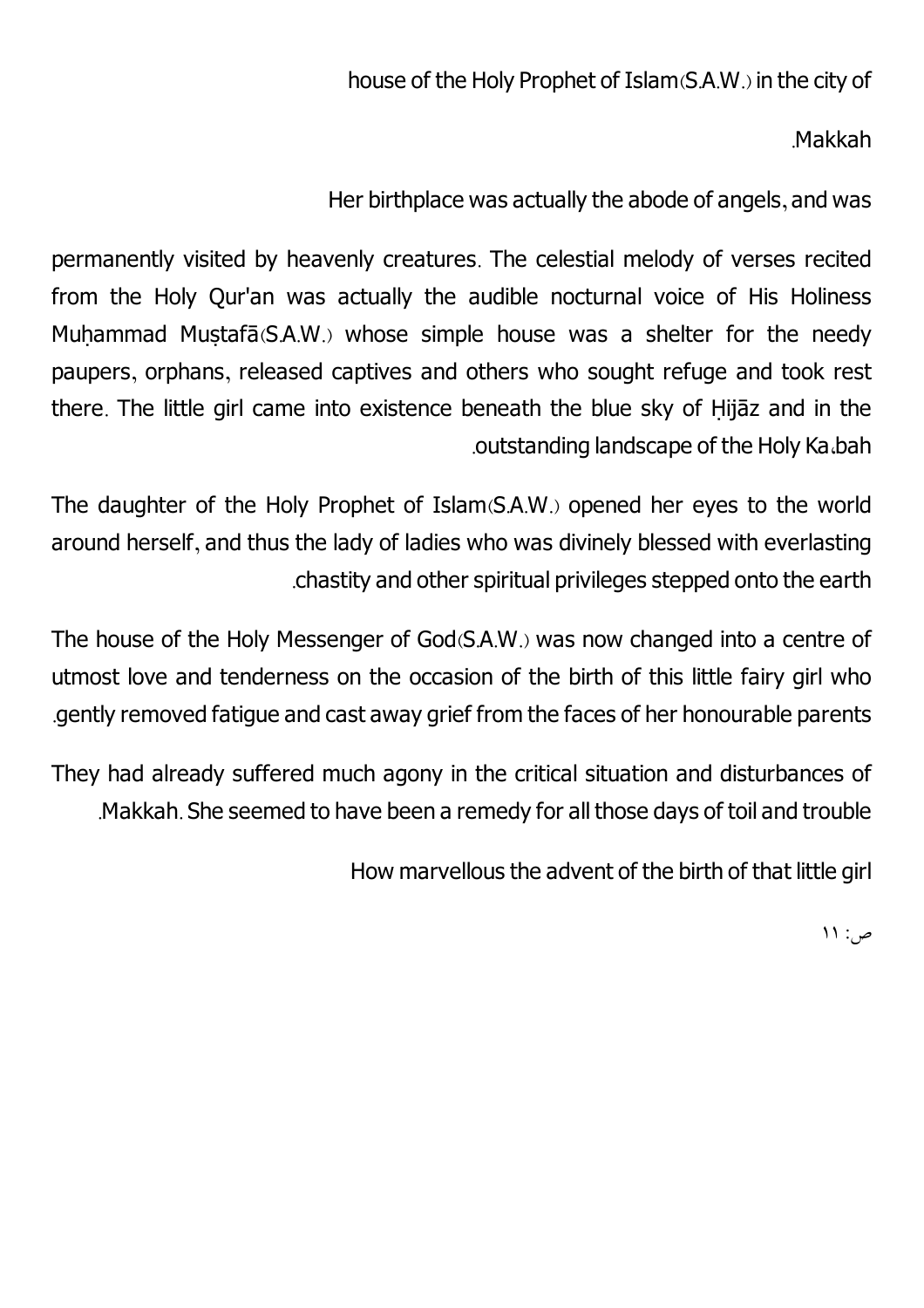house of the Holy Prophet of Islam(S.A.W.) in the city of Makkah.

Her birthplace was actually the abode of angels, and was permanently visited by heavenly creatures. The celestial melody of verses recited from the Holy Qur'an was actually the audible nocturnal voice of His Holiness Muḥammad Muṣtafā(S.A.W.) whose simple house was a shelter for the needy paupers, orphans, released captives and others who sought refuge and took rest there. The little girl came into existence beneath the blue sky of Ḥijāz and in the outstanding landscape of the Holy Ka'bah.

The daughter of the Holy Prophet of Islam(S.A.W.) opened her eyes to the world around herself, and thus the lady of ladies who was divinely blessed with everlasting chastity and other spiritual privileges stepped onto the earth.

The house of the Holy Messenger of God(S.A.W.) was now changed into a centre of utmost love and tenderness on the occasion of the birth of this little fairy girl who gently removed fatigue and cast away grief from the faces of her honourable parents.

They had already suffered much agony in the critical situation and disturbances of Makkah. She seemed to have been a remedy for all those days of toil and trouble.

How marvellous the advent of the birth of that little girl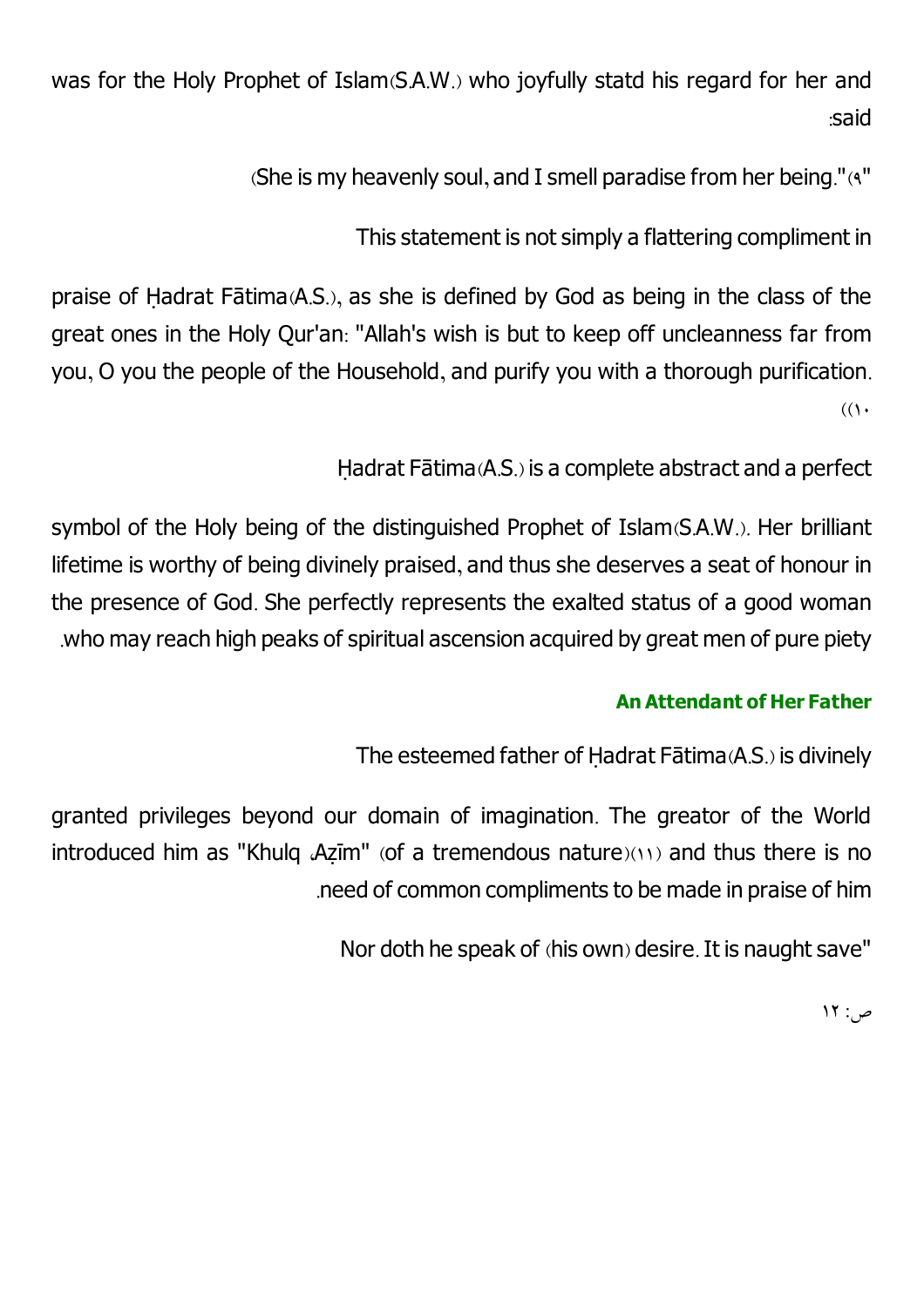was for the Holy Prophet of Islam(S.A.W.) who joyfully statd his regard for her and said:

"She is my heavenly soul, and I smell paradise from her being."(٩)

This statement is not simply a flattering compliment in praise of Ḥadrat Fātima(A.S.), as she is defined by God as being in the class of the great ones in the Holy Qur'an: "Allah's wish is but to keep off uncleanness far from you, O you the people of the Household, and purify you with a thorough purification. (١٠)

Ḥadrat Fātima(A.S.) is a complete abstract and a perfect symbol of the Holy being of the distinguished Prophet of Islam(S.A.W.). Her brilliant lifetime is worthy of being divinely praised, and thus she deserves a seat of honour in the presence of God. She perfectly represents the exalted status of a good woman who may reach high peaks of spiritual ascension acquired by great men of pure piety.

### An Attendant of Her Father

The esteemed father of Ḥadrat Fātima(A.S.) is divinely granted privileges beyond our domain of imagination. The greator of the World introduced him as "Khulq ،Aẓīm" (of a tremendous nature)(١١) and thus there is no need of common compliments to be made in praise of him.

"Nor doth he speak of (his own) desire. It is naught save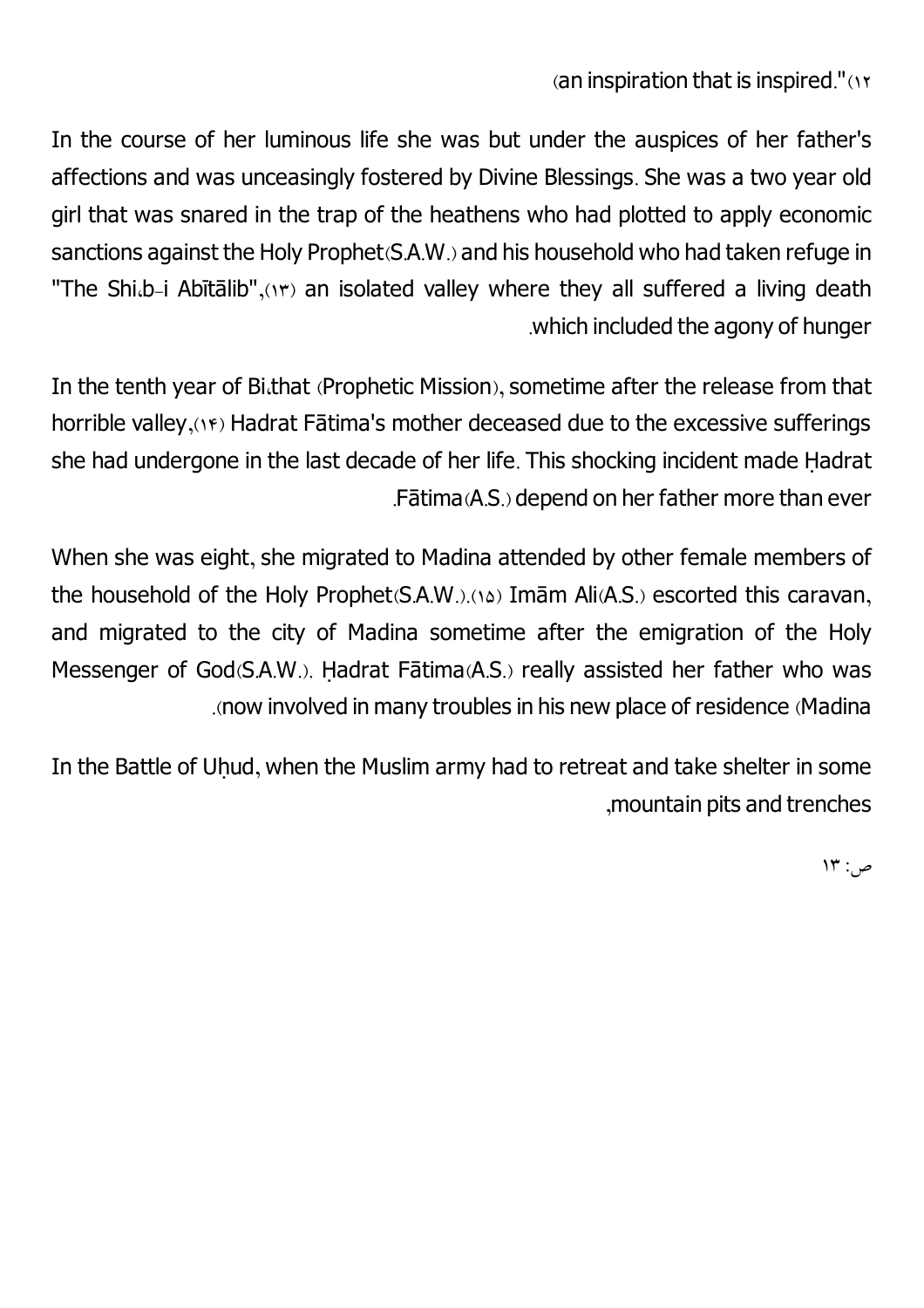(an inspiration that is inspired."(12)

In the course of her luminous life she was but under the auspices of her father's affections and was unceasingly fostered by Divine Blessings. She was a two year old girl that was snared in the trap of the heathens who had plotted to apply economic sanctions against the Holy Prophet(S.A.W.) and his household who had taken refuge in "The Shi،b-i Abītālib",(13) an isolated valley where they all suffered a living death which included the agony of hunger.

In the tenth year of Bi،that (Prophetic Mission), sometime after the release from that horrible valley,(14) Hadrat Fātima's mother deceased due to the excessive sufferings she had undergone in the last decade of her life. This shocking incident made Ḥadrat Fātima(A.S.) depend on her father more than ever.

When she was eight, she migrated to Madina attended by other female members of the household of the Holy Prophet(S.A.W.).(15) Imām Ali(A.S.) escorted this caravan, and migrated to the city of Madina sometime after the emigration of the Holy Messenger of God(S.A.W.). Ḥadrat Fātima(A.S.) really assisted her father who was now involved in many troubles in his new place of residence (Madina).

In the Battle of Uḥud, when the Muslim army had to retreat and take shelter in some mountain pits and trenches,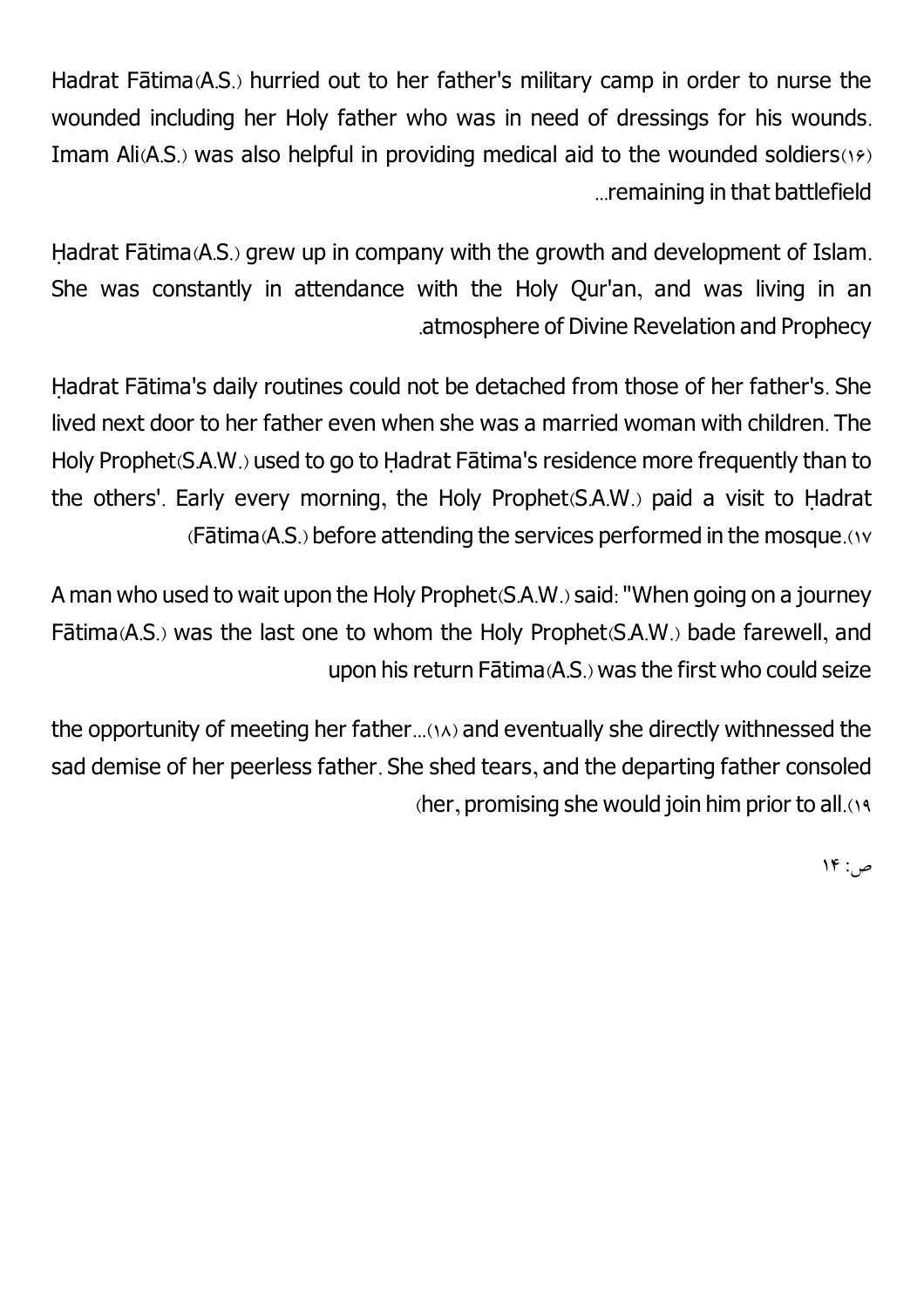Hadrat Fātima(A.S.) hurried out to her father's military camp in order to nurse the wounded including her Holy father who was in need of dressings for his wounds. Imam Ali(A.S.) was also helpful in providing medical aid to the wounded soldiers(۱۶) remaining in that battlefield...

Ḥadrat Fātima(A.S.) grew up in company with the growth and development of Islam. She was constantly in attendance with the Holy Qur'an, and was living in an atmosphere of Divine Revelation and Prophecy.

Ḥadrat Fātima's daily routines could not be detached from those of her father's. She lived next door to her father even when she was a married woman with children. The Holy Prophet(S.A.W.) used to go to Ḥadrat Fātima's residence more frequently than to the others'. Early every morning, the Holy Prophet(S.A.W.) paid a visit to Ḥadrat Fātima(A.S.) before attending the services performed in the mosque.(۱۷)

A man who used to wait upon the Holy Prophet(S.A.W.) said: "When going on a journey Fātima(A.S.) was the last one to whom the Holy Prophet(S.A.W.) bade farewell, and upon his return Fātima(A.S.) was the first who could seize

the opportunity of meeting her father...(۱۸) and eventually she directly withnessed the sad demise of her peerless father. She shed tears, and the departing father consoled her, promising she would join him prior to all.(۱۹)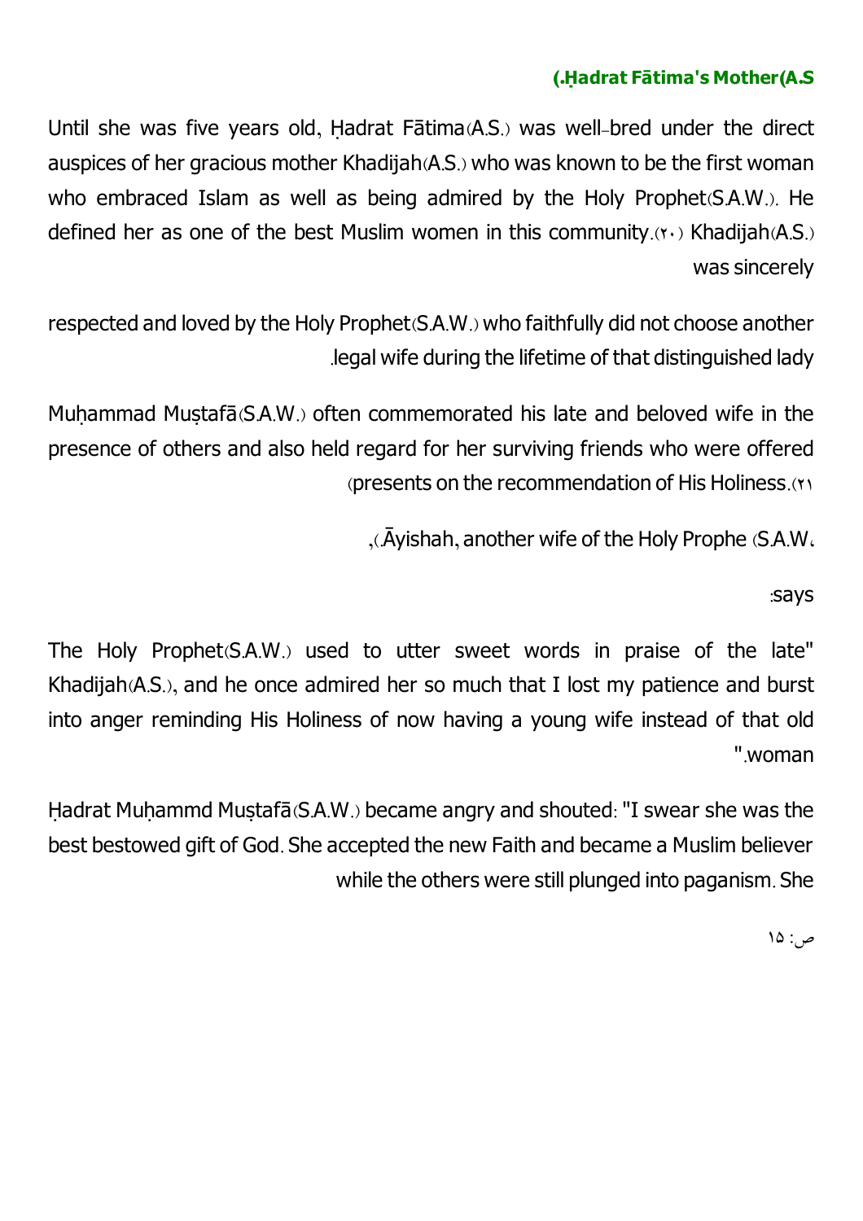## Ḥadrat Fātima's Mother(A.S.)

Until she was five years old, Ḥadrat Fātima(A.S.) was well-bred under the direct auspices of her gracious mother Khadijah(A.S.) who was known to be the first woman who embraced Islam as well as being admired by the Holy Prophet(S.A.W.). He defined her as one of the best Muslim women in this community.(٢٠) Khadijah(A.S.) was sincerely

respected and loved by the Holy Prophet(S.A.W.) who faithfully did not choose another legal wife during the lifetime of that distinguished lady.

Muḥammad Muṣṭafā(S.A.W.) often commemorated his late and beloved wife in the presence of others and also held regard for her surviving friends who were offered presents on the recommendation of His Holiness.(٢١)

Āyishah, another wife of the Holy Prophe (S.A.W.),

says:

"The Holy Prophet(S.A.W.) used to utter sweet words in praise of the late Khadijah(A.S.), and he once admired her so much that I lost my patience and burst into anger reminding His Holiness of now having a young wife instead of that old woman."

Ḥadrat Muḥammd Muṣṭafā(S.A.W.) became angry and shouted: "I swear she was the best bestowed gift of God. She accepted the new Faith and became a Muslim believer while the others were still plunged into paganism. She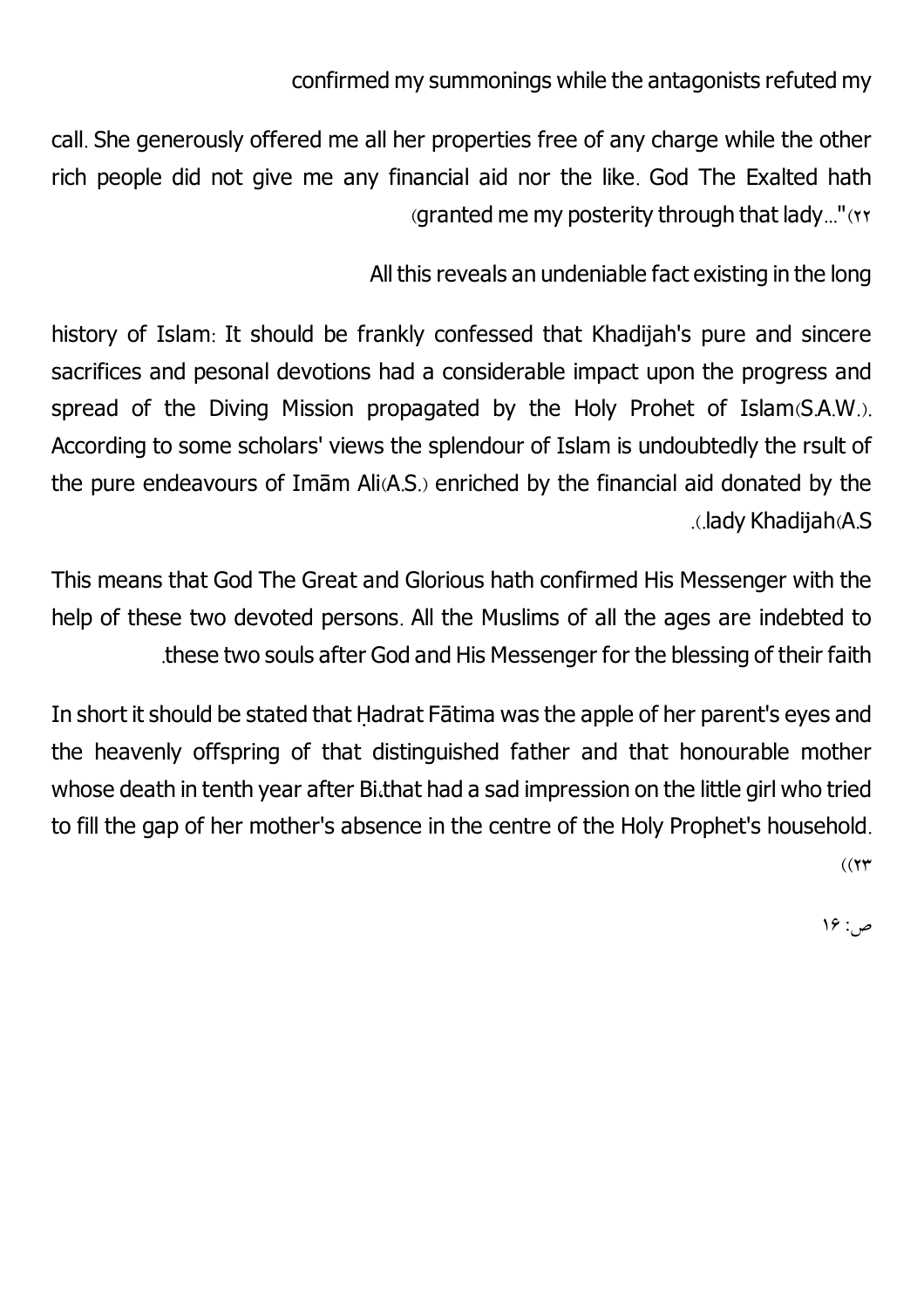confirmed my summonings while the antagonists refuted my call. She generously offered me all her properties free of any charge while the other rich people did not give me any financial aid nor the like. God The Exalted hath granted me my posterity through that lady..."(٢٢)

All this reveals an undeniable fact existing in the long history of Islam: It should be frankly confessed that Khadijah's pure and sincere sacrifices and pesonal devotions had a considerable impact upon the progress and spread of the Diving Mission propagated by the Holy Prohet of Islam(S.A.W.). According to some scholars' views the splendour of Islam is undoubtedly the rsult of the pure endeavours of Imām Ali(A.S.) enriched by the financial aid donated by the lady Khadijah(A.S.).

This means that God The Great and Glorious hath confirmed His Messenger with the help of these two devoted persons. All the Muslims of all the ages are indebted to these two souls after God and His Messenger for the blessing of their faith.

In short it should be stated that Ḥadrat Fātima was the apple of her parent's eyes and the heavenly offspring of that distinguished father and that honourable mother whose death in tenth year after Bi،that had a sad impression on the little girl who tried to fill the gap of her mother's absence in the centre of the Holy Prophet's household. ((٢٣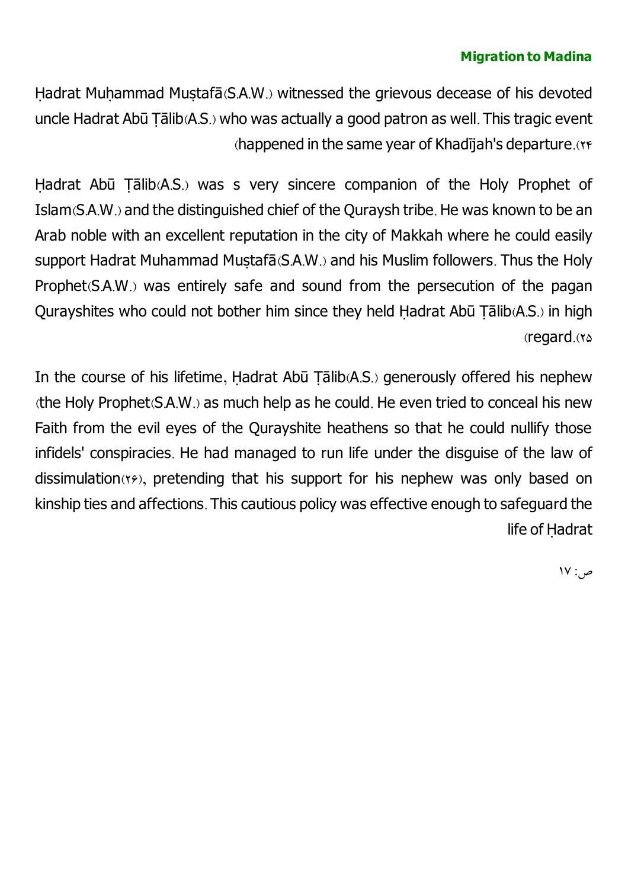## Migration to Madina

Ḥadrat Muḥammad Muṣṭafā(S.A.W.) witnessed the grievous decease of his devoted uncle Hadrat Abū Ṭālib(A.S.) who was actually a good patron as well. This tragic event happened in the same year of Khadījah's departure.(24)

Ḥadrat Abū Ṭālib(A.S.) was s very sincere companion of the Holy Prophet of Islam(S.A.W.) and the distinguished chief of the Quraysh tribe. He was known to be an Arab noble with an excellent reputation in the city of Makkah where he could easily support Hadrat Muhammad Muṣṭafā(S.A.W.) and his Muslim followers. Thus the Holy Prophet(S.A.W.) was entirely safe and sound from the persecution of the pagan Qurayshites who could not bother him since they held Ḥadrat Abū Ṭālib(A.S.) in high regard.(25)

In the course of his lifetime, Ḥadrat Abū Ṭālib(A.S.) generously offered his nephew (the Holy Prophet(S.A.W.) as much help as he could. He even tried to conceal his new Faith from the evil eyes of the Qurayshite heathens so that he could nullify those infidels' conspiracies. He had managed to run life under the disguise of the law of dissimulation(26), pretending that his support for his nephew was only based on kinship ties and affections. This cautious policy was effective enough to safeguard the life of Ḥadrat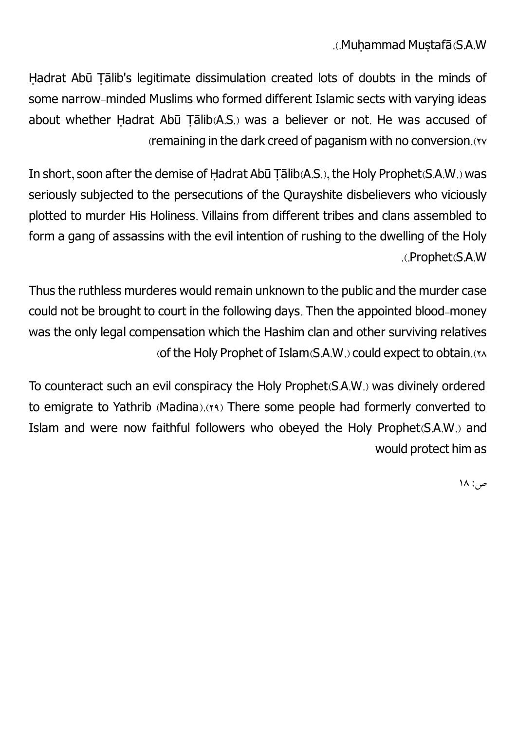Muḥammad Muṣtafā(S.A.W.).

Ḥadrat Abū Ṭālib's legitimate dissimulation created lots of doubts in the minds of some narrow-minded Muslims who formed different Islamic sects with varying ideas about whether Ḥadrat Abū Ṭālib(A.S.) was a believer or not. He was accused of remaining in the dark creed of paganism with no conversion.(27)

In short, soon after the demise of Ḥadrat Abū Ṭālib(A.S.), the Holy Prophet(S.A.W.) was seriously subjected to the persecutions of the Qurayshite disbelievers who viciously plotted to murder His Holiness. Villains from different tribes and clans assembled to form a gang of assassins with the evil intention of rushing to the dwelling of the Holy Prophet(S.A.W.).

Thus the ruthless murderes would remain unknown to the public and the murder case could not be brought to court in the following days. Then the appointed blood-money was the only legal compensation which the Hashim clan and other surviving relatives of the Holy Prophet of Islam(S.A.W.) could expect to obtain.(28)

To counteract such an evil conspiracy the Holy Prophet(S.A.W.) was divinely ordered to emigrate to Yathrib (Madina).(29) There some people had formerly converted to Islam and were now faithful followers who obeyed the Holy Prophet(S.A.W.) and would protect him as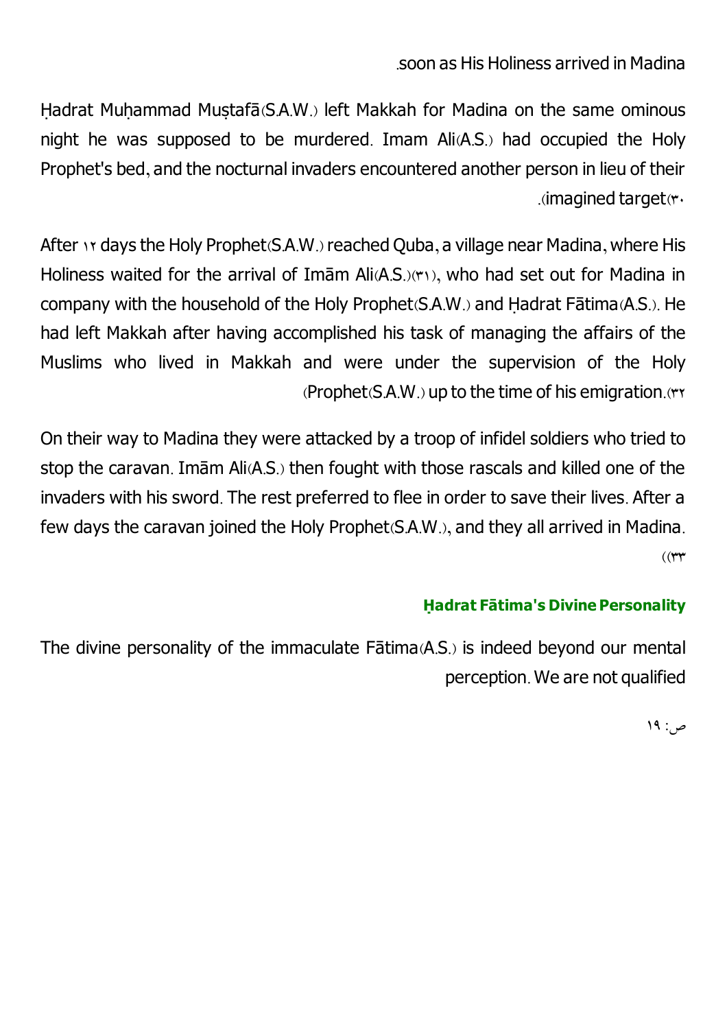.soon as His Holiness arrived in Madina

Ḥadrat Muḥammad Muṣṭafā(S.A.W.) left Makkah for Madina on the same ominous night he was supposed to be murdered. Imam Ali(A.S.) had occupied the Holy Prophet's bed, and the nocturnal invaders encountered another person in lieu of their .(imagined target(٣٠

After ١٢ days the Holy Prophet(S.A.W.) reached Quba, a village near Madina, where His Holiness waited for the arrival of Imām Ali(A.S.)(٣١), who had set out for Madina in company with the household of the Holy Prophet(S.A.W.) and Ḥadrat Fātima(A.S.). He had left Makkah after having accomplished his task of managing the affairs of the Muslims who lived in Makkah and were under the supervision of the Holy (Prophet(S.A.W.) up to the time of his emigration.(٣٢

On their way to Madina they were attacked by a troop of infidel soldiers who tried to stop the caravan. Imām Ali(A.S.) then fought with those rascals and killed one of the invaders with his sword. The rest preferred to flee in order to save their lives. After a few days the caravan joined the Holy Prophet(S.A.W.), and they all arrived in Madina. ((٣٣

### Ḥadrat Fātima's Divine Personality

The divine personality of the immaculate Fātima(A.S.) is indeed beyond our mental perception. We are not qualified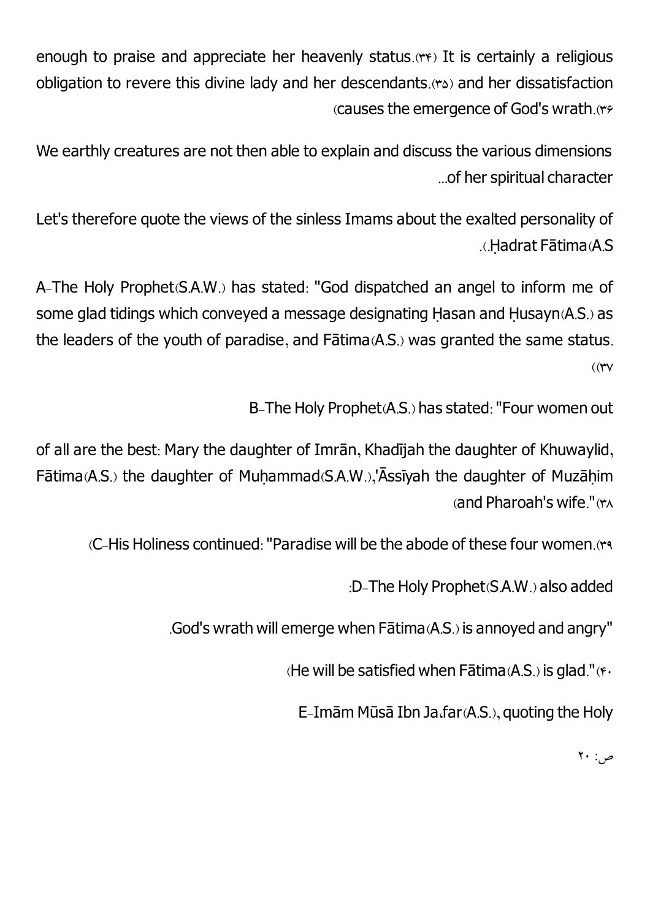enough to praise and appreciate her heavenly status.(۳۴) It is certainly a religious obligation to revere this divine lady and her descendants.(۳۵) and her dissatisfaction causes the emergence of God's wrath.(۳۶)

We earthly creatures are not then able to explain and discuss the various dimensions of her spiritual character...

Let's therefore quote the views of the sinless Imams about the exalted personality of Ḥadrat Fātima(A.S.).

A-The Holy Prophet(S.A.W.) has stated: "God dispatched an angel to inform me of some glad tidings which conveyed a message designating Ḥasan and Ḥusayn(A.S.) as the leaders of the youth of paradise, and Fātima(A.S.) was granted the same status.(۳۷)

B-The Holy Prophet(A.S.) has stated: "Four women out

of all are the best: Mary the daughter of Imrān, Khadījah the daughter of Khuwaylid, Fātima(A.S.) the daughter of Muḥammad(S.A.W.),'Āssīyah the daughter of Muzāḥim and Pharoah's wife."(۳۸)

C-His Holiness continued: "Paradise will be the abode of these four women.(۳۹)

D-The Holy Prophet(S.A.W.) also added:

"God's wrath will emerge when Fātima(A.S.) is annoyed and angry.

He will be satisfied when Fātima(A.S.) is glad."(۴۰)

E-Imām Mūsā Ibn Ja،far(A.S.), quoting the Holy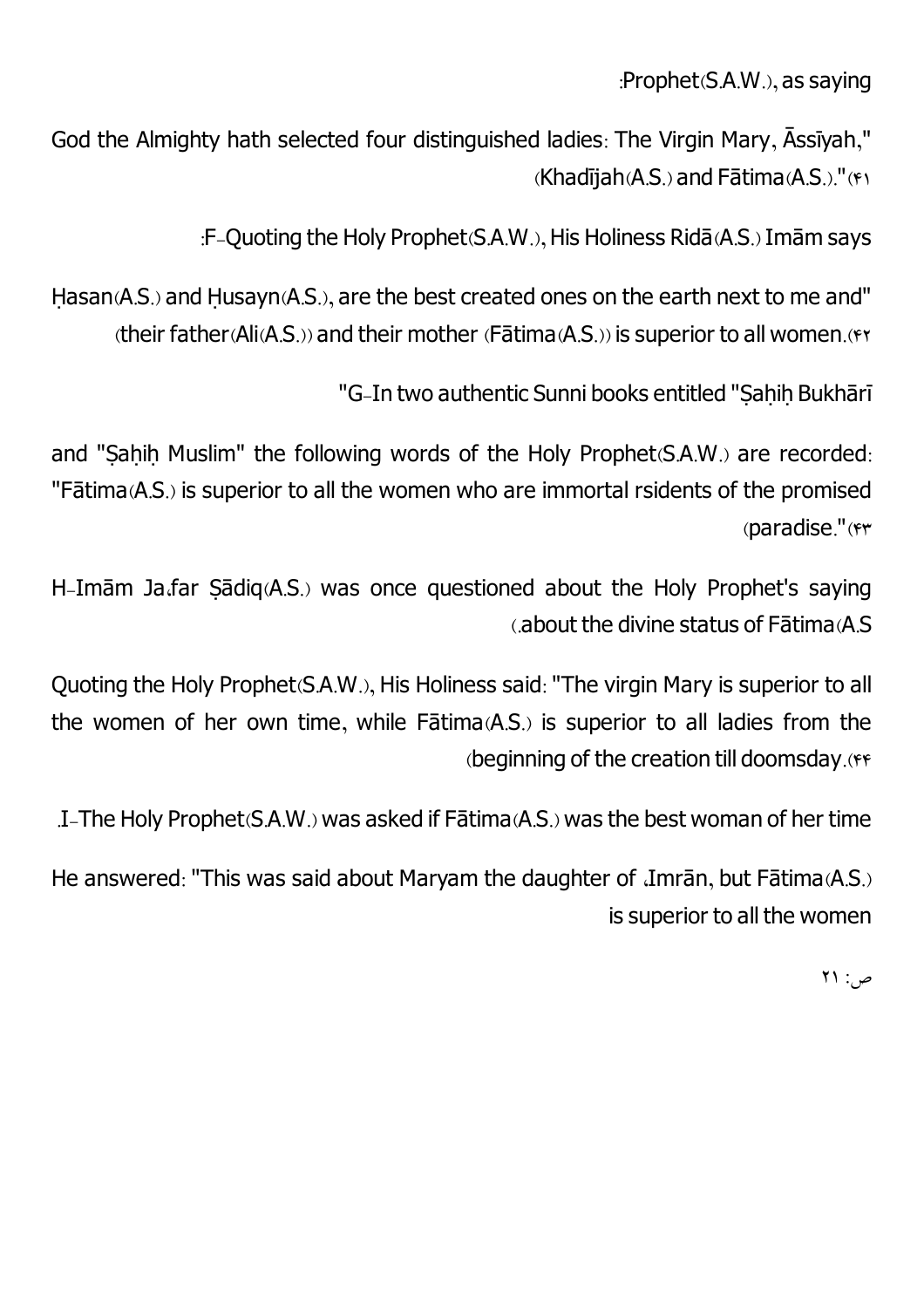:Prophet(S.A.W.), as saying

God the Almighty hath selected four distinguished ladies: The Virgin Mary, Āssīyah," (Khadījah(A.S.) and Fātima(A.S.)."(۴۱

:F-Quoting the Holy Prophet(S.A.W.), His Holiness Ridā(A.S.) Imām says

Ḥasan(A.S.) and Ḥusayn(A.S.), are the best created ones on the earth next to me and" (their father(Ali(A.S.)) and their mother (Fātima(A.S.)) is superior to all women.(۴۲

"G-In two authentic Sunni books entitled "Ṣaḥiḥ Bukhārī

and "Ṣaḥiḥ Muslim" the following words of the Holy Prophet(S.A.W.) are recorded: "Fātima(A.S.) is superior to all the women who are immortal rsidents of the promised (paradise."(۴۳

H-Imām Ja،far Ṣādiq(A.S.) was once questioned about the Holy Prophet's saying (.about the divine status of Fātima(A.S

Quoting the Holy Prophet(S.A.W.), His Holiness said: "The virgin Mary is superior to all the women of her own time, while Fātima(A.S.) is superior to all ladies from the (beginning of the creation till doomsday.(۴۴

.I-The Holy Prophet(S.A.W.) was asked if Fātima(A.S.) was the best woman of her time

He answered: "This was said about Maryam the daughter of ،Imrān, but Fātima(A.S.) is superior to all the women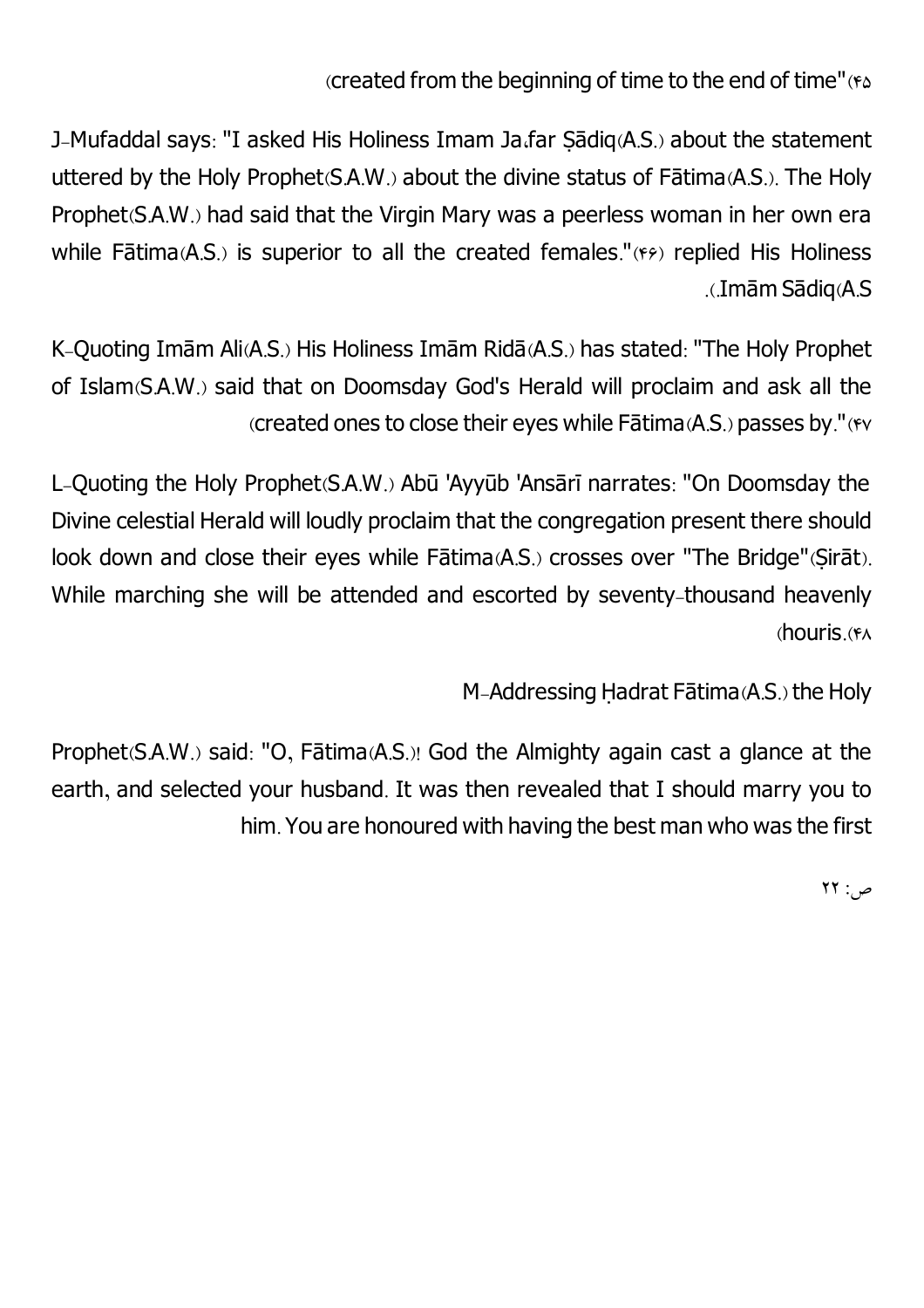(created from the beginning of time to the end of time"(45

J-Mufaddal says: "I asked His Holiness Imam Ja،far Ṣādiq(A.S.) about the statement uttered by the Holy Prophet(S.A.W.) about the divine status of Fātima(A.S.). The Holy Prophet(S.A.W.) had said that the Virgin Mary was a peerless woman in her own era while Fātima(A.S.) is superior to all the created females."(46) replied His Holiness .(.Imām Sādiq(A.S

K-Quoting Imām Ali(A.S.) His Holiness Imām Ridā(A.S.) has stated: "The Holy Prophet of Islam(S.A.W.) said that on Doomsday God's Herald will proclaim and ask all the (created ones to close their eyes while Fātima(A.S.) passes by."(47

L-Quoting the Holy Prophet(S.A.W.) Abū 'Ayyūb 'Ansārī narrates: "On Doomsday the Divine celestial Herald will loudly proclaim that the congregation present there should look down and close their eyes while Fātima(A.S.) crosses over "The Bridge"(Ṣirāt). While marching she will be attended and escorted by seventy-thousand heavenly (houris.(48

M-Addressing Ḥadrat Fātima(A.S.) the Holy

Prophet(S.A.W.) said: "O, Fātima(A.S.)! God the Almighty again cast a glance at the earth, and selected your husband. It was then revealed that I should marry you to him. You are honoured with having the best man who was the first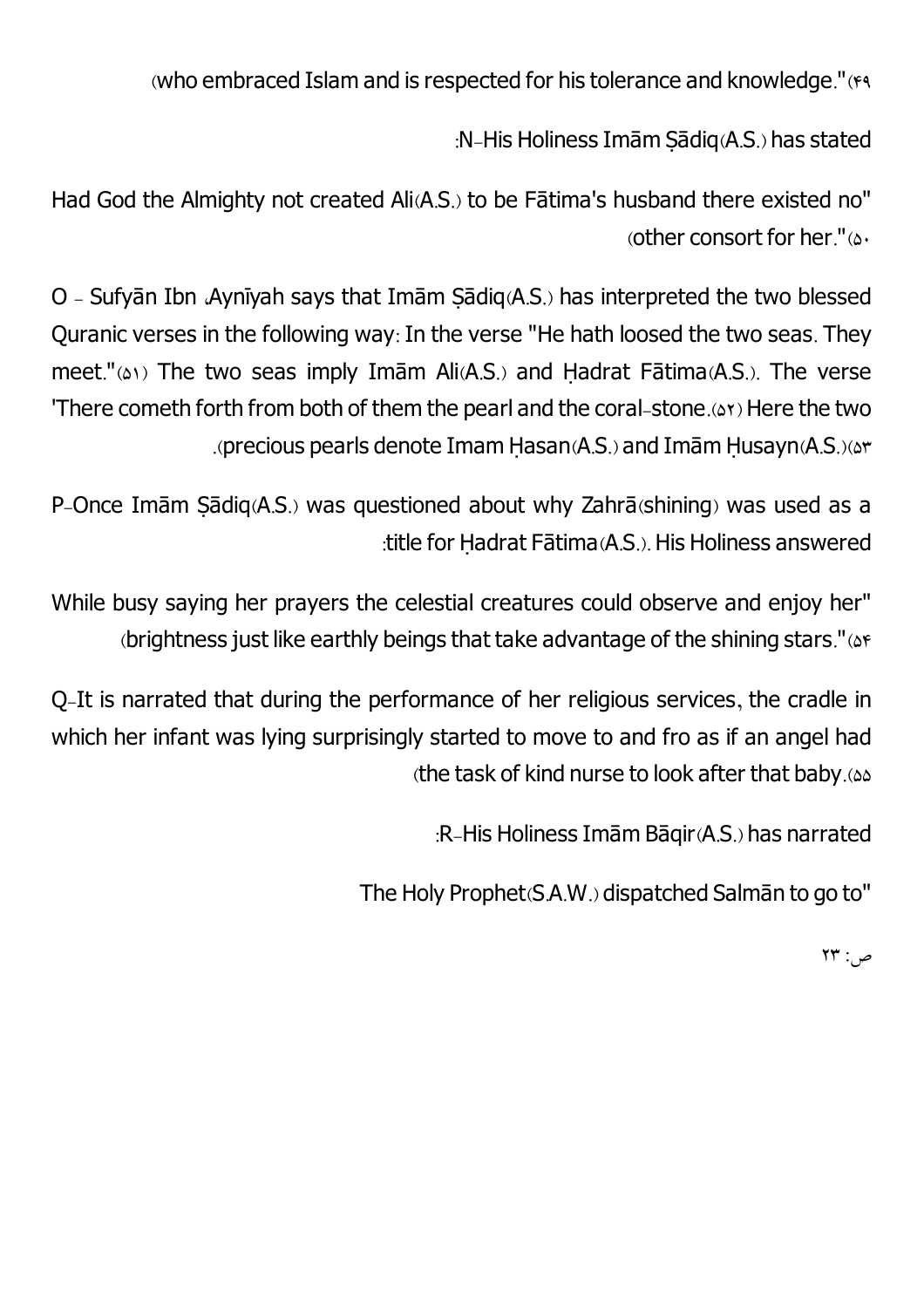(who embraced Islam and is respected for his tolerance and knowledge."(۴۹

:N-His Holiness Imām Ṣādiq(A.S.) has stated

Had God the Almighty not created Ali(A.S.) to be Fātima's husband there existed no" (other consort for her."(۵۰

O - Sufyān Ibn ،Aynīyah says that Imām Ṣādiq(A.S.) has interpreted the two blessed Quranic verses in the following way: In the verse "He hath loosed the two seas. They meet."(۵۱) The two seas imply Imām Ali(A.S.) and Ḥadrat Fātima(A.S.). The verse 'There cometh forth from both of them the pearl and the coral-stone.(۵۲) Here the two .(precious pearls denote Imam Ḥasan(A.S.) and Imām Ḥusayn(A.S.)(۵۳

P-Once Imām Ṣādiq(A.S.) was questioned about why Zahrā(shining) was used as a :title for Ḥadrat Fātima(A.S.). His Holiness answered

While busy saying her prayers the celestial creatures could observe and enjoy her" (brightness just like earthly beings that take advantage of the shining stars."(۵۴

Q-It is narrated that during the performance of her religious services, the cradle in which her infant was lying surprisingly started to move to and fro as if an angel had (the task of kind nurse to look after that baby.(۵۵

:R-His Holiness Imām Bāqir(A.S.) has narrated

The Holy Prophet(S.A.W.) dispatched Salmān to go to"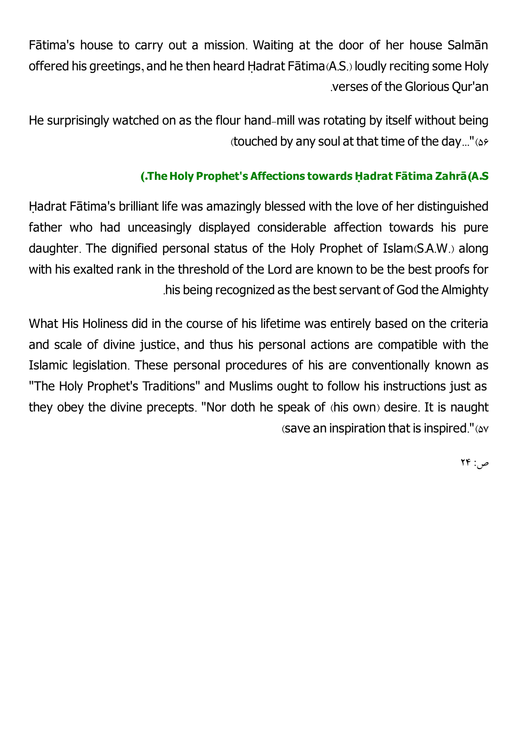Fātima's house to carry out a mission. Waiting at the door of her house Salmān offered his greetings, and he then heard Ḥadrat Fātima(A.S.) loudly reciting some Holy verses of the Glorious Qur'an.

He surprisingly watched on as the flour hand-mill was rotating by itself without being touched by any soul at that time of the day..."(56)

## The Holy Prophet's Affections towards Ḥadrat Fātima Zahrā(A.S.)

Ḥadrat Fātima's brilliant life was amazingly blessed with the love of her distinguished father who had unceasingly displayed considerable affection towards his pure daughter. The dignified personal status of the Holy Prophet of Islam(S.A.W.) along with his exalted rank in the threshold of the Lord are known to be the best proofs for his being recognized as the best servant of God the Almighty.

What His Holiness did in the course of his lifetime was entirely based on the criteria and scale of divine justice, and thus his personal actions are compatible with the Islamic legislation. These personal procedures of his are conventionally known as "The Holy Prophet's Traditions" and Muslims ought to follow his instructions just as they obey the divine precepts. "Nor doth he speak of (his own) desire. It is naught save an inspiration that is inspired."(57)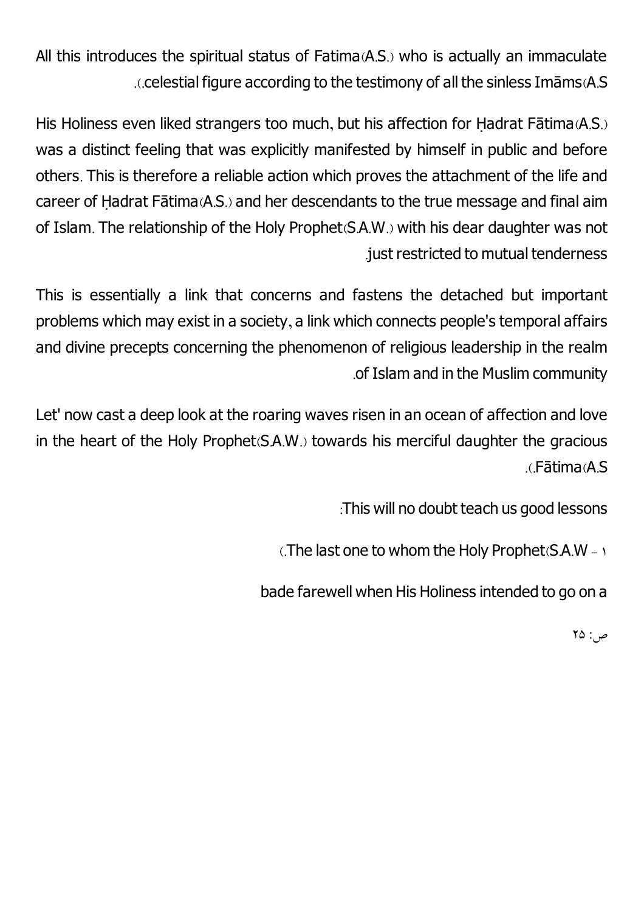All this introduces the spiritual status of Fatima(A.S.) who is actually an immaculate celestial figure according to the testimony of all the sinless Imāms(A.S.).

His Holiness even liked strangers too much, but his affection for Ḥadrat Fātima(A.S.) was a distinct feeling that was explicitly manifested by himself in public and before others. This is therefore a reliable action which proves the attachment of the life and career of Ḥadrat Fātima(A.S.) and her descendants to the true message and final aim of Islam. The relationship of the Holy Prophet(S.A.W.) with his dear daughter was not just restricted to mutual tenderness.

This is essentially a link that concerns and fastens the detached but important problems which may exist in a society, a link which connects people's temporal affairs and divine precepts concerning the phenomenon of religious leadership in the realm of Islam and in the Muslim community.

Let' now cast a deep look at the roaring waves risen in an ocean of affection and love in the heart of the Holy Prophet(S.A.W.) towards his merciful daughter the gracious Fātima(A.S.).

This will no doubt teach us good lessons:

1 - The last one to whom the Holy Prophet(S.A.W.)

bade farewell when His Holiness intended to go on a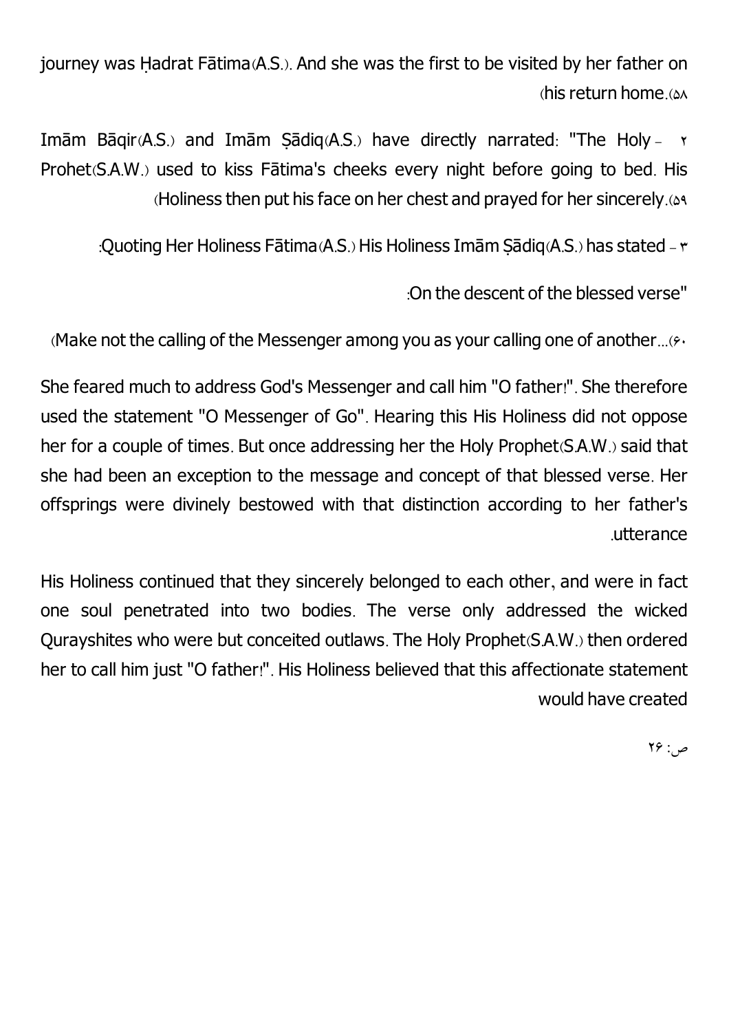journey was Ḥadrat Fātima(A.S.). And she was the first to be visited by her father on his return home.(58)

2- Imām Bāqir(A.S.) and Imām Ṣādiq(A.S.) have directly narrated: "The Holy Prohet(S.A.W.) used to kiss Fātima's cheeks every night before going to bed. His Holiness then put his face on her chest and prayed for her sincerely.(59)

3- Quoting Her Holiness Fātima(A.S.) His Holiness Imām Ṣādiq(A.S.) has stated:

"On the descent of the blessed verse:

(Make not the calling of the Messenger among you as your calling one of another...(60)

She feared much to address God's Messenger and call him "O father!". She therefore used the statement "O Messenger of Go". Hearing this His Holiness did not oppose her for a couple of times. But once addressing her the Holy Prophet(S.A.W.) said that she had been an exception to the message and concept of that blessed verse. Her offsprings were divinely bestowed with that distinction according to her father's utterance.

His Holiness continued that they sincerely belonged to each other, and were in fact one soul penetrated into two bodies. The verse only addressed the wicked Qurayshites who were but conceited outlaws. The Holy Prophet(S.A.W.) then ordered her to call him just "O father!". His Holiness believed that this affectionate statement would have created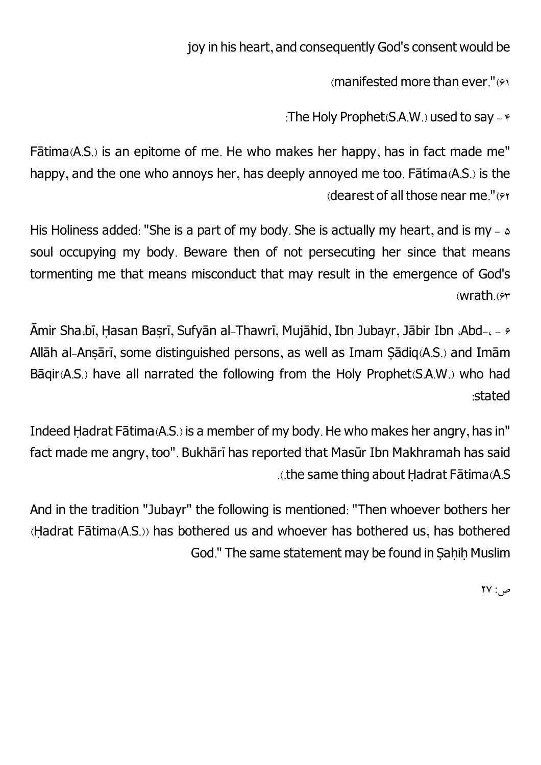joy in his heart, and consequently God's consent would be manifested more than ever."(61)

4- The Holy Prophet(S.A.W.) used to say:

"Fātima(A.S.) is an epitome of me. He who makes her happy, has in fact made me happy, and the one who annoys her, has deeply annoyed me too. Fātima(A.S.) is the dearest of all those near me."(62)

5- His Holiness added: "She is a part of my body. She is actually my heart, and is my soul occupying my body. Beware then of not persecuting her since that means tormenting me that means misconduct that may result in the emergence of God's wrath.(63)

6- Āmir Shaʿbī, Ḥasan Baṣrī, Sufyān al-Thawrī, Mujāhid, Ibn Jubayr, Jābir Ibn ʿAbd-Allāh al-Anṣārī, some distinguished persons, as well as Imam Ṣādiq(A.S.) and Imām Bāqir(A.S.) have all narrated the following from the Holy Prophet(S.A.W.) who had stated:

"Indeed Ḥadrat Fātima(A.S.) is a member of my body. He who makes her angry, has in fact made me angry, too". Bukhārī has reported that Masūr Ibn Makhramah has said the same thing about Ḥadrat Fātima(A.S.).

And in the tradition "Jubayr" the following is mentioned: "Then whoever bothers her (Ḥadrat Fātima(A.S.)) has bothered us and whoever has bothered us, has bothered God." The same statement may be found in Ṣaḥiḥ Muslim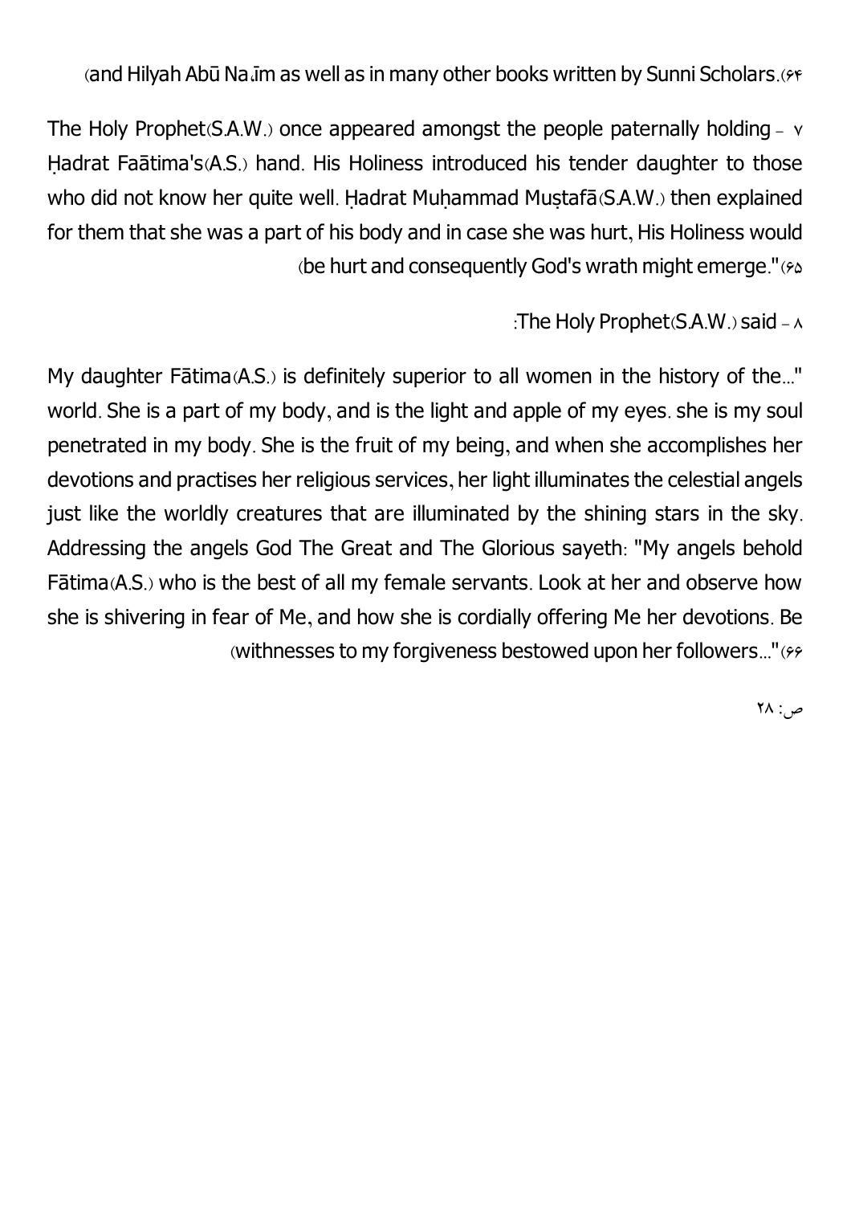(and Hilyah Abū Na.īm as well as in many other books written by Sunni Scholars.(۶۴

The Holy Prophet(S.A.W.) once appeared amongst the people paternally holding - ۷ Ḥadrat Faātima's(A.S.) hand. His Holiness introduced his tender daughter to those who did not know her quite well. Ḥadrat Muḥammad Muṣtafā(S.A.W.) then explained for them that she was a part of his body and in case she was hurt, His Holiness would (be hurt and consequently God's wrath might emerge."(۶۵

:The Holy Prophet(S.A.W.) said - ۸

My daughter Fātima(A.S.) is definitely superior to all women in the history of the..." world. She is a part of my body, and is the light and apple of my eyes. she is my soul penetrated in my body. She is the fruit of my being, and when she accomplishes her devotions and practises her religious services, her light illuminates the celestial angels just like the worldly creatures that are illuminated by the shining stars in the sky. Addressing the angels God The Great and The Glorious sayeth: "My angels behold Fātima(A.S.) who is the best of all my female servants. Look at her and observe how she is shivering in fear of Me, and how she is cordially offering Me her devotions. Be (withnesses to my forgiveness bestowed upon her followers..."(۶۶

ص: ۲۸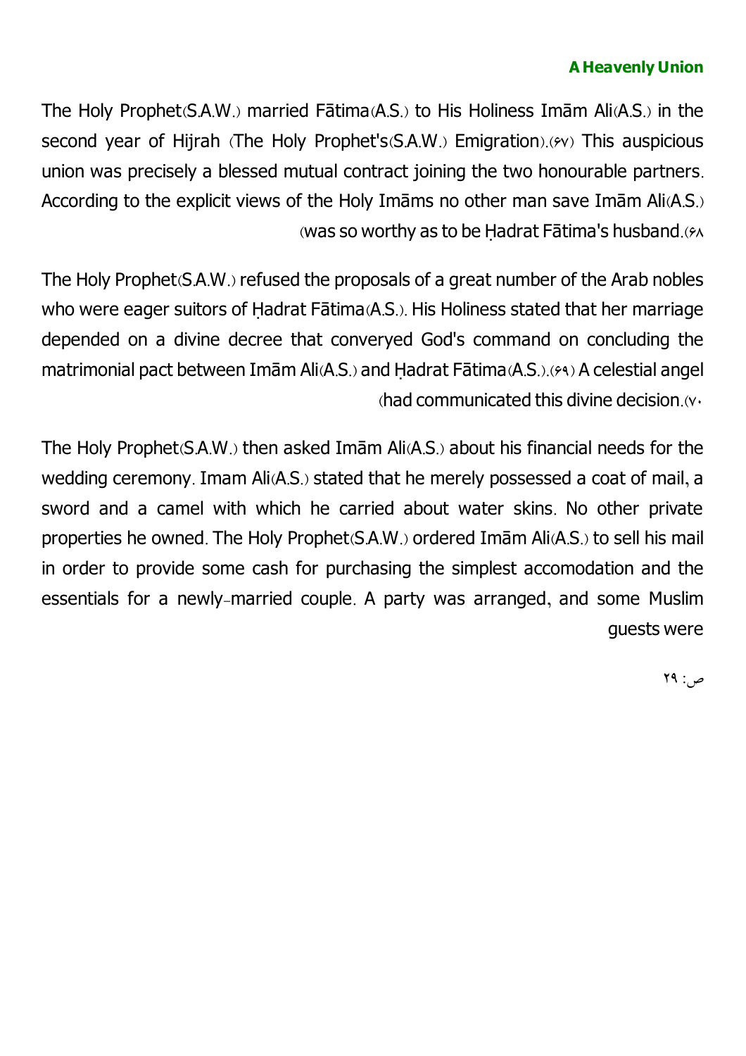### A Heavenly Union

The Holy Prophet(S.A.W.) married Fātima(A.S.) to His Holiness Imām Ali(A.S.) in the second year of Hijrah (The Holy Prophet's(S.A.W.) Emigration).(۶۷) This auspicious union was precisely a blessed mutual contract joining the two honourable partners. According to the explicit views of the Holy Imāms no other man save Imām Ali(A.S.) (was so worthy as to be Ḥadrat Fātima's husband.(۶۸

The Holy Prophet(S.A.W.) refused the proposals of a great number of the Arab nobles who were eager suitors of Ḥadrat Fātima(A.S.). His Holiness stated that her marriage depended on a divine decree that converyed God's command on concluding the matrimonial pact between Imām Ali(A.S.) and Ḥadrat Fātima(A.S.).(۶۹) A celestial angel (had communicated this divine decision.(۷۰

The Holy Prophet(S.A.W.) then asked Imām Ali(A.S.) about his financial needs for the wedding ceremony. Imam Ali(A.S.) stated that he merely possessed a coat of mail, a sword and a camel with which he carried about water skins. No other private properties he owned. The Holy Prophet(S.A.W.) ordered Imām Ali(A.S.) to sell his mail in order to provide some cash for purchasing the simplest accomodation and the essentials for a newly-married couple. A party was arranged, and some Muslim guests were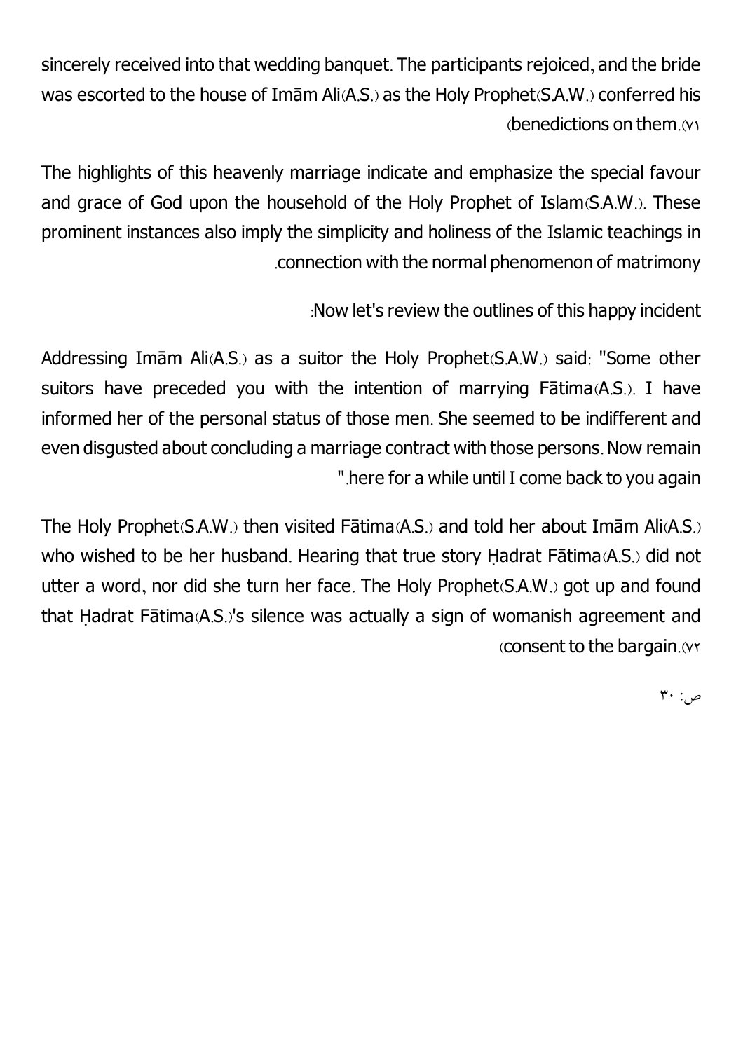sincerely received into that wedding banquet. The participants rejoiced, and the bride was escorted to the house of Imām Ali(A.S.) as the Holy Prophet(S.A.W.) conferred his benedictions on them.(71)

The highlights of this heavenly marriage indicate and emphasize the special favour and grace of God upon the household of the Holy Prophet of Islam(S.A.W.). These prominent instances also imply the simplicity and holiness of the Islamic teachings in connection with the normal phenomenon of matrimony.

Now let's review the outlines of this happy incident:

Addressing Imām Ali(A.S.) as a suitor the Holy Prophet(S.A.W.) said: "Some other suitors have preceded you with the intention of marrying Fātima(A.S.). I have informed her of the personal status of those men. She seemed to be indifferent and even disgusted about concluding a marriage contract with those persons. Now remain here for a while until I come back to you again."

The Holy Prophet(S.A.W.) then visited Fātima(A.S.) and told her about Imām Ali(A.S.) who wished to be her husband. Hearing that true story Ḥadrat Fātima(A.S.) did not utter a word, nor did she turn her face. The Holy Prophet(S.A.W.) got up and found that Ḥadrat Fātima(A.S.)'s silence was actually a sign of womanish agreement and consent to the bargain.(72)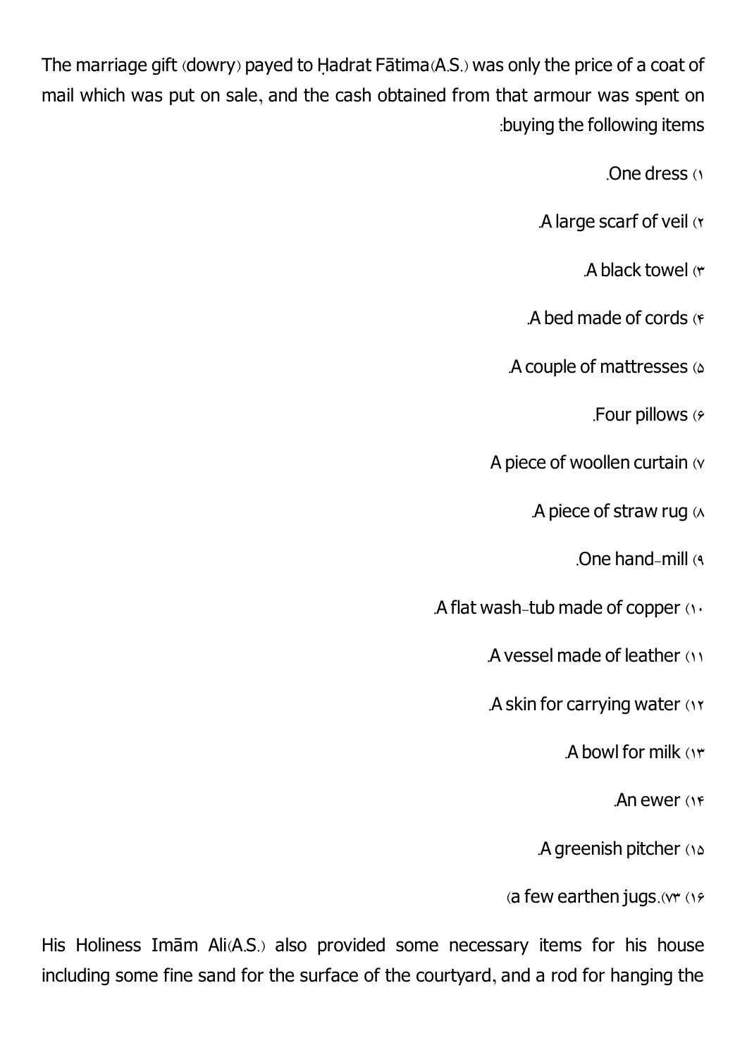The marriage gift (dowry) payed to Ḥadrat Fātima(A.S.) was only the price of a coat of mail which was put on sale, and the cash obtained from that armour was spent on buying the following items:

1) One dress.

2) A large scarf of veil.

3) A black towel.

4) A bed made of cords.

5) A couple of mattresses.

6) Four pillows.

7) A piece of woollen curtain

8) A piece of straw rug.

9) One hand-mill.

10) A flat wash-tub made of copper.

11) A vessel made of leather.

12) A skin for carrying water.

13) A bowl for milk.

14) An ewer.

15) A greenish pitcher.

16) a few earthen jugs.(73)

His Holiness Imām Ali(A.S.) also provided some necessary items for his house including some fine sand for the surface of the courtyard, and a rod for hanging the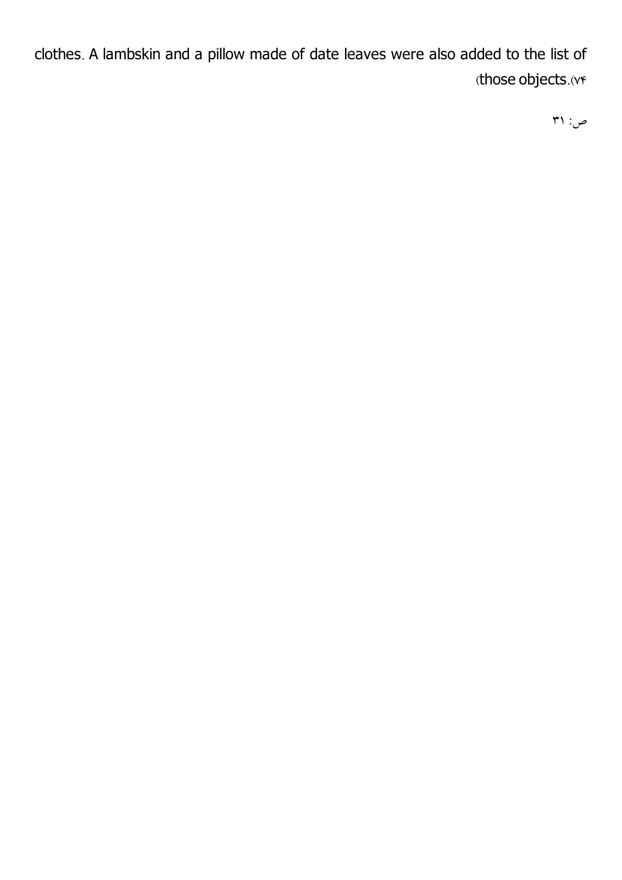clothes. A lambskin and a pillow made of date leaves were also added to the list of those objects.(74)

ص: 31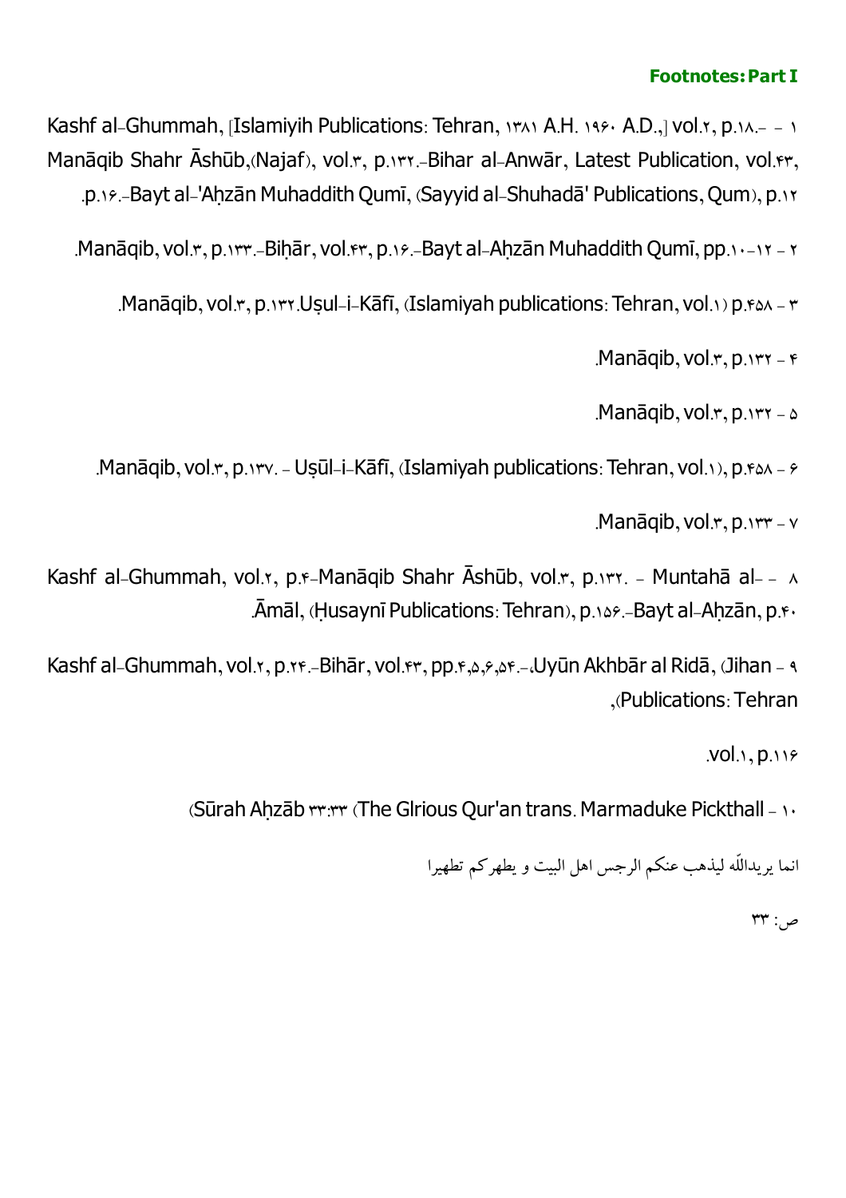**Footnotes: Part I**

1 - - Kashf al-Ghummah, [Islamiyih Publications: Tehran, ۱۳۸۱ A.H. ۱۹۶۰ A.D.,] vol.۲, p.۱۸.- Manāqib Shahr Āshūb,(Najaf), vol.۳, p.۱۳۲.-Bihar al-Anwār, Latest Publication, vol.۴۳, p.۱۶.-Bayt al-'Aḥzān Muhaddith Qumī, (Sayyid al-Shuhadā' Publications, Qum), p.۱۲.

2 - Manāqib, vol.۳, p.۱۳۳.-Biḥār, vol.۴۳, p.۱۶.-Bayt al-Aḥzān Muhaddith Qumī, pp.۱۰-۱۲.

3 - Manāqib, vol.۳, p.۱۳۲.Uṣul-i-Kāfī, (Islamiyah publications: Tehran, vol.۱) p.۴۵۸.

4 - Manāqib, vol.۳, p.۱۳۲.

5 - Manāqib, vol.۳, p.۱۳۲.

6 - Manāqib, vol.۳, p.۱۳۷. - Uṣūl-i-Kāfī, (Islamiyah publications: Tehran, vol.۱), p.۴۵۸.

7 - Manāqib, vol.۳, p.۱۳۳.

8 - - Kashf al-Ghummah, vol.۲, p.۴-Manāqib Shahr Āshūb, vol.۳, p.۱۳۲. - Muntahā al-Āmāl, (Ḥusaynī Publications: Tehran), p.۱۵۶.-Bayt al-Aḥzān, p.۴۰.

9 - Kashf al-Ghummah, vol.۲, p.۲۴.-Bihār, vol.۴۳, pp.۴,۵,۶,۵۴.-،Uyūn Akhbār al Ridā, (Jihan Publications: Tehran),

vol.۱, p.۱۱۶.

10 - Sūrah Aḥzāb ۳۳:۳۳ (The Glrious Qur'an trans. Marmaduke Pickthall)

انما یریدالله لیذهب عنکم الرجس اهل البیت و یطهرکم تطهیرا

ص: ۳۳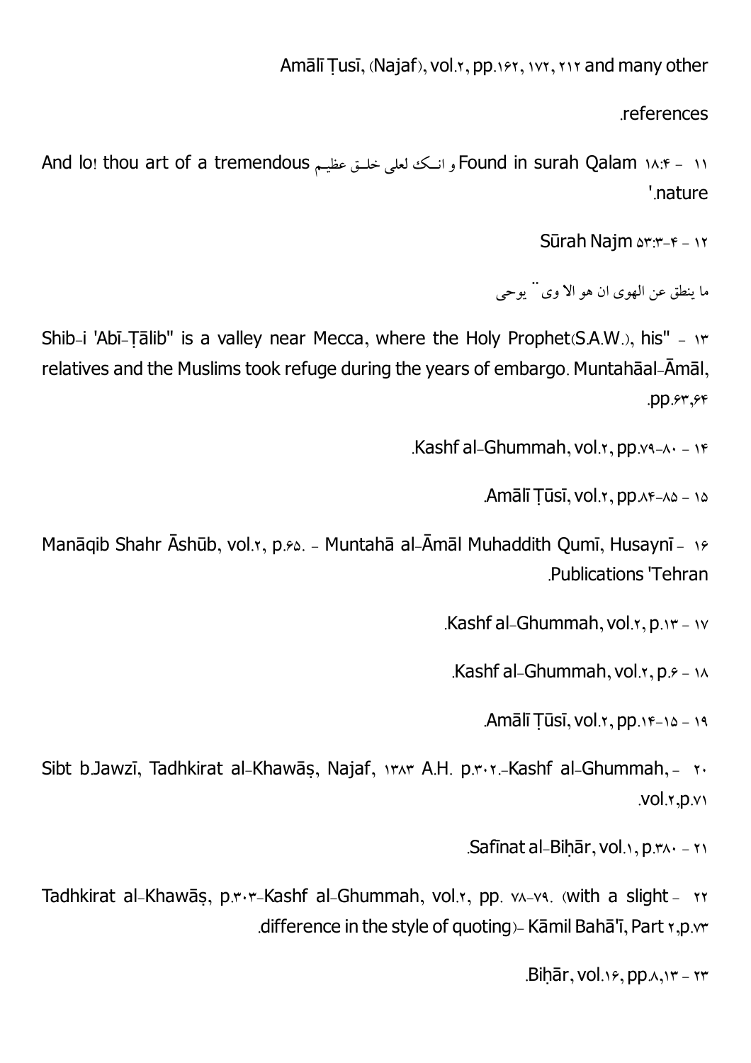Amālī Ṭusī, (Najaf), vol.۲, pp.۱۶۲, ۱۷۲, ۲۱۲ and many other references.

۱۱ - Found in surah Qalam ۱۸:۴ و انـك لعلى خلـق عظيـم And lo! thou art of a tremendous nature'.

۱۲ - Sūrah Najm ۵۳:۳-۴

ما ينطق عن الهوى ان هو الا وى ٔ يوحى

۱۳ - "Shib-i 'Abī-Ṭālib" is a valley near Mecca, where the Holy Prophet(S.A.W.), his relatives and the Muslims took refuge during the years of embargo. Muntahāal-Āmāl, pp.۶۳,۶۴.

۱۴ - Kashf al-Ghummah, vol.۲, pp.۷۹-۸۰.

۱۵ - Amālī Ṭūsī, vol.۲, pp.۸۴-۸۵.

۱۶ - Manāqib Shahr Āshūb, vol.۲, p.۶۵. - Muntahā al-Āmāl Muhaddith Qumī, Husaynī Publications 'Tehran.

۱۷ - Kashf al-Ghummah, vol.۲, p.۱۳.

۱۸ - Kashf al-Ghummah, vol.۲, p.۶.

۱۹ - Amālī Ṭūsī, vol.۲, pp.۱۴-۱۵.

۲۰ - Sibt b.Jawzī, Tadhkirat al-Khawāṣ, Najaf, ۱۳۸۳ A.H. p.۳۰۲.-Kashf al-Ghummah, vol.۲,p.۷۱.

۲۱ - Safīnat al-Biḥār, vol.۱, p.۳۸۰.

۲۲ - Tadhkirat al-Khawāṣ, p.۳۰۳-Kashf al-Ghummah, vol.۲, pp. ۷۸-۷۹. (with a slight difference in the style of quoting)- Kāmil Bahā'ī, Part ۲,p.۷۳.

۲۳ - Biḥār, vol.۱۶, pp.۸,۱۳.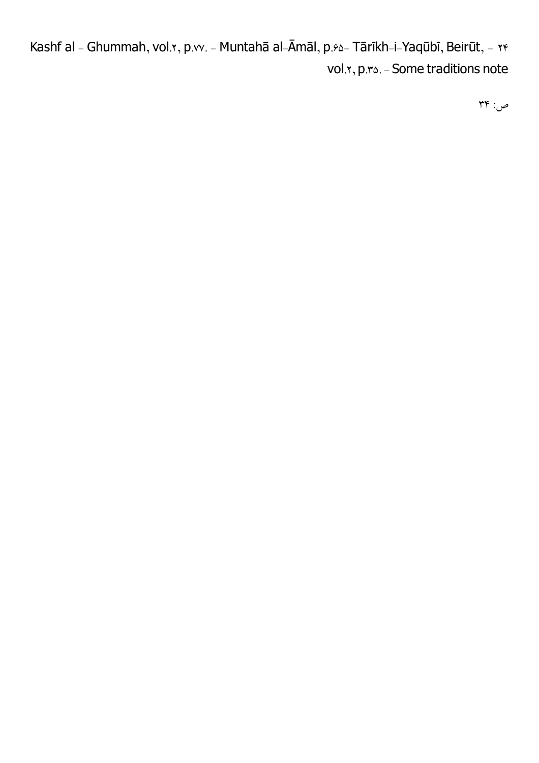Kashf al - Ghummah, vol.۲, p.۷۷. - Muntahā al-Āmāl, p.۶۵- Tārīkh-i-Yaqūbī, Beirūt, - ۲۴ vol.۲, p.۳۵. - Some traditions note

ص: ۳۴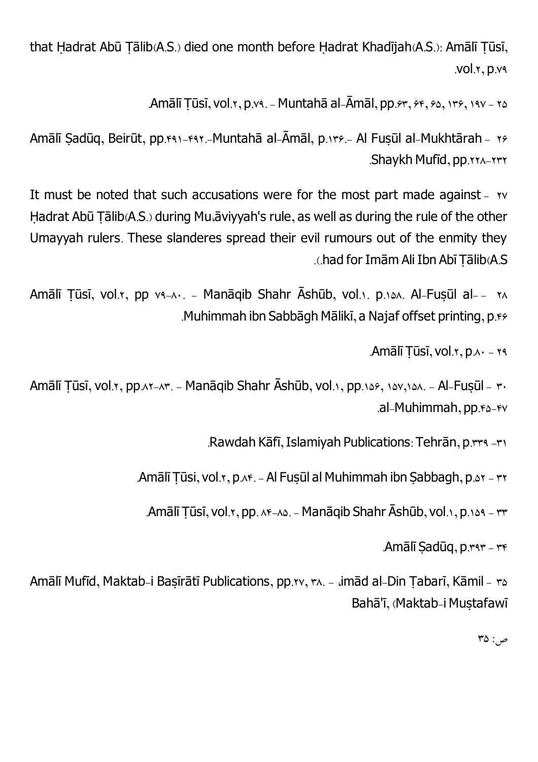that Ḥadrat Abū Ṭālib(A.S.) died one month before Ḥadrat Khadījah(A.S.): Amālī Ṭūsī, vol.۲, p.۷۹.

۲۵ - Amālī Ṭūsī, vol.۲, p.۷۹. - Muntahā al-Āmāl, pp.۶۳, ۶۴, ۶۵, ۱۳۶, ۱۹۷.

۲۶ - Amālī Ṣadūq, Beirūt, pp.۴۹۱-۴۹۲.-Muntahā al-Āmāl, p.۱۳۶.- Al Fuṣūl al-Mukhtārah Shaykh Mufīd, pp.۲۲۸-۲۳۲.

۲۷ - It must be noted that such accusations were for the most part made against Ḥadrat Abū Ṭālib(A.S.) during Mu'āviyyah's rule, as well as during the rule of the other Umayyah rulers. These slanderes spread their evil rumours out of the enmity they had for Imām Ali Ibn Abī Ṭālib(A.S.).

۲۸ - Amālī Ṭūsī, vol.۲, pp ۷۹-۸۰. - Manāqib Shahr Āshūb, vol.۱. p.۱۵۸. Al-Fuṣūl al-Muhimmah ibn Sabbāgh Mālikī, a Najaf offset printing, p.۴۶.

۲۹ - Amālī Ṭūsī, vol.۲, p.۸۰.

۳۰ - Amālī Ṭūsī, vol.۲, pp.۸۲-۸۳. - Manāqib Shahr Āshūb, vol.۱, pp.۱۵۶, ۱۵۷,۱۵۸. - Al-Fuṣūl al-Muhimmah, pp.۴۵-۴۷.

۳۱- Rawdah Kāfī, Islamiyah Publications: Tehrān, p.۳۳۹.

۳۲ - Amālī Ṭūsi, vol.۲, p.۸۴. - Al Fuṣūl al Muhimmah ibn Ṣabbagh, p.۵۲.

۳۳ - Amālī Ṭūsī, vol.۲, pp. ۸۴-۸۵. - Manāqib Shahr Āshūb, vol.۱, p.۱۵۹.

۳۴ - Amālī Ṣadūq, p.۳۹۳.

۳۵ - Amālī Mufīd, Maktab-i Baṣīrātī Publications, pp.۲۷, ۳۸. - 'imād al-Din Ṭabarī, Kāmil Bahā'ī, (Maktab-i Muṣṭafawī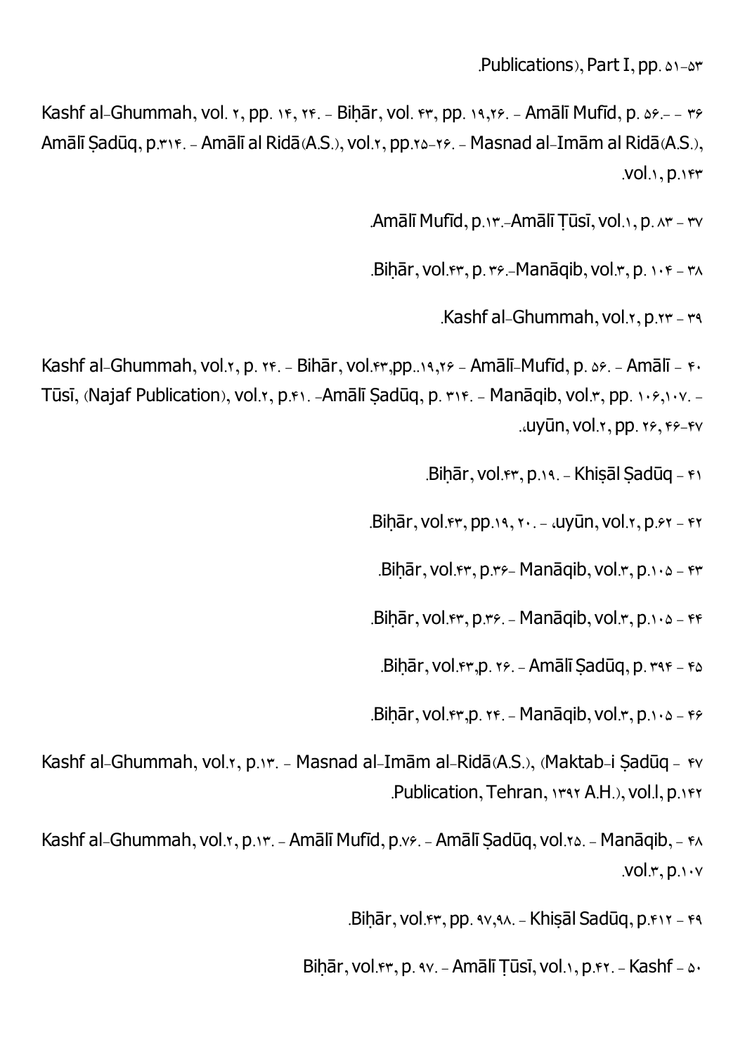Publications), Part I, pp. ۵۱-۵۳.

۳۶ - - Kashf al-Ghummah, vol. ۲, pp. ۱۴, ۲۴. - Biḥār, vol. ۴۳, pp. ۱۹,۲۶. - Amālī Mufīd, p. ۵۶.- Amālī Ṣadūq, p.۳۱۴. - Amālī al Ridā(A.S.), vol.۲, pp.۲۵-۲۶. - Masnad al-Imām al Ridā(A.S.), vol.۱, p.۱۴۳.

۳۷ - Amālī Mufīd, p.۱۳.-Amālī Ṭūsī, vol.۱, p. ۸۳.

۳۸ - Biḥār, vol.۴۳, p. ۳۶.-Manāqib, vol.۳, p. ۱۰۴.

۳۹ - Kashf al-Ghummah, vol.۲, p.۲۳.

۴۰ - Kashf al-Ghummah, vol.۲, p. ۲۴. - Bihār, vol.۴۳,pp..۱۹,۲۶ - Amālī-Mufīd, p. ۵۶. - Amālī Tūsī, (Najaf Publication), vol.۲, p.۴۱. -Amālī Ṣadūq, p. ۳۱۴. - Manāqib, vol.۳, pp. ۱۰۶,۱۰۷. - ،uyūn, vol.۲, pp. ۲۶, ۴۶-۴۷.

۴۱ - Biḥār, vol.۴۳, p.۱۹. - Khiṣāl Ṣadūq.

۴۲ - Biḥār, vol.۴۳, pp.۱۹, ۲۰. - ،uyūn, vol.۲, p.۶۲.

۴۳ - Biḥār, vol.۴۳, p.۳۶- Manāqib, vol.۳, p.۱۰۵.

۴۴ - Biḥār, vol.۴۳, p.۳۶. - Manāqib, vol.۳, p.۱۰۵.

۴۵ - Biḥār, vol.۴۳,p. ۲۶. - Amālī Ṣadūq, p. ۳۹۴.

۴۶ - Biḥār, vol.۴۳,p. ۲۴. - Manāqib, vol.۳, p.۱۰۵.

۴۷ - Kashf al-Ghummah, vol.۲, p.۱۳. - Masnad al-Imām al-Ridā(A.S.), (Maktab-i Ṣadūq Publication, Tehran, ۱۳۹۲ A.H.), vol.l, p.۱۴۲.

۴۸ - Kashf al-Ghummah, vol.۲, p.۱۳. - Amālī Mufīd, p.۷۶. - Amālī Ṣadūq, vol.۲۵. - Manāqib, vol.۳, p.۱۰۷.

۴۹ - Biḥār, vol.۴۳, pp. ۹۷,۹۸. - Khiṣāl Sadūq, p.۴۱۲.

۵۰ - Biḥār, vol.۴۳, p. ۹۷. - Amālī Ṭūsī, vol.۱, p.۴۲. - Kashf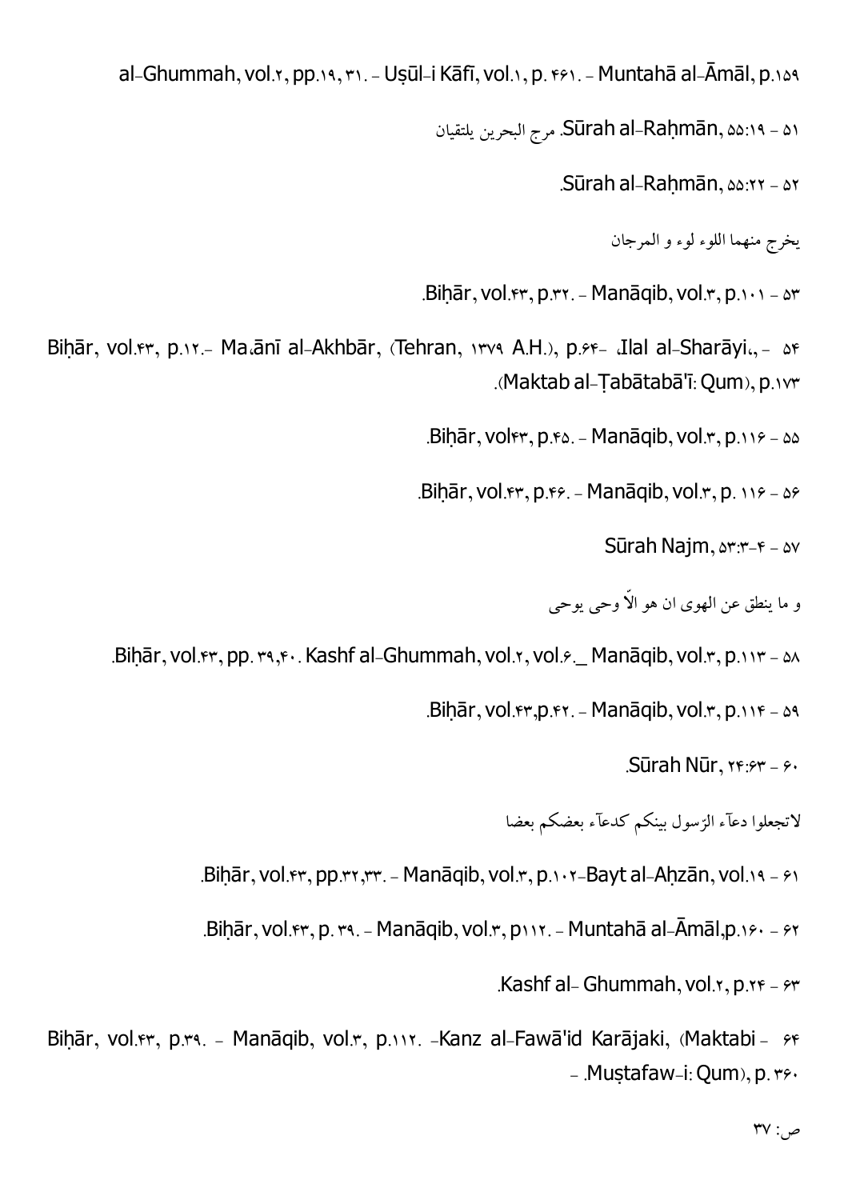al-Ghummah, vol.۲, pp.۱۹, ۳۱. - Uṣūl-i Kāfī, vol.۱, p. ۴۶۱. - Muntahā al-Āmāl, p.۱۵۹

۵۱ - Sūrah al-Raḥmān, ۵۵:۱۹. مرج البحرين يلتقيان

۵۲ - Sūrah al-Raḥmān, ۵۵:۲۲.

يخرج منهما اللوء لوء و المرجان

۵۳ - Biḥār, vol.۴۳, p.۳۲. - Manāqib, vol.۳, p.۱۰۱.

۵۴ - Biḥār, vol.۴۳, p.۱۲.- Ma،ānī al-Akhbār, (Tehran, ۱۳۷۹ A.H.), p.۶۴- ،Ilal al-Sharāyi،, (Maktab al-Ṭabātabā'ī: Qum), p.۱۷۳.

۵۵ - Biḥār, vol۴۳, p.۴۵. - Manāqib, vol.۳, p.۱۱۶.

۵۶ - Biḥār, vol.۴۳, p.۴۶. - Manāqib, vol.۳, p. ۱۱۶.

۵۷ - Sūrah Najm, ۵۳:۳-۴

و ما ينطق عن الهوى ان هو الاّ وحى يوحى

۵۸ - Biḥār, vol.۴۳, pp. ۳۹,۴۰. Kashf al-Ghummah, vol.۲, vol.۶._ Manāqib, vol.۳, p.۱۱۳.

۵۹ - Biḥār, vol.۴۳,p.۴۲. - Manāqib, vol.۳, p.۱۱۴.

۶۰ - Sūrah Nūr, ۲۴:۶۳.

لاتجعلوا دعآء الرّسول بينكم كدعآء بعضكم بعضا

۶۱ - Biḥār, vol.۴۳, pp.۳۲,۳۳. - Manāqib, vol.۳, p.۱۰۲-Bayt al-Aḥzān, vol.۱۹.

۶۲ - Biḥār, vol.۴۳, p. ۳۹. - Manāqib, vol.۳, p۱۱۲. - Muntahā al-Āmāl,p.۱۶۰.

۶۳ - Kashf al- Ghummah, vol.۲, p.۲۴.

۶۴ - Biḥār, vol.۴۳, p.۳۹. - Manāqib, vol.۳, p.۱۱۲. -Kanz al-Fawā'id Karājaki, (Maktabi - Muṣtafaw-i: Qum), p. ۳۶۰. -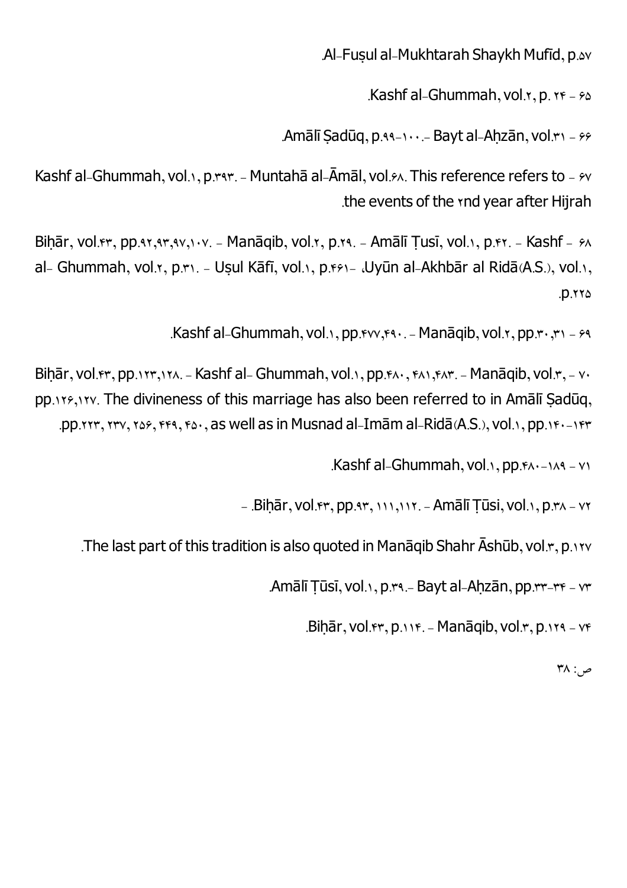.Al-Fuṣul al-Mukhtarah Shaykh Mufīd, p.۵۷

۶۵ - Kashf al-Ghummah, vol.۲, p. ۲۴.

۶۶ - Amālī Ṣadūq, p.۹۹-۱۰۰.- Bayt al-Aḥzān, vol.۳۱.

۶۷ - Kashf al-Ghummah, vol.۱, p.۳۹۳. - Muntahā al-Āmāl, vol.۶۸. This reference refers to the events of the ۲nd year after Hijrah.

۶۸ - Biḥār, vol.۴۳, pp.۹۲,۹۳,۹۷,۱۰۷. - Manāqib, vol.۲, p.۲۹. - Amālī Ṭusī, vol.۱, p.۴۲. - Kashf al- Ghummah, vol.۲, p.۳۱. - Uṣul Kāfī, vol.۱, p.۴۶۱- ،Uyūn al-Akhbār al Ridā(A.S.), vol.۱, p.۲۲۵.

۶۹ - Kashf al-Ghummah, vol.۱, pp.۴۷۷,۴۹۰. - Manāqib, vol.۲, pp.۳۰,۳۱.

۷۰ - Biḥār, vol.۴۳, pp.۱۲۳,۱۲۸. - Kashf al- Ghummah, vol.۱, pp.۴۸۰, ۴۸۱,۴۸۳. - Manāqib, vol.۳, pp.۱۲۶,۱۲۷. The divineness of this marriage has also been referred to in Amālī Ṣadūq, pp.۲۲۳, ۲۳۷, ۲۵۶, ۴۴۹, ۴۵۰, as well as in Musnad al-Imām al-Ridā(A.S.), vol.۱, pp.۱۴۰-۱۴۳.

۷۱ - Kashf al-Ghummah, vol.۱, pp.۴۸۰-۱۸۹.

۷۲ - Biḥār, vol.۴۳, pp.۹۳, ۱۱۱,۱۱۲. - Amālī Ṭūsi, vol.۱, p.۳۸ -.

.The last part of this tradition is also quoted in Manāqib Shahr Āshūb, vol.۳, p.۱۲۷

۷۳ - Amālī Ṭūsī, vol.۱, p.۳۹.- Bayt al-Aḥzān, pp.۳۳-۳۴.

۷۴ - Biḥār, vol.۴۳, p.۱۱۴. - Manāqib, vol.۳, p.۱۲۹.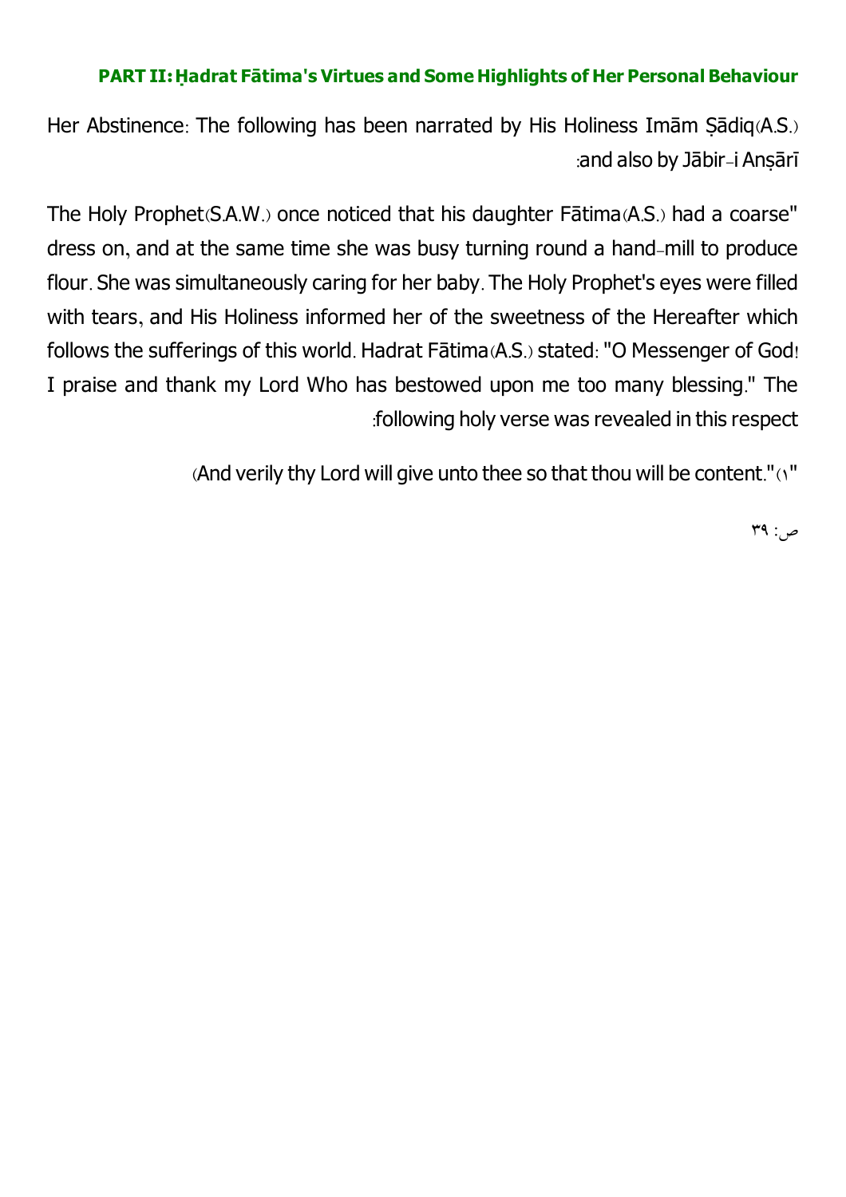**PART II: Ḥadrat Fātima's Virtues and Some Highlights of Her Personal Behaviour**

Her Abstinence: The following has been narrated by His Holiness Imām Ṣādiq(A.S.) and also by Jābir-i Anṣārī:

"The Holy Prophet(S.A.W.) once noticed that his daughter Fātima(A.S.) had a coarse dress on, and at the same time she was busy turning round a hand-mill to produce flour. She was simultaneously caring for her baby. The Holy Prophet's eyes were filled with tears, and His Holiness informed her of the sweetness of the Hereafter which follows the sufferings of this world. Hadrat Fātima(A.S.) stated: "O Messenger of God! I praise and thank my Lord Who has bestowed upon me too many blessing." The following holy verse was revealed in this respect:

"And verily thy Lord will give unto thee so that thou will be content."(١)

ص: ٣٩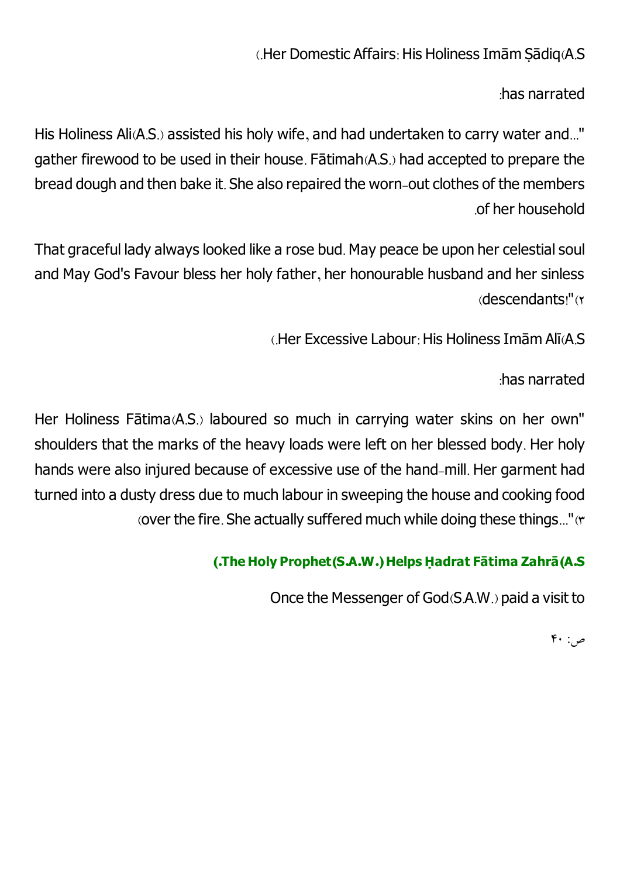Her Domestic Affairs: His Holiness Imām Ṣādiq(A.S.) has narrated:

"...His Holiness Ali(A.S.) assisted his holy wife, and had undertaken to carry water and gather firewood to be used in their house. Fātimah(A.S.) had accepted to prepare the bread dough and then bake it. She also repaired the worn-out clothes of the members of her household.

That graceful lady always looked like a rose bud. May peace be upon her celestial soul and May God's Favour bless her holy father, her honourable husband and her sinless descendants!"(٢)

Her Excessive Labour: His Holiness Imām Alī(A.S.) has narrated:

"Her Holiness Fātima(A.S.) laboured so much in carrying water skins on her own shoulders that the marks of the heavy loads were left on her blessed body. Her holy hands were also injured because of excessive use of the hand-mill. Her garment had turned into a dusty dress due to much labour in sweeping the house and cooking food over the fire. She actually suffered much while doing these things..."(٣)

**The Holy Prophet(S.A.W.) Helps Ḥadrat Fātima Zahrā(A.S.)**

Once the Messenger of God(S.A.W.) paid a visit to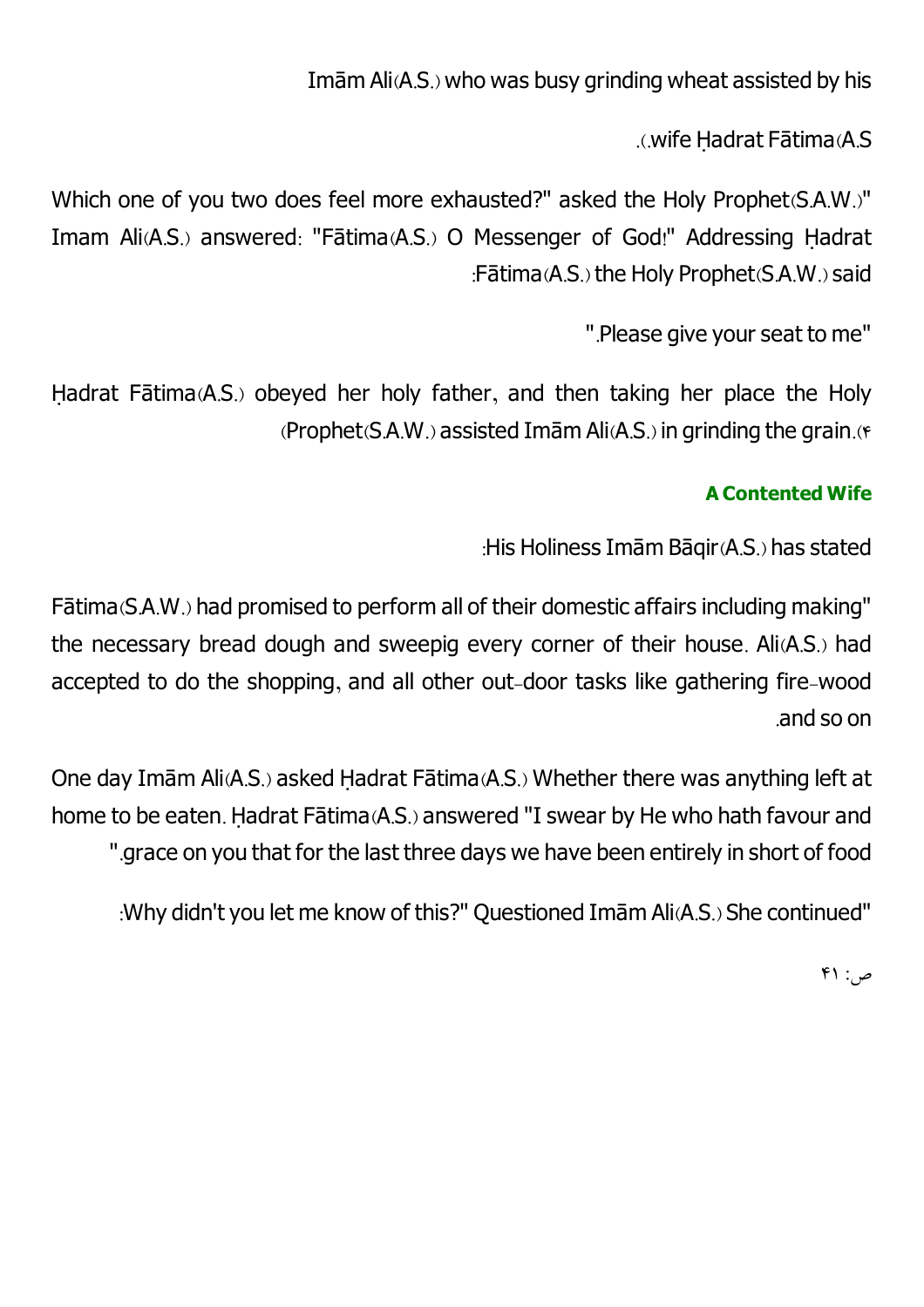Imām Ali(A.S.) who was busy grinding wheat assisted by his wife Ḥadrat Fātima(A.S.).

"Which one of you two does feel more exhausted?" asked the Holy Prophet(S.A.W.) Imam Ali(A.S.) answered: "Fātima(A.S.) O Messenger of God!" Addressing Ḥadrat Fātima(A.S.) the Holy Prophet(S.A.W.) said:

"Please give your seat to me."

Ḥadrat Fātima(A.S.) obeyed her holy father, and then taking her place the Holy Prophet(S.A.W.) assisted Imām Ali(A.S.) in grinding the grain.(4)

### A Contented Wife

His Holiness Imām Bāqir(A.S.) has stated:

"Fātima(S.A.W.) had promised to perform all of their domestic affairs including making the necessary bread dough and sweepig every corner of their house. Ali(A.S.) had accepted to do the shopping, and all other out-door tasks like gathering fire-wood and so on.

One day Imām Ali(A.S.) asked Ḥadrat Fātima(A.S.) Whether there was anything left at home to be eaten. Ḥadrat Fātima(A.S.) answered "I swear by He who hath favour and grace on you that for the last three days we have been entirely in short of food."

"Why didn't you let me know of this?" Questioned Imām Ali(A.S.) She continued: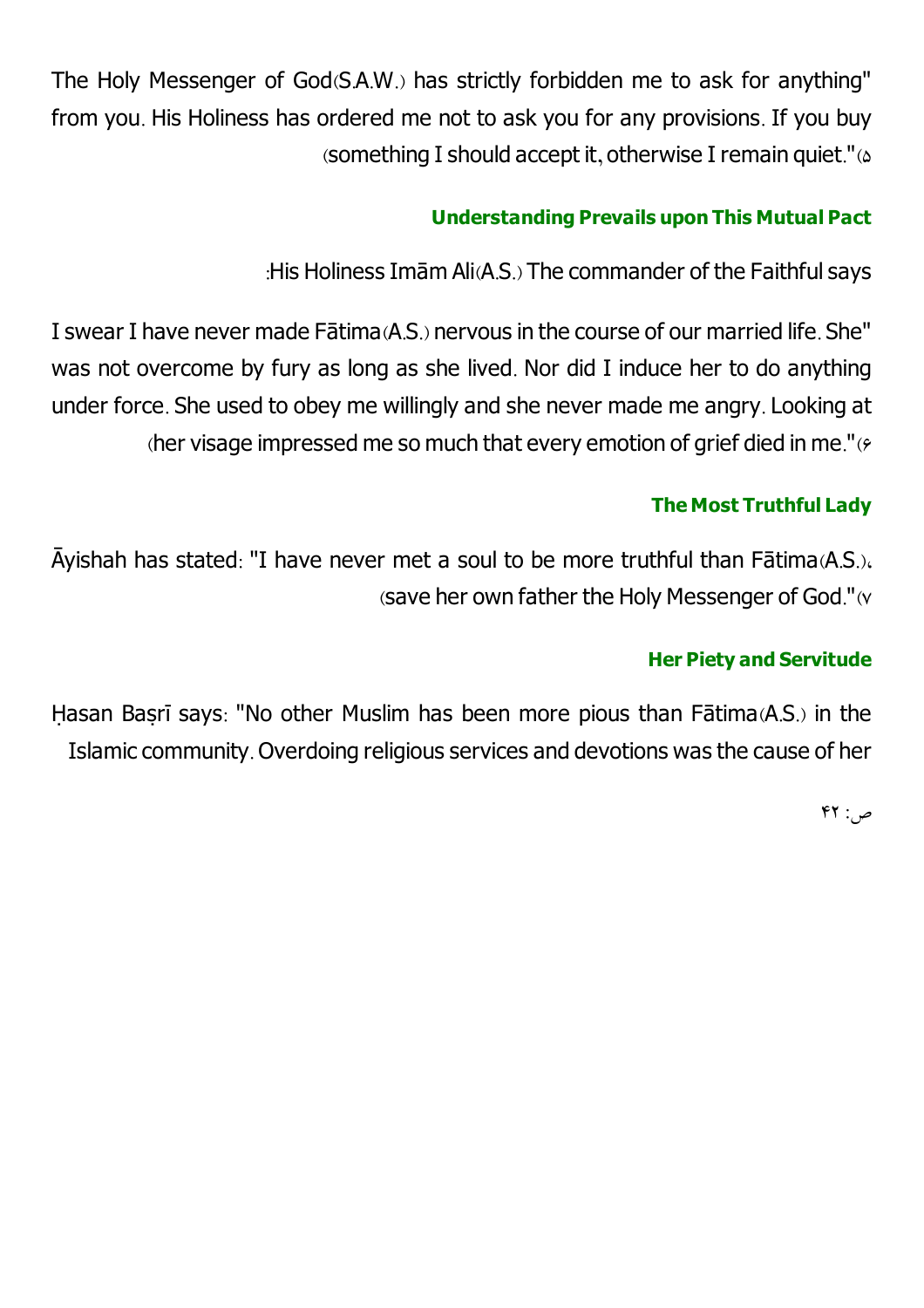"The Holy Messenger of God(S.A.W.) has strictly forbidden me to ask for anything from you. His Holiness has ordered me not to ask you for any provisions. If you buy something I should accept it, otherwise I remain quiet."(5)

### Understanding Prevails upon This Mutual Pact

His Holiness Imām Ali(A.S.) The commander of the Faithful says:

"I swear I have never made Fātima(A.S.) nervous in the course of our married life. She was not overcome by fury as long as she lived. Nor did I induce her to do anything under force. She used to obey me willingly and she never made me angry. Looking at her visage impressed me so much that every emotion of grief died in me."(6)

### The Most Truthful Lady

Āyishah has stated: "I have never met a soul to be more truthful than Fātima(A.S.), save her own father the Holy Messenger of God."(7)

### Her Piety and Servitude

Ḥasan Baṣrī says: "No other Muslim has been more pious than Fātima(A.S.) in the Islamic community. Overdoing religious services and devotions was the cause of her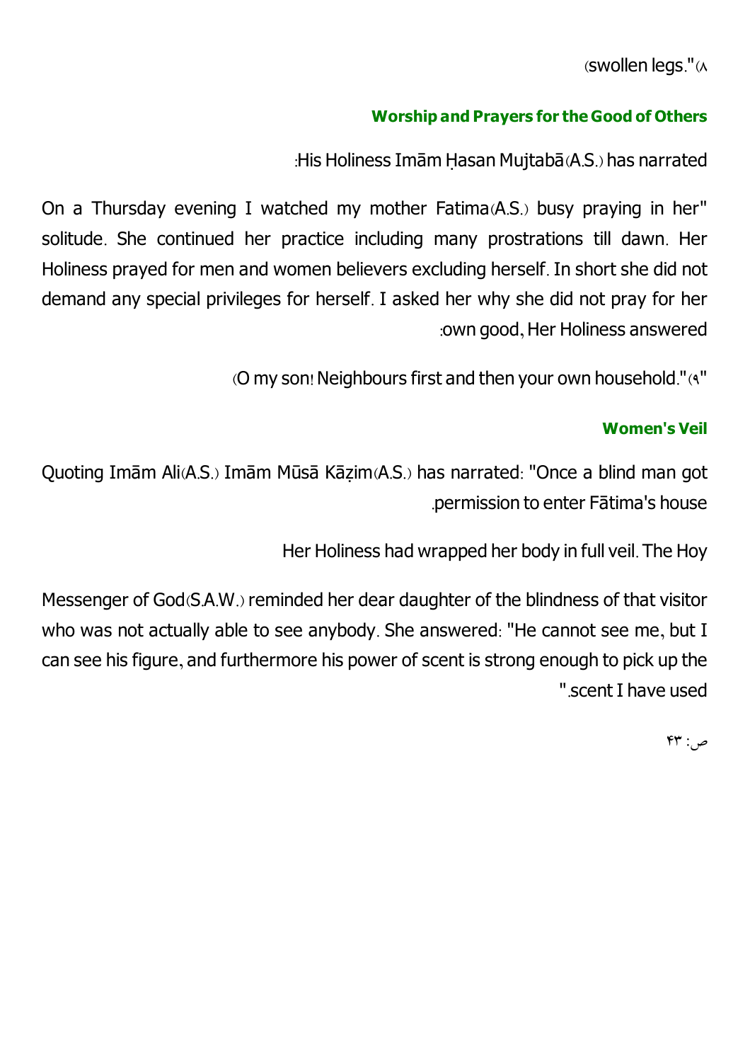swollen legs."(8)

### Worship and Prayers for the Good of Others

His Holiness Imām Ḥasan Mujtabā(A.S.) has narrated:

"On a Thursday evening I watched my mother Fatima(A.S.) busy praying in her solitude. She continued her practice including many prostrations till dawn. Her Holiness prayed for men and women believers excluding herself. In short she did not demand any special privileges for herself. I asked her why she did not pray for her own good, Her Holiness answered:

"O my son! Neighbours first and then your own household."(9)

### Women's Veil

Quoting Imām Ali(A.S.) Imām Mūsā Kāẓim(A.S.) has narrated: "Once a blind man got permission to enter Fātima's house.

Her Holiness had wrapped her body in full veil. The Hoy

Messenger of God(S.A.W.) reminded her dear daughter of the blindness of that visitor who was not actually able to see anybody. She answered: "He cannot see me, but I can see his figure, and furthermore his power of scent is strong enough to pick up the scent I have used."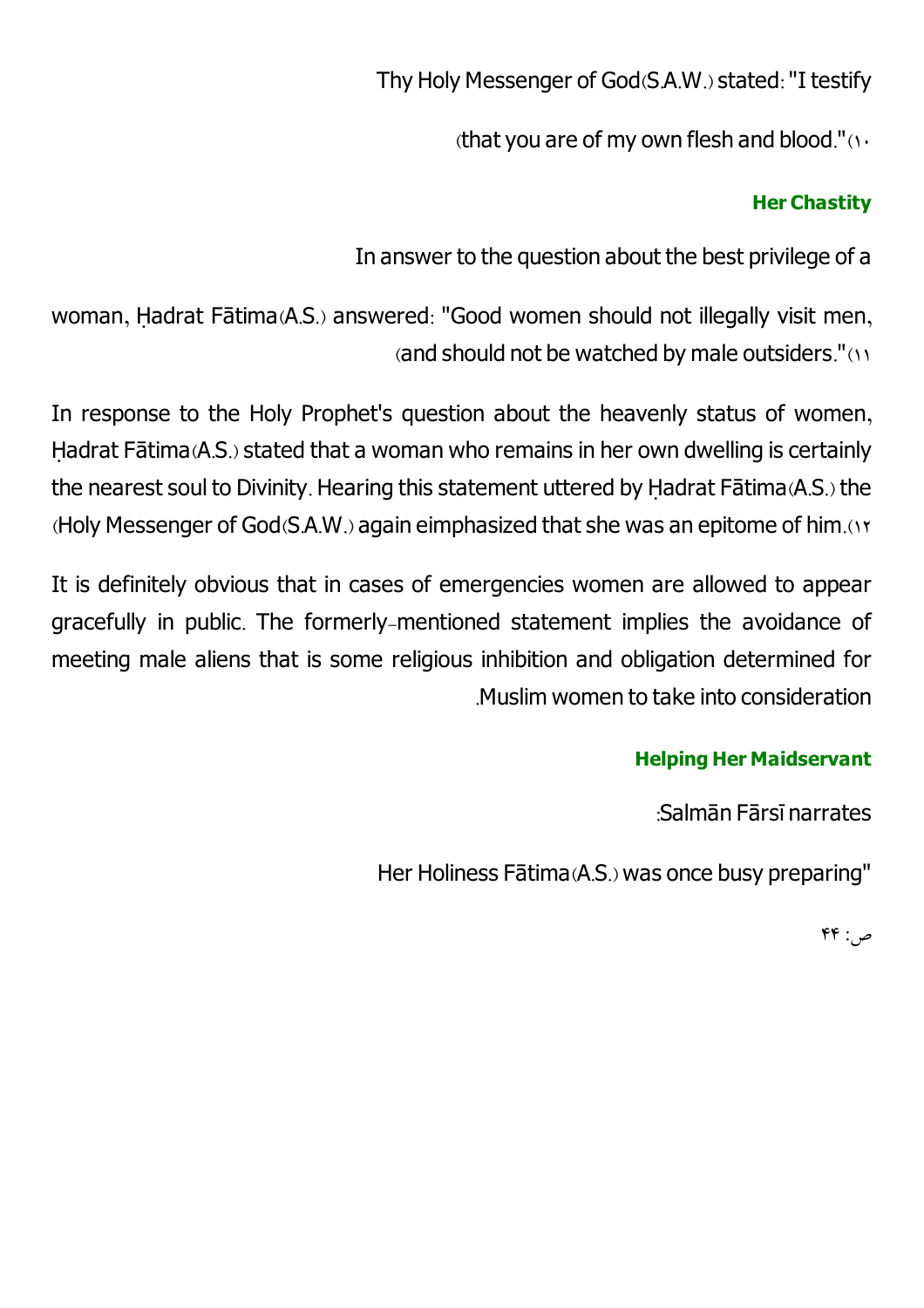Thy Holy Messenger of God(S.A.W.) stated: "I testify

(that you are of my own flesh and blood."(۱۰

### Her Chastity

In answer to the question about the best privilege of a

woman, Ḥadrat Fātima(A.S.) answered: "Good women should not illegally visit men, (and should not be watched by male outsiders."(۱۱

In response to the Holy Prophet's question about the heavenly status of women, Ḥadrat Fātima(A.S.) stated that a woman who remains in her own dwelling is certainly the nearest soul to Divinity. Hearing this statement uttered by Ḥadrat Fātima(A.S.) the (Holy Messenger of God(S.A.W.) again eimphasized that she was an epitome of him.(۱۲

It is definitely obvious that in cases of emergencies women are allowed to appear gracefully in public. The formerly-mentioned statement implies the avoidance of meeting male aliens that is some religious inhibition and obligation determined for .Muslim women to take into consideration

### Helping Her Maidservant

:Salmān Fārsī narrates

Her Holiness Fātima(A.S.) was once busy preparing"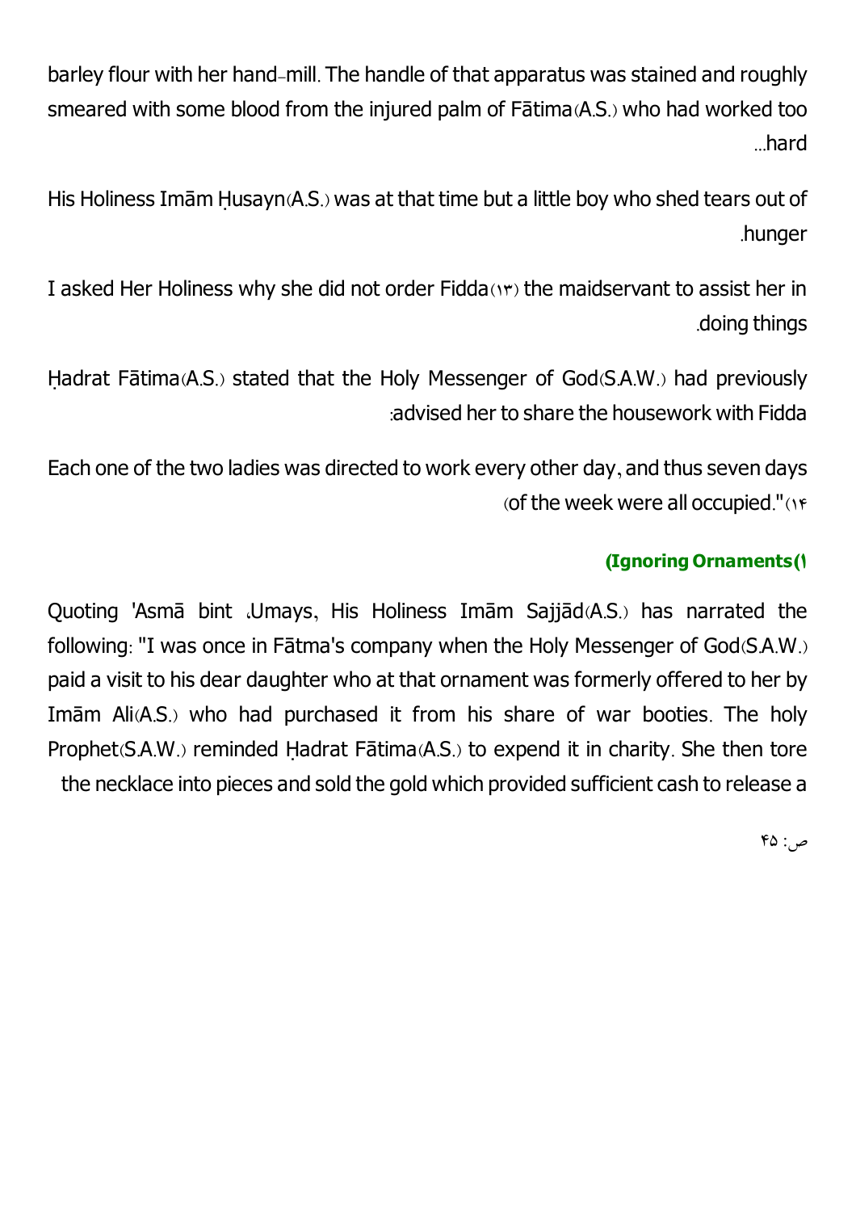barley flour with her hand-mill. The handle of that apparatus was stained and roughly smeared with some blood from the injured palm of Fātima(A.S.) who had worked too hard...

His Holiness Imām Ḥusayn(A.S.) was at that time but a little boy who shed tears out of hunger.

I asked Her Holiness why she did not order Fidda(۱۳) the maidservant to assist her in doing things.

Ḥadrat Fātima(A.S.) stated that the Holy Messenger of God(S.A.W.) had previously advised her to share the housework with Fidda:

Each one of the two ladies was directed to work every other day, and thus seven days of the week were all occupied."(۱۴)

#### 1) Ignoring Ornaments

Quoting 'Asmā bint 'Umays, His Holiness Imām Sajjād(A.S.) has narrated the following: "I was once in Fātma's company when the Holy Messenger of God(S.A.W.) paid a visit to his dear daughter who at that ornament was formerly offered to her by Imām Ali(A.S.) who had purchased it from his share of war booties. The holy Prophet(S.A.W.) reminded Ḥadrat Fātima(A.S.) to expend it in charity. She then tore the necklace into pieces and sold the gold which provided sufficient cash to release a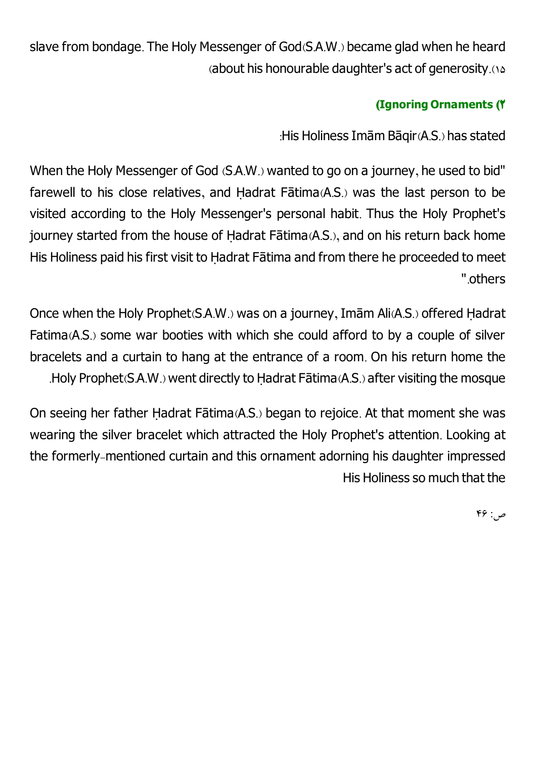slave from bondage. The Holy Messenger of God(S.A.W.) became glad when he heard (about his honourable daughter's act of generosity.(۱۵

### (Ignoring Ornaments (۲

:His Holiness Imām Bāqir(A.S.) has stated

When the Holy Messenger of God (S.A.W.) wanted to go on a journey, he used to bid" farewell to his close relatives, and Ḥadrat Fātima(A.S.) was the last person to be visited according to the Holy Messenger's personal habit. Thus the Holy Prophet's journey started from the house of Ḥadrat Fātima(A.S.), and on his return back home His Holiness paid his first visit to Ḥadrat Fātima and from there he proceeded to meet ".others

Once when the Holy Prophet(S.A.W.) was on a journey, Imām Ali(A.S.) offered Ḥadrat Fatima(A.S.) some war booties with which she could afford to by a couple of silver bracelets and a curtain to hang at the entrance of a room. On his return home the .Holy Prophet(S.A.W.) went directly to Ḥadrat Fātima(A.S.) after visiting the mosque

On seeing her father Ḥadrat Fātima(A.S.) began to rejoice. At that moment she was wearing the silver bracelet which attracted the Holy Prophet's attention. Looking at the formerly-mentioned curtain and this ornament adorning his daughter impressed His Holiness so much that the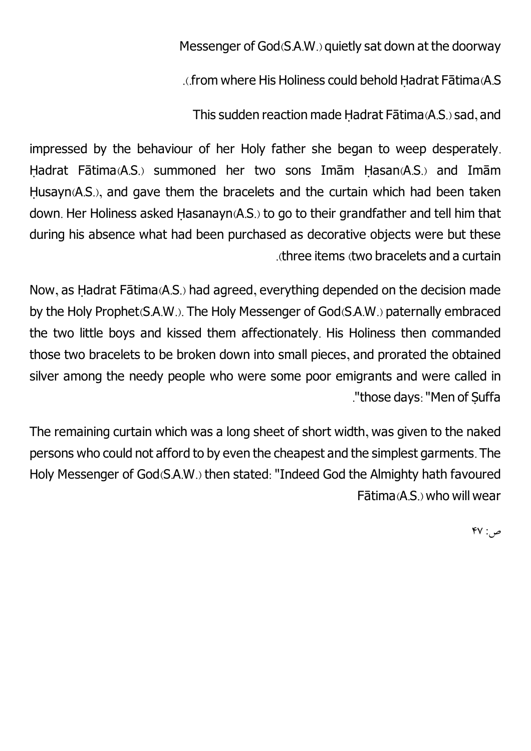Messenger of God(S.A.W.) quietly sat down at the doorway from where His Holiness could behold Ḥadrat Fātima(A.S.).

This sudden reaction made Ḥadrat Fātima(A.S.) sad, and impressed by the behaviour of her Holy father she began to weep desperately. Ḥadrat Fātima(A.S.) summoned her two sons Imām Ḥasan(A.S.) and Imām Ḥusayn(A.S.), and gave them the bracelets and the curtain which had been taken down. Her Holiness asked Ḥasanayn(A.S.) to go to their grandfather and tell him that during his absence what had been purchased as decorative objects were but these three items (two bracelets and a curtain).

Now, as Ḥadrat Fātima(A.S.) had agreed, everything depended on the decision made by the Holy Prophet(S.A.W.). The Holy Messenger of God(S.A.W.) paternally embraced the two little boys and kissed them affectionately. His Holiness then commanded those two bracelets to be broken down into small pieces, and prorated the obtained silver among the needy people who were some poor emigrants and were called in those days: "Men of Ṣuffa".

The remaining curtain which was a long sheet of short width, was given to the naked persons who could not afford to by even the cheapest and the simplest garments. The Holy Messenger of God(S.A.W.) then stated: "Indeed God the Almighty hath favoured Fātima(A.S.) who will wear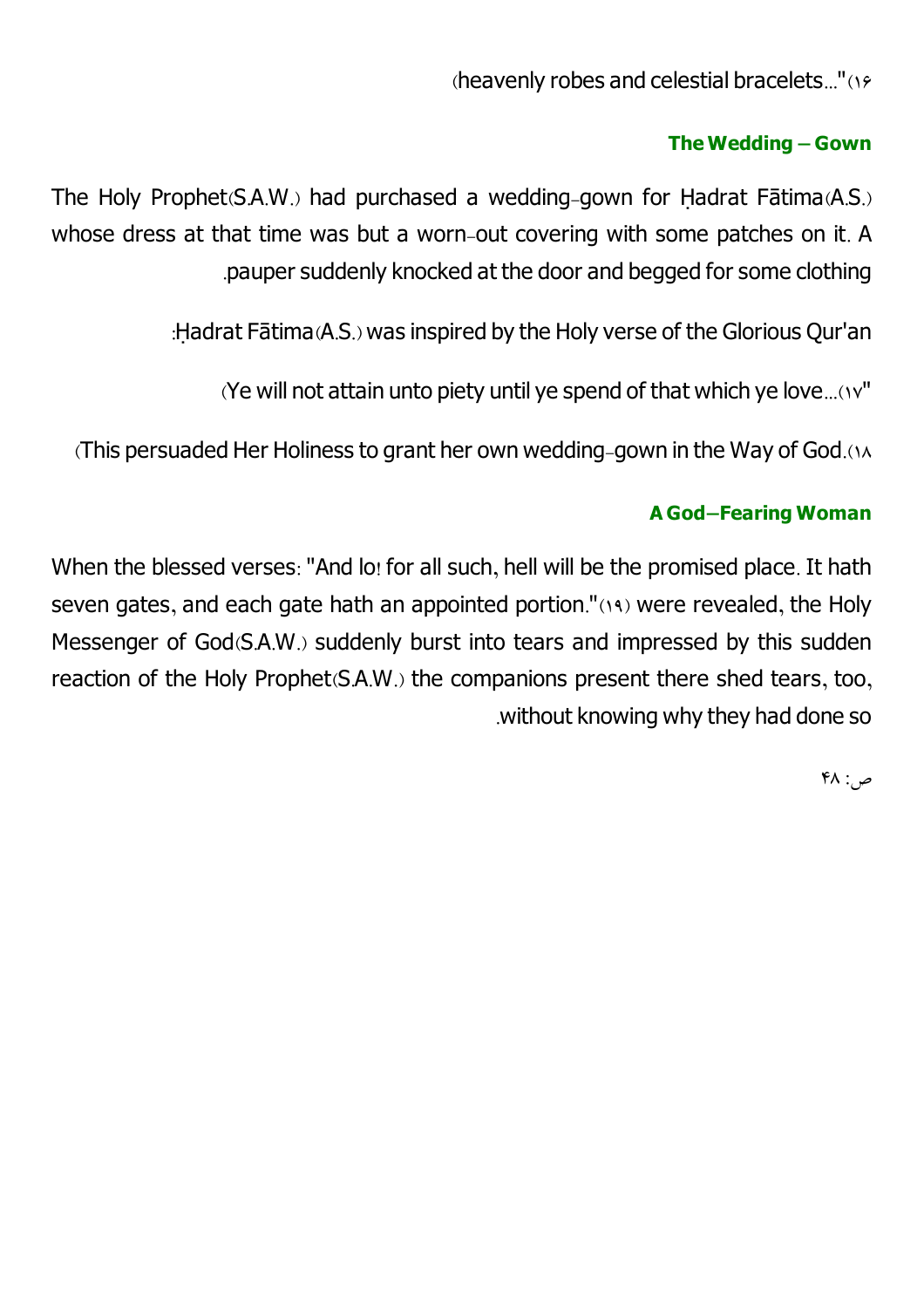heavenly robes and celestial bracelets..."(16)

### The Wedding – Gown

The Holy Prophet(S.A.W.) had purchased a wedding-gown for Ḥadrat Fātima(A.S.) whose dress at that time was but a worn-out covering with some patches on it. A pauper suddenly knocked at the door and begged for some clothing.

Ḥadrat Fātima(A.S.) was inspired by the Holy verse of the Glorious Qur'an:

"Ye will not attain unto piety until ye spend of that which ye love...(17)

This persuaded Her Holiness to grant her own wedding-gown in the Way of God.(18)

### A God–Fearing Woman

When the blessed verses: "And lo! for all such, hell will be the promised place. It hath seven gates, and each gate hath an appointed portion."(19) were revealed, the Holy Messenger of God(S.A.W.) suddenly burst into tears and impressed by this sudden reaction of the Holy Prophet(S.A.W.) the companions present there shed tears, too, without knowing why they had done so.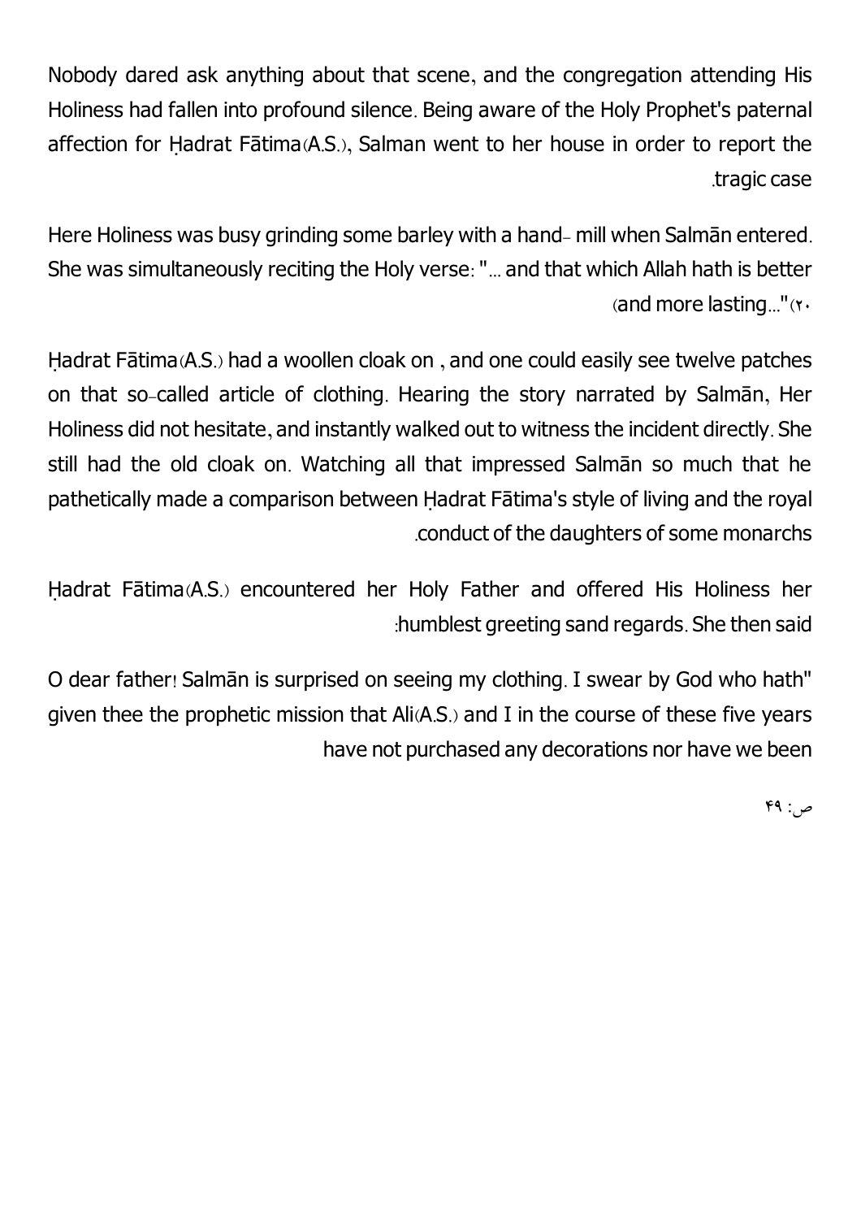Nobody dared ask anything about that scene, and the congregation attending His Holiness had fallen into profound silence. Being aware of the Holy Prophet's paternal affection for Ḥadrat Fātima(A.S.), Salman went to her house in order to report the tragic case.

Here Holiness was busy grinding some barley with a hand- mill when Salmān entered. She was simultaneously reciting the Holy verse: "... and that which Allah hath is better and more lasting..."(20)

Ḥadrat Fātima(A.S.) had a woollen cloak on , and one could easily see twelve patches on that so-called article of clothing. Hearing the story narrated by Salmān, Her Holiness did not hesitate, and instantly walked out to witness the incident directly. She still had the old cloak on. Watching all that impressed Salmān so much that he pathetically made a comparison between Ḥadrat Fātima's style of living and the royal conduct of the daughters of some monarchs.

Ḥadrat Fātima(A.S.) encountered her Holy Father and offered His Holiness her humblest greeting sand regards. She then said:

"O dear father! Salmān is surprised on seeing my clothing. I swear by God who hath given thee the prophetic mission that Ali(A.S.) and I in the course of these five years have not purchased any decorations nor have we been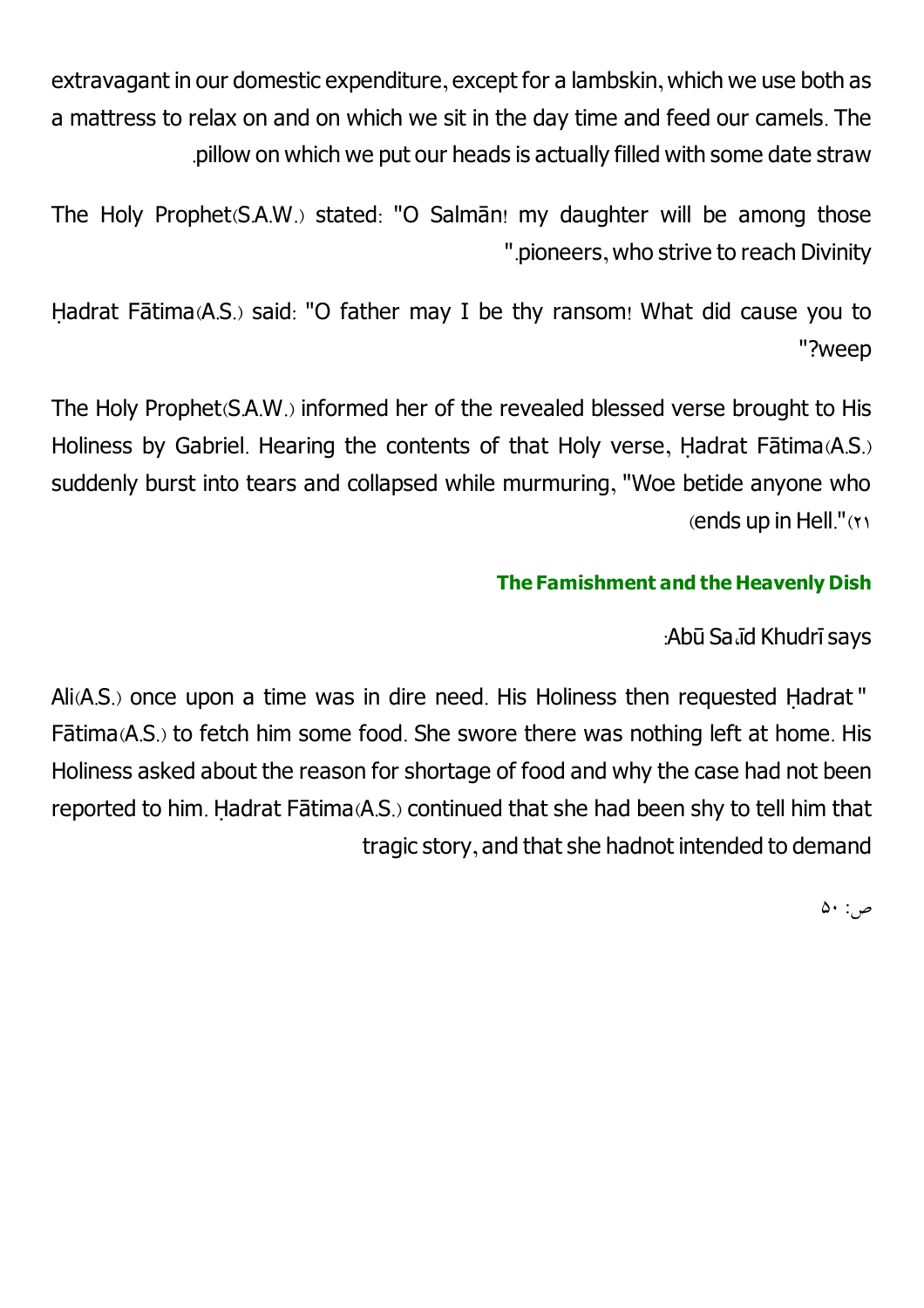extravagant in our domestic expenditure, except for a lambskin, which we use both as a mattress to relax on and on which we sit in the day time and feed our camels. The pillow on which we put our heads is actually filled with some date straw.

The Holy Prophet(S.A.W.) stated: "O Salmān! my daughter will be among those pioneers, who strive to reach Divinity."

Ḥadrat Fātima(A.S.) said: "O father may I be thy ransom! What did cause you to weep?"

The Holy Prophet(S.A.W.) informed her of the revealed blessed verse brought to His Holiness by Gabriel. Hearing the contents of that Holy verse, Ḥadrat Fātima(A.S.) suddenly burst into tears and collapsed while murmuring, "Woe betide anyone who ends up in Hell."(۲۱)

### The Famishment and the Heavenly Dish

Abū Sa῾īd Khudrī says:

"Ali(A.S.) once upon a time was in dire need. His Holiness then requested Ḥadrat Fātima(A.S.) to fetch him some food. She swore there was nothing left at home. His Holiness asked about the reason for shortage of food and why the case had not been reported to him. Ḥadrat Fātima(A.S.) continued that she had been shy to tell him that tragic story, and that she hadnot intended to demand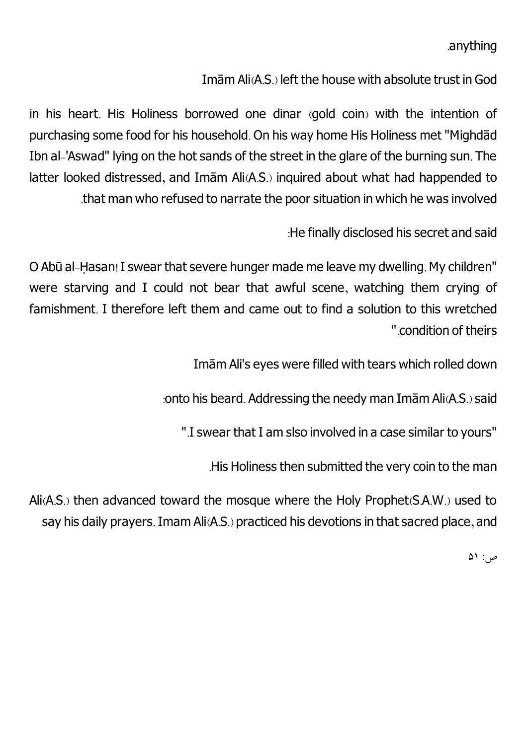anything.

Imām Ali(A.S.) left the house with absolute trust in God

in his heart. His Holiness borrowed one dinar (gold coin) with the intention of purchasing some food for his household. On his way home His Holiness met "Mighdād Ibn al-'Aswad" lying on the hot sands of the street in the glare of the burning sun. The latter looked distressed, and Imām Ali(A.S.) inquired about what had happended to that man who refused to narrate the poor situation in which he was involved.

He finally disclosed his secret and said:

"O Abū al-Ḥasan! I swear that severe hunger made me leave my dwelling. My children were starving and I could not bear that awful scene, watching them crying of famishment. I therefore left them and came out to find a solution to this wretched condition of theirs."

Imām Ali's eyes were filled with tears which rolled down

onto his beard. Addressing the needy man Imām Ali(A.S.) said:

"I swear that I am slso involved in a case similar to yours."

His Holiness then submitted the very coin to the man.

Ali(A.S.) then advanced toward the mosque where the Holy Prophet(S.A.W.) used to say his daily prayers. Imam Ali(A.S.) practiced his devotions in that sacred place, and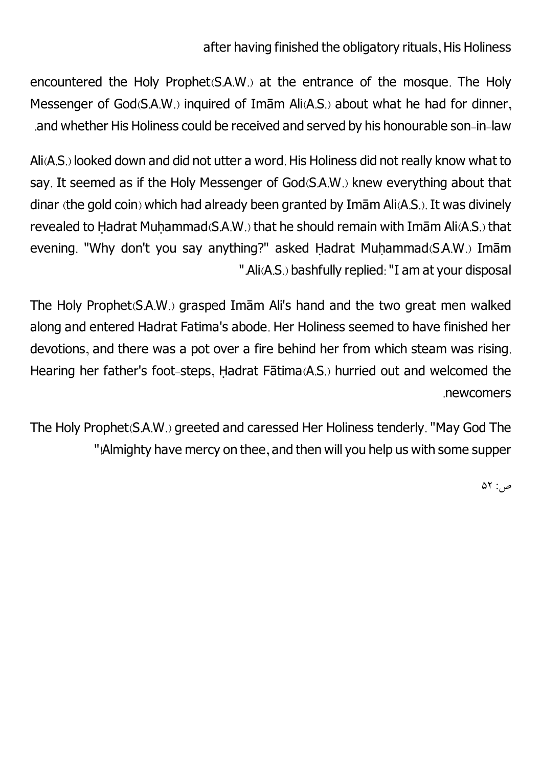after having finished the obligatory rituals, His Holiness encountered the Holy Prophet(S.A.W.) at the entrance of the mosque. The Holy Messenger of God(S.A.W.) inquired of Imām Ali(A.S.) about what he had for dinner, and whether His Holiness could be received and served by his honourable son-in-law.

Ali(A.S.) looked down and did not utter a word. His Holiness did not really know what to say. It seemed as if the Holy Messenger of God(S.A.W.) knew everything about that dinar (the gold coin) which had already been granted by Imām Ali(A.S.). It was divinely revealed to Ḥadrat Muḥammad(S.A.W.) that he should remain with Imām Ali(A.S.) that evening. "Why don't you say anything?" asked Ḥadrat Muḥammad(S.A.W.) Imām Ali(A.S.) bashfully replied: "I am at your disposal."

The Holy Prophet(S.A.W.) grasped Imām Ali's hand and the two great men walked along and entered Hadrat Fatima's abode. Her Holiness seemed to have finished her devotions, and there was a pot over a fire behind her from which steam was rising. Hearing her father's foot-steps, Ḥadrat Fātima(A.S.) hurried out and welcomed the newcomers.

The Holy Prophet(S.A.W.) greeted and caressed Her Holiness tenderly. "May God The Almighty have mercy on thee, and then will you help us with some supper!"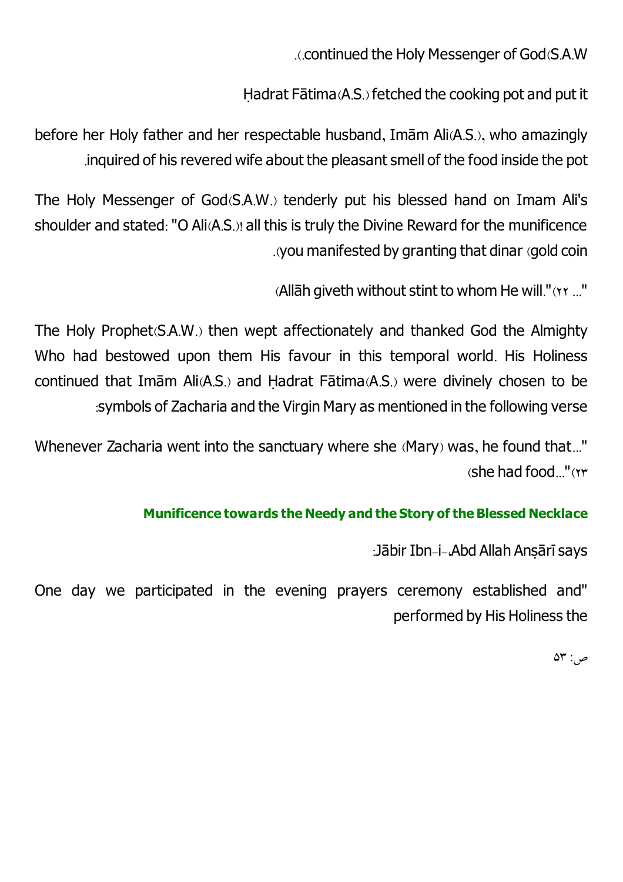continued the Holy Messenger of God(S.A.W.).

Ḥadrat Fātima(A.S.) fetched the cooking pot and put it

before her Holy father and her respectable husband, Imām Ali(A.S.), who amazingly inquired of his revered wife about the pleasant smell of the food inside the pot.

The Holy Messenger of God(S.A.W.) tenderly put his blessed hand on Imam Ali's shoulder and stated: "O Ali(A.S.)! all this is truly the Divine Reward for the munificence you manifested by granting that dinar (gold coin).

"... Allāh giveth without stint to whom He will."(۲۲)

The Holy Prophet(S.A.W.) then wept affectionately and thanked God the Almighty Who had bestowed upon them His favour in this temporal world. His Holiness continued that Imām Ali(A.S.) and Ḥadrat Fātima(A.S.) were divinely chosen to be symbols of Zacharia and the Virgin Mary as mentioned in the following verse:

"...Whenever Zacharia went into the sanctuary where she (Mary) was, he found that she had food..."(۲۳)

### Munificence towards the Needy and the Story of the Blessed Necklace

Jābir Ibn-i-ʿAbd Allah Anṣārī says:

"One day we participated in the evening prayers ceremony established and performed by His Holiness the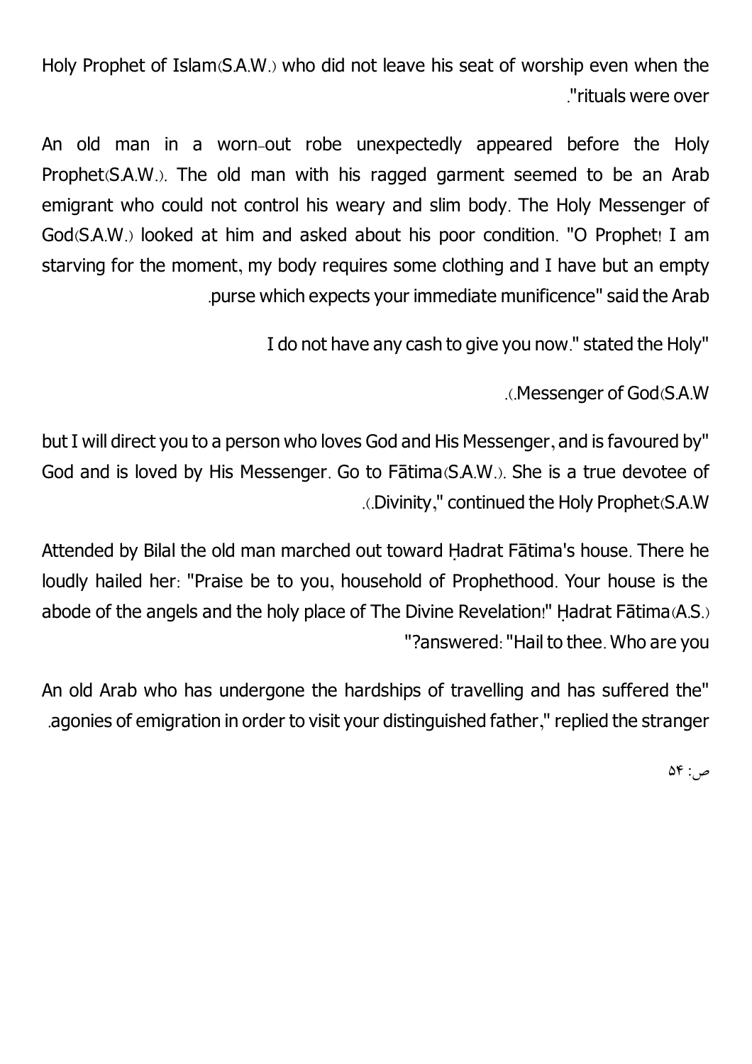Holy Prophet of Islam(S.A.W.) who did not leave his seat of worship even when the rituals were over."

An old man in a worn-out robe unexpectedly appeared before the Holy Prophet(S.A.W.). The old man with his ragged garment seemed to be an Arab emigrant who could not control his weary and slim body. The Holy Messenger of God(S.A.W.) looked at him and asked about his poor condition. "O Prophet! I am starving for the moment, my body requires some clothing and I have but an empty purse which expects your immediate munificence" said the Arab.

"I do not have any cash to give you now." stated the Holy Messenger of God(S.A.W.).

"but I will direct you to a person who loves God and His Messenger, and is favoured by God and is loved by His Messenger. Go to Fātima(S.A.W.). She is a true devotee of Divinity," continued the Holy Prophet(S.A.W.).

Attended by Bilal the old man marched out toward Ḥadrat Fātima's house. There he loudly hailed her: "Praise be to you, household of Prophethood. Your house is the abode of the angels and the holy place of The Divine Revelation!" Ḥadrat Fātima(A.S.) answered: "Hail to thee. Who are you?"

"An old Arab who has undergone the hardships of travelling and has suffered the agonies of emigration in order to visit your distinguished father," replied the stranger.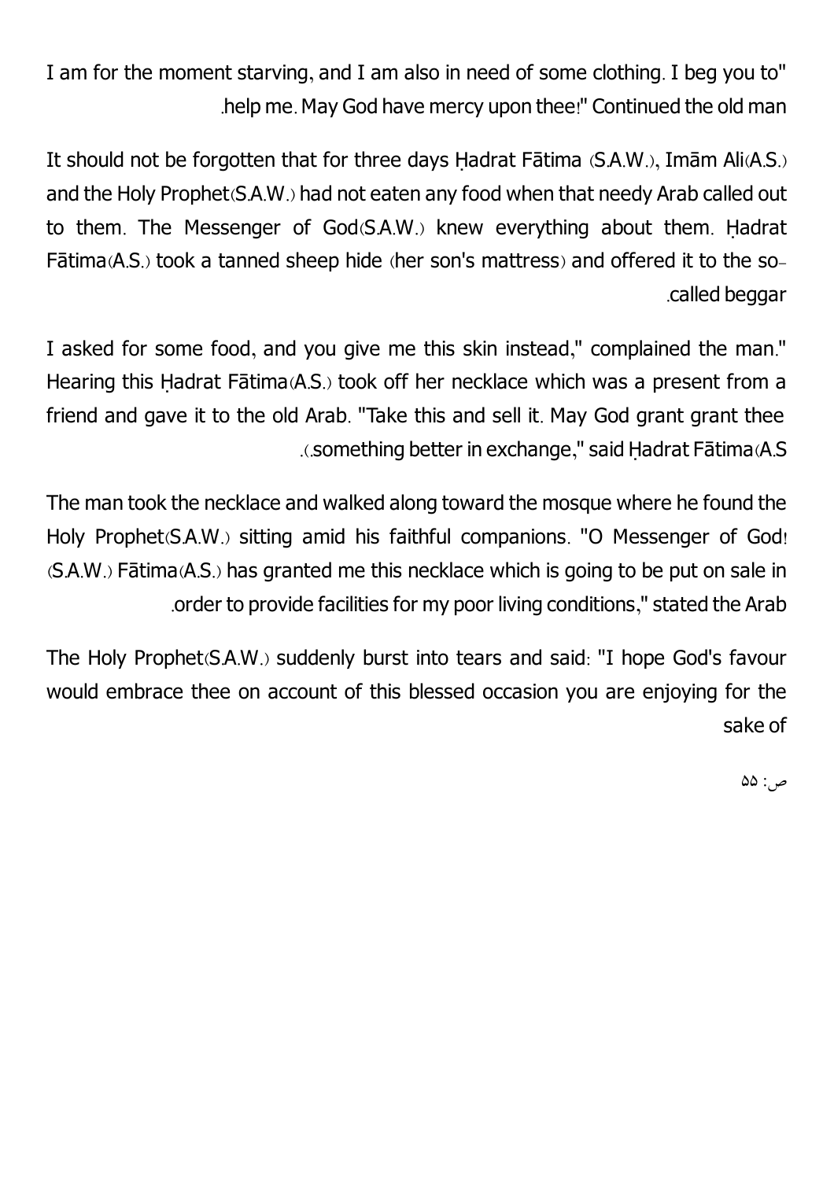"I am for the moment starving, and I am also in need of some clothing. I beg you to help me. May God have mercy upon thee!" Continued the old man.

It should not be forgotten that for three days Ḥadrat Fātima (S.A.W.), Imām Ali(A.S.) and the Holy Prophet(S.A.W.) had not eaten any food when that needy Arab called out to them. The Messenger of God(S.A.W.) knew everything about them. Ḥadrat Fātima(A.S.) took a tanned sheep hide (her son's mattress) and offered it to the so-called beggar.

"I asked for some food, and you give me this skin instead," complained the man. Hearing this Ḥadrat Fātima(A.S.) took off her necklace which was a present from a friend and gave it to the old Arab. "Take this and sell it. May God grant grant thee something better in exchange," said Ḥadrat Fātima(A.S.).

The man took the necklace and walked along toward the mosque where he found the Holy Prophet(S.A.W.) sitting amid his faithful companions. "O Messenger of God! (S.A.W.) Fātima(A.S.) has granted me this necklace which is going to be put on sale in order to provide facilities for my poor living conditions," stated the Arab.

The Holy Prophet(S.A.W.) suddenly burst into tears and said: "I hope God's favour would embrace thee on account of this blessed occasion you are enjoying for the sake of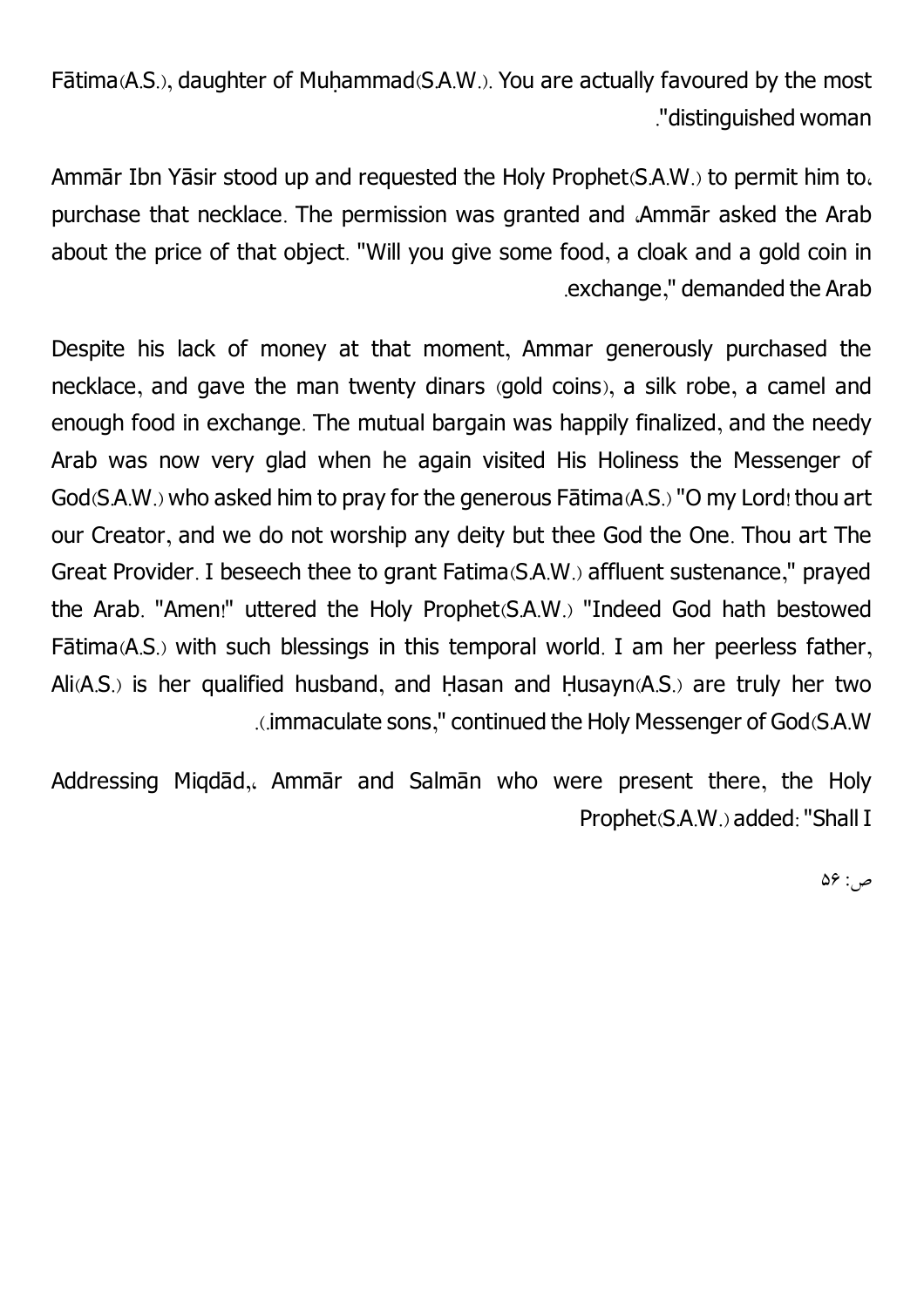Fātima(A.S.), daughter of Muḥammad(S.A.W.). You are actually favoured by the most distinguished woman."

Ammār Ibn Yāsir stood up and requested the Holy Prophet(S.A.W.) to permit him to purchase that necklace. The permission was granted and Ammār asked the Arab about the price of that object. "Will you give some food, a cloak and a gold coin in exchange," demanded the Arab.

Despite his lack of money at that moment, Ammar generously purchased the necklace, and gave the man twenty dinars (gold coins), a silk robe, a camel and enough food in exchange. The mutual bargain was happily finalized, and the needy Arab was now very glad when he again visited His Holiness the Messenger of God(S.A.W.) who asked him to pray for the generous Fātima(A.S.) "O my Lord! thou art our Creator, and we do not worship any deity but thee God the One. Thou art The Great Provider. I beseech thee to grant Fatima(S.A.W.) affluent sustenance," prayed the Arab. "Amen!" uttered the Holy Prophet(S.A.W.) "Indeed God hath bestowed Fātima(A.S.) with such blessings in this temporal world. I am her peerless father, Ali(A.S.) is her qualified husband, and Ḥasan and Ḥusayn(A.S.) are truly her two immaculate sons," continued the Holy Messenger of God(S.A.W.).

Addressing Miqdād, Ammār and Salmān who were present there, the Holy Prophet(S.A.W.) added: "Shall I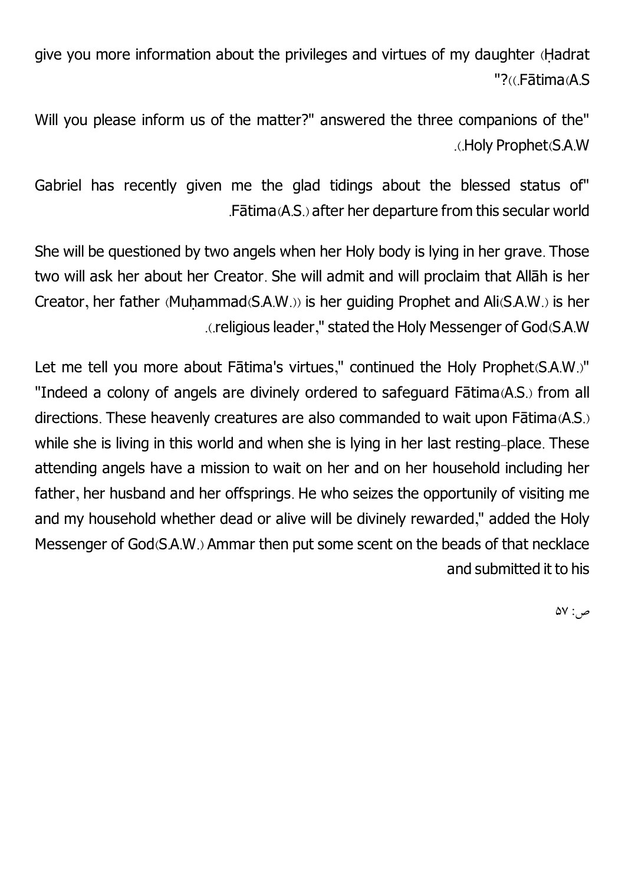give you more information about the privileges and virtues of my daughter (Ḥadrat Fātima(A.S.))?"

"Will you please inform us of the matter?" answered the three companions of the Holy Prophet(S.A.W.).

"Gabriel has recently given me the glad tidings about the blessed status of Fātima(A.S.) after her departure from this secular world.

She will be questioned by two angels when her Holy body is lying in her grave. Those two will ask her about her Creator. She will admit and will proclaim that Allāh is her Creator, her father (Muḥammad(S.A.W.)) is her guiding Prophet and Ali(S.A.W.) is her religious leader," stated the Holy Messenger of God(S.A.W.).

"Let me tell you more about Fātima's virtues," continued the Holy Prophet(S.A.W.) "Indeed a colony of angels are divinely ordered to safeguard Fātima(A.S.) from all directions. These heavenly creatures are also commanded to wait upon Fātima(A.S.) while she is living in this world and when she is lying in her last resting-place. These attending angels have a mission to wait on her and on her household including her father, her husband and her offsprings. He who seizes the opportunily of visiting me and my household whether dead or alive will be divinely rewarded," added the Holy Messenger of God(S.A.W.) Ammar then put some scent on the beads of that necklace and submitted it to his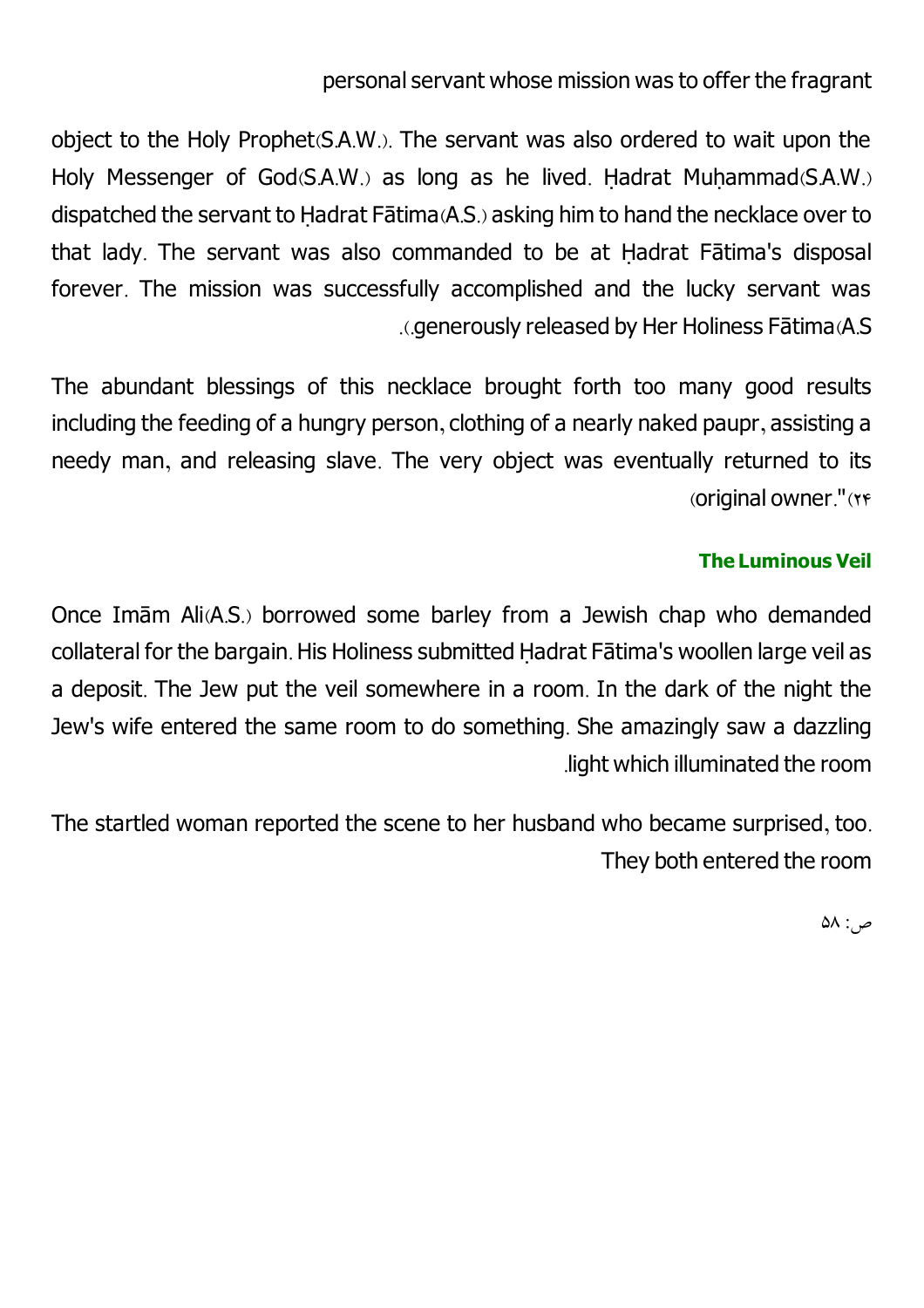personal servant whose mission was to offer the fragrant

object to the Holy Prophet(S.A.W.). The servant was also ordered to wait upon the Holy Messenger of God(S.A.W.) as long as he lived. Ḥadrat Muḥammad(S.A.W.) dispatched the servant to Ḥadrat Fātima(A.S.) asking him to hand the necklace over to that lady. The servant was also commanded to be at Ḥadrat Fātima's disposal forever. The mission was successfully accomplished and the lucky servant was generously released by Her Holiness Fātima(A.S.).

The abundant blessings of this necklace brought forth too many good results including the feeding of a hungry person, clothing of a nearly naked paupr, assisting a needy man, and releasing slave. The very object was eventually returned to its original owner."(۲۴)

### The Luminous Veil

Once Imām Ali(A.S.) borrowed some barley from a Jewish chap who demanded collateral for the bargain. His Holiness submitted Ḥadrat Fātima's woollen large veil as a deposit. The Jew put the veil somewhere in a room. In the dark of the night the Jew's wife entered the same room to do something. She amazingly saw a dazzling light which illuminated the room.

The startled woman reported the scene to her husband who became surprised, too. They both entered the room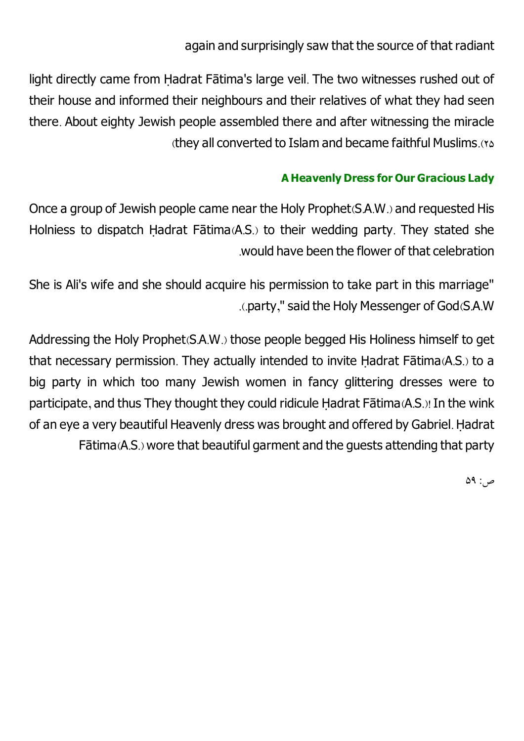again and surprisingly saw that the source of that radiant

light directly came from Ḥadrat Fātima's large veil. The two witnesses rushed out of their house and informed their neighbours and their relatives of what they had seen there. About eighty Jewish people assembled there and after witnessing the miracle they all converted to Islam and became faithful Muslims.(۲۵)

### A Heavenly Dress for Our Gracious Lady

Once a group of Jewish people came near the Holy Prophet(S.A.W.) and requested His Holniess to dispatch Ḥadrat Fātima(A.S.) to their wedding party. They stated she would have been the flower of that celebration.

"She is Ali's wife and she should acquire his permission to take part in this marriage party," said the Holy Messenger of God(S.A.W.).

Addressing the Holy Prophet(S.A.W.) those people begged His Holiness himself to get that necessary permission. They actually intended to invite Ḥadrat Fātima(A.S.) to a big party in which too many Jewish women in fancy glittering dresses were to participate, and thus They thought they could ridicule Ḥadrat Fātima(A.S.)! In the wink of an eye a very beautiful Heavenly dress was brought and offered by Gabriel. Ḥadrat Fātima(A.S.) wore that beautiful garment and the guests attending that party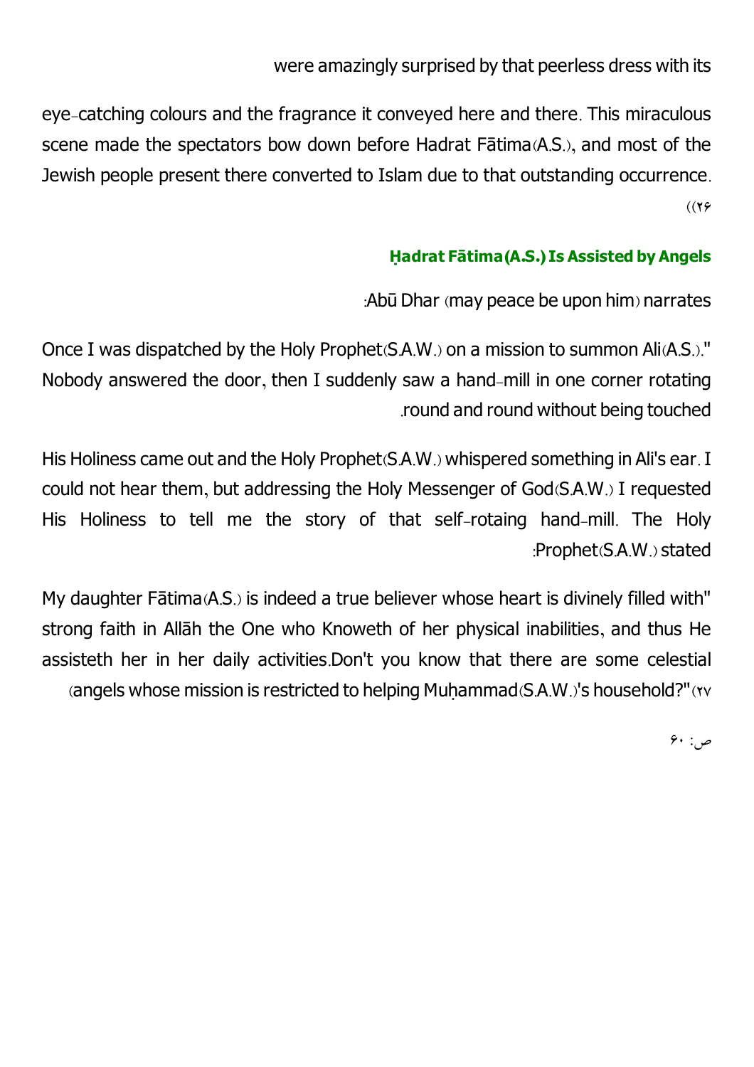were amazingly surprised by that peerless dress with its eye-catching colours and the fragrance it conveyed here and there. This miraculous scene made the spectators bow down before Hadrat Fātima(A.S.), and most of the Jewish people present there converted to Islam due to that outstanding occurrence. (۲۶)

### Ḥadrat Fātima (A.S.) Is Assisted by Angels

Abū Dhar (may peace be upon him) narrates:

"Once I was dispatched by the Holy Prophet(S.A.W.) on a mission to summon Ali(A.S.). Nobody answered the door, then I suddenly saw a hand-mill in one corner rotating round and round without being touched.

His Holiness came out and the Holy Prophet(S.A.W.) whispered something in Ali's ear. I could not hear them, but addressing the Holy Messenger of God(S.A.W.) I requested His Holiness to tell me the story of that self-rotaing hand-mill. The Holy Prophet(S.A.W.) stated:

"My daughter Fātima(A.S.) is indeed a true believer whose heart is divinely filled with strong faith in Allāh the One who Knoweth of her physical inabilities, and thus He assisteth her in her daily activities.Don't you know that there are some celestial angels whose mission is restricted to helping Muḥammad(S.A.W.)'s household?" (۲۷)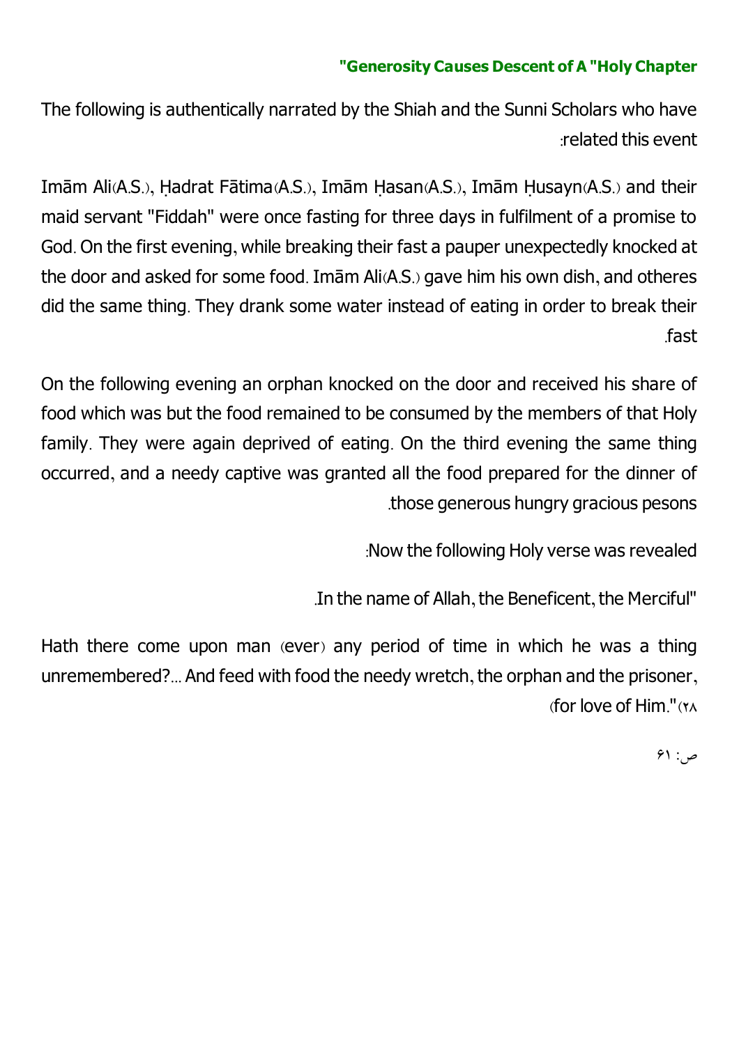## "Generosity Causes Descent of A "Holy Chapter

The following is authentically narrated by the Shiah and the Sunni Scholars who have related this event:

Imām Ali(A.S.), Ḥadrat Fātima(A.S.), Imām Ḥasan(A.S.), Imām Ḥusayn(A.S.) and their maid servant "Fiddah" were once fasting for three days in fulfilment of a promise to God. On the first evening, while breaking their fast a pauper unexpectedly knocked at the door and asked for some food. Imām Ali(A.S.) gave him his own dish, and otheres did the same thing. They drank some water instead of eating in order to break their fast.

On the following evening an orphan knocked on the door and received his share of food which was but the food remained to be consumed by the members of that Holy family. They were again deprived of eating. On the third evening the same thing occurred, and a needy captive was granted all the food prepared for the dinner of those generous hungry gracious pesons.

Now the following Holy verse was revealed:

"In the name of Allah, the Beneficent, the Merciful.

Hath there come upon man (ever) any period of time in which he was a thing unremembered?... And feed with food the needy wretch, the orphan and the prisoner, for love of Him."(۲۸)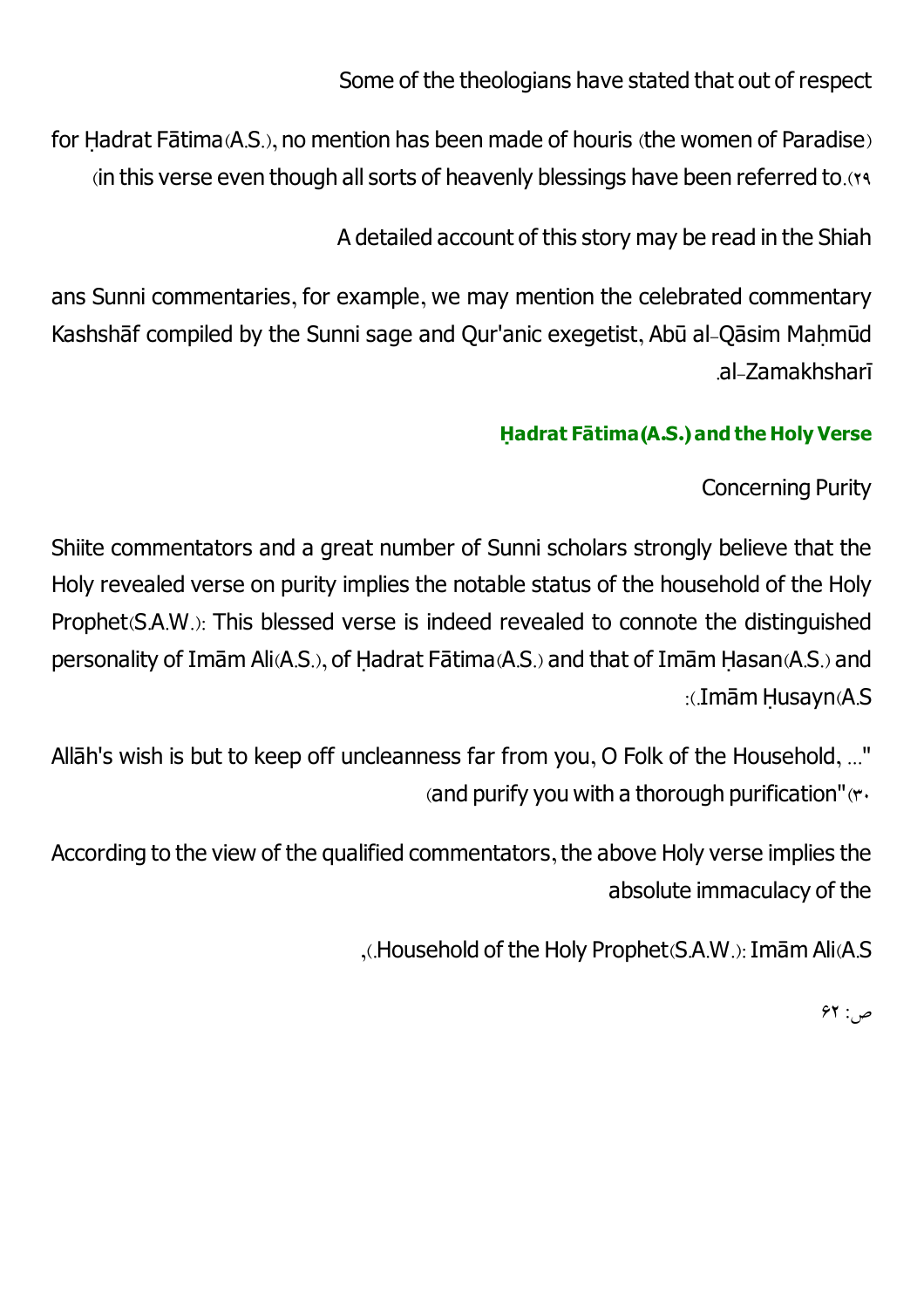Some of the theologians have stated that out of respect

for Ḥadrat Fātima(A.S.), no mention has been made of houris (the women of Paradise) (in this verse even though all sorts of heavenly blessings have been referred to.(۲۹

A detailed account of this story may be read in the Shiah

ans Sunni commentaries, for example, we may mention the celebrated commentary Kashshāf compiled by the Sunni sage and Qur'anic exegetist, Abū al-Qāsim Maḥmūd .al-Zamakhsharī

### Ḥadrat Fātima(A.S.) and the Holy Verse

Concerning Purity

Shiite commentators and a great number of Sunni scholars strongly believe that the Holy revealed verse on purity implies the notable status of the household of the Holy Prophet(S.A.W.): This blessed verse is indeed revealed to connote the distinguished personality of Imām Ali(A.S.), of Ḥadrat Fātima(A.S.) and that of Imām Ḥasan(A.S.) and :(.Imām Ḥusayn(A.S

Allāh's wish is but to keep off uncleanness far from you, O Folk of the Household, ..." (and purify you with a thorough purification"(۳۰

According to the view of the qualified commentators, the above Holy verse implies the absolute immaculacy of the

,(.Household of the Holy Prophet(S.A.W.): Imām Ali(A.S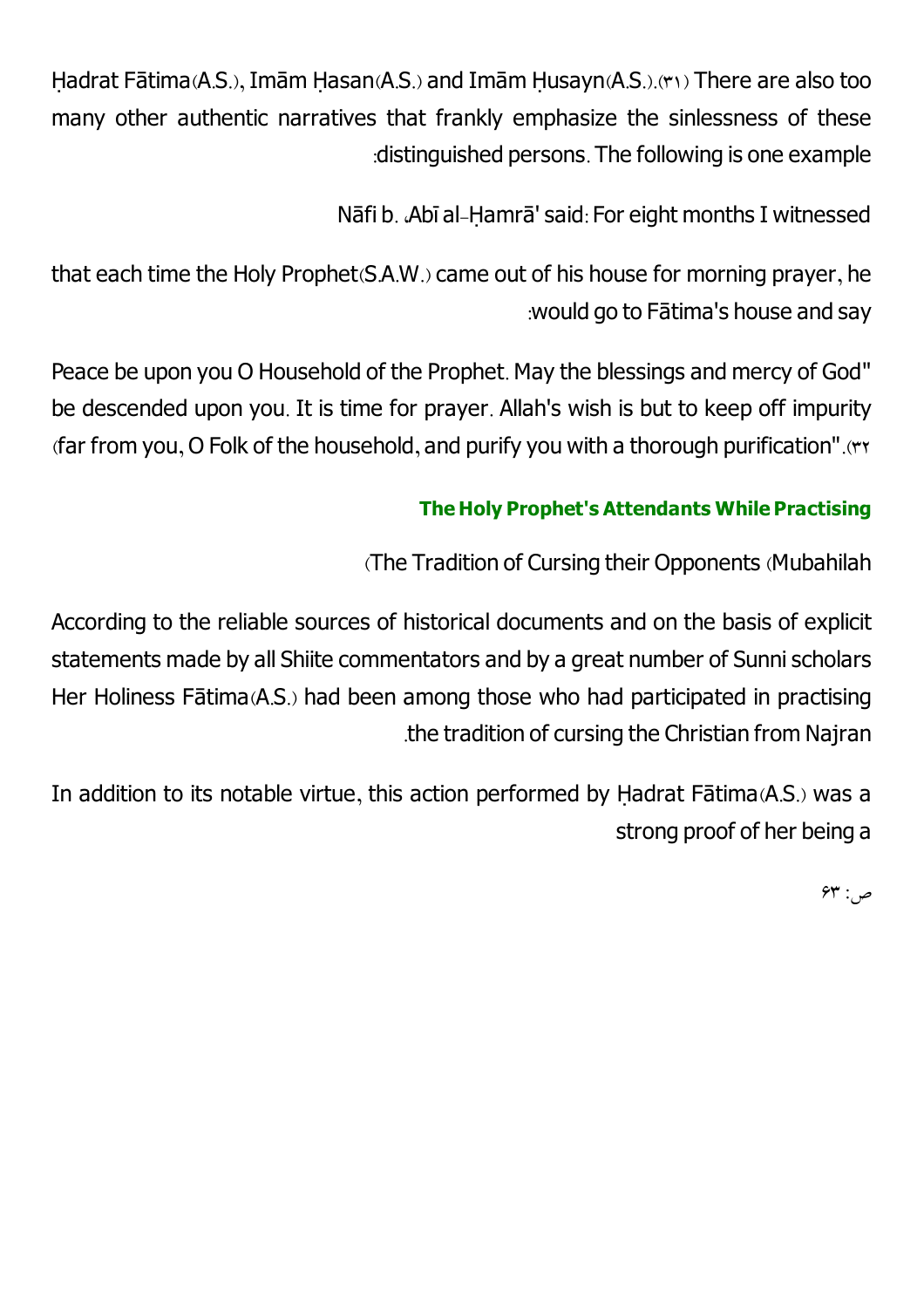Ḥadrat Fātima(A.S.), Imām Ḥasan(A.S.) and Imām Ḥusayn(A.S.).(31) There are also too many other authentic narratives that frankly emphasize the sinlessness of these distinguished persons. The following is one example:

Nāfi b. ،Abī al-Ḥamrā' said: For eight months I witnessed

that each time the Holy Prophet(S.A.W.) came out of his house for morning prayer, he would go to Fātima's house and say:

"Peace be upon you O Household of the Prophet. May the blessings and mercy of God be descended upon you. It is time for prayer. Allah's wish is but to keep off impurity far from you, O Folk of the household, and purify you with a thorough purification".(32)

### The Holy Prophet's Attendants While Practising

The Tradition of Cursing their Opponents (Mubahilah)

According to the reliable sources of historical documents and on the basis of explicit statements made by all Shiite commentators and by a great number of Sunni scholars Her Holiness Fātima(A.S.) had been among those who had participated in practising the tradition of cursing the Christian from Najran.

In addition to its notable virtue, this action performed by Ḥadrat Fātima(A.S.) was a strong proof of her being a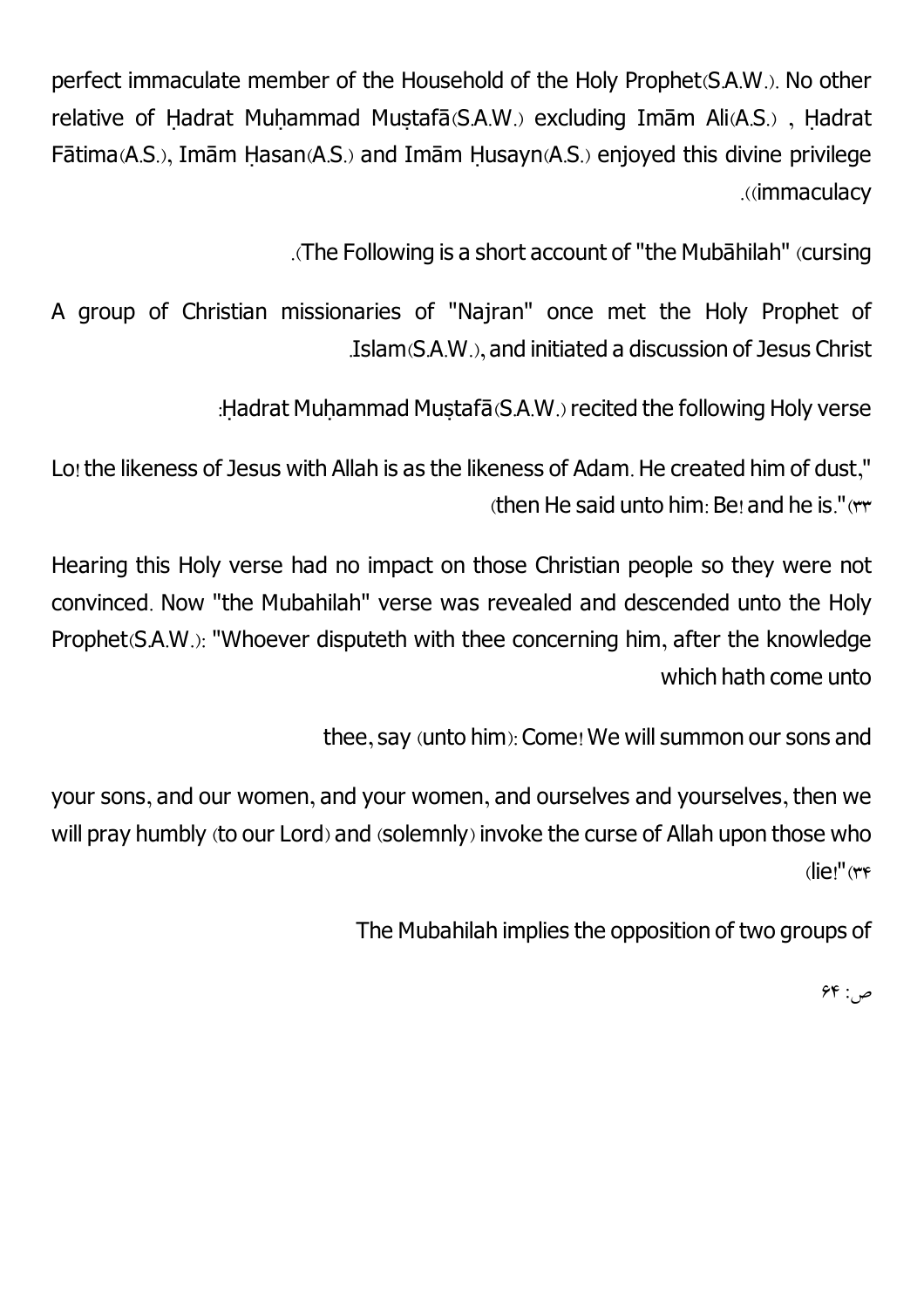perfect immaculate member of the Household of the Holy Prophet(S.A.W.). No other relative of Ḥadrat Muḥammad Muṣṭafā(S.A.W.) excluding Imām Ali(A.S.) , Ḥadrat Fātima(A.S.), Imām Ḥasan(A.S.) and Imām Ḥusayn(A.S.) enjoyed this divine privilege (immaculacy).

The Following is a short account of "the Mubāhilah" (cursing).

A group of Christian missionaries of "Najran" once met the Holy Prophet of Islam(S.A.W.), and initiated a discussion of Jesus Christ.

Ḥadrat Muḥammad Muṣṭafā(S.A.W.) recited the following Holy verse:

"Lo! the likeness of Jesus with Allah is as the likeness of Adam. He created him of dust, then He said unto him: Be! and he is."(۳۳)

Hearing this Holy verse had no impact on those Christian people so they were not convinced. Now "the Mubahilah" verse was revealed and descended unto the Holy Prophet(S.A.W.): "Whoever disputeth with thee concerning him, after the knowledge which hath come unto

thee, say (unto him): Come! We will summon our sons and

your sons, and our women, and your women, and ourselves and yourselves, then we will pray humbly (to our Lord) and (solemnly) invoke the curse of Allah upon those who lie!"(۳۴)

The Mubahilah implies the opposition of two groups of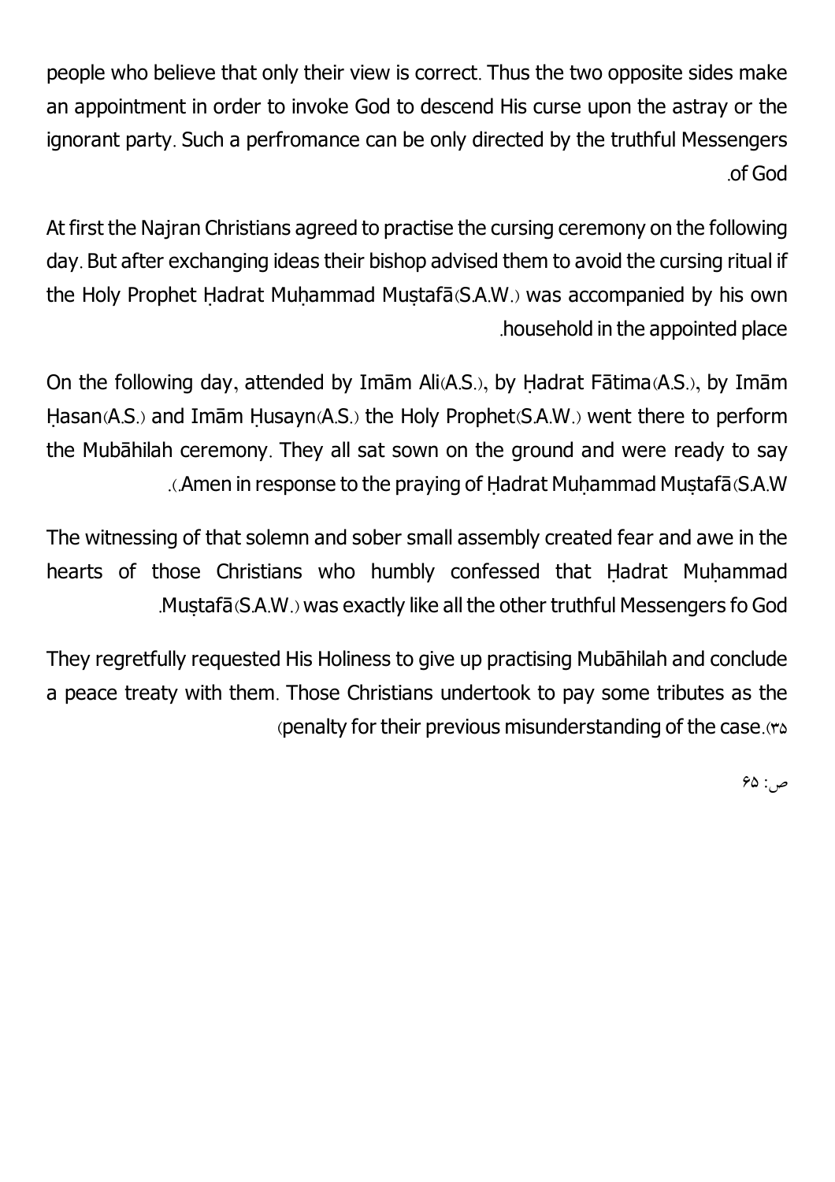people who believe that only their view is correct. Thus the two opposite sides make an appointment in order to invoke God to descend His curse upon the astray or the ignorant party. Such a perfromance can be only directed by the truthful Messengers of God.

At first the Najran Christians agreed to practise the cursing ceremony on the following day. But after exchanging ideas their bishop advised them to avoid the cursing ritual if the Holy Prophet Ḥadrat Muḥammad Muṣṭafā(S.A.W.) was accompanied by his own household in the appointed place.

On the following day, attended by Imām Ali(A.S.), by Ḥadrat Fātima(A.S.), by Imām Ḥasan(A.S.) and Imām Ḥusayn(A.S.) the Holy Prophet(S.A.W.) went there to perform the Mubāhilah ceremony. They all sat sown on the ground and were ready to say Amen in response to the praying of Ḥadrat Muḥammad Muṣṭafā(S.A.W.).

The witnessing of that solemn and sober small assembly created fear and awe in the hearts of those Christians who humbly confessed that Ḥadrat Muḥammad Muṣṭafā(S.A.W.) was exactly like all the other truthful Messengers fo God.

They regretfully requested His Holiness to give up practising Mubāhilah and conclude a peace treaty with them. Those Christians undertook to pay some tributes as the penalty for their previous misunderstanding of the case.(۳۵)

ص: ۶۵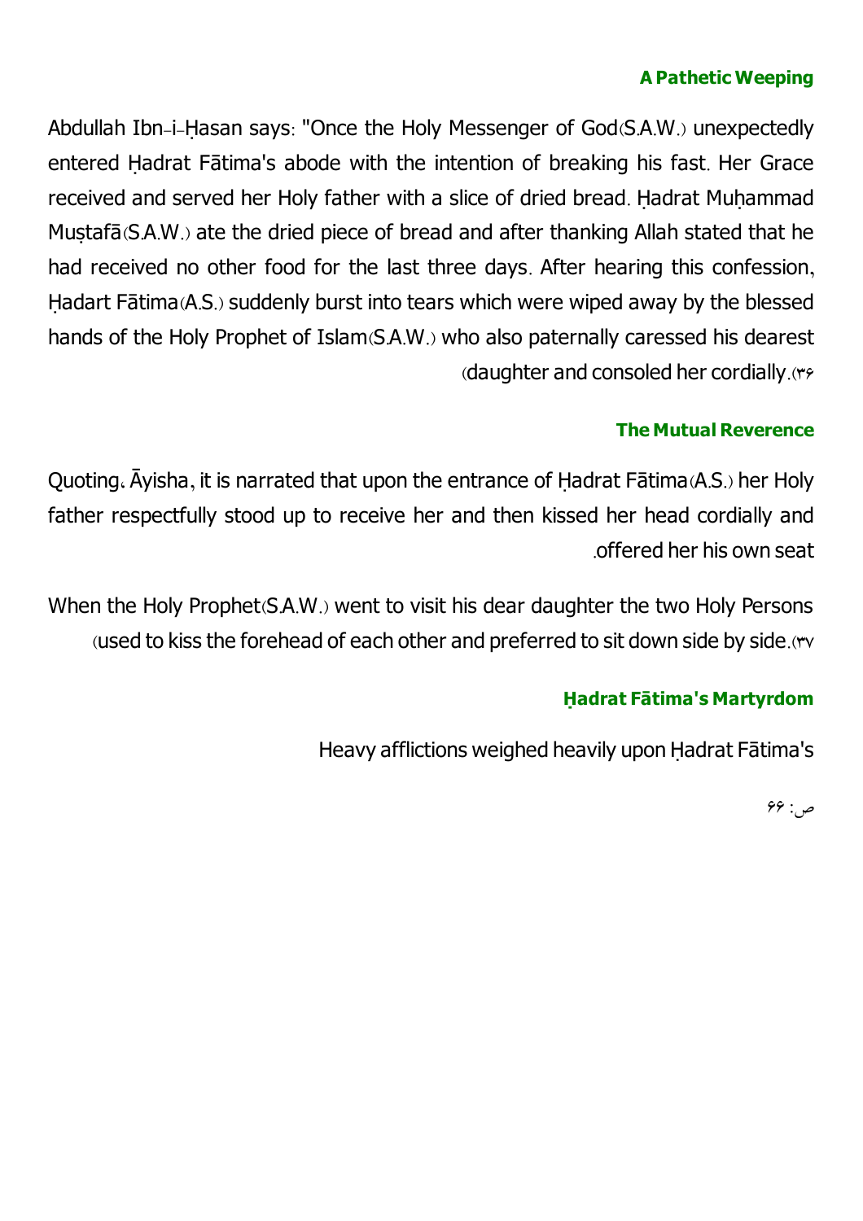### A Pathetic Weeping

Abdullah Ibn-i-Ḥasan says: "Once the Holy Messenger of God(S.A.W.) unexpectedly entered Ḥadrat Fātima's abode with the intention of breaking his fast. Her Grace received and served her Holy father with a slice of dried bread. Ḥadrat Muḥammad Muṣṭafā(S.A.W.) ate the dried piece of bread and after thanking Allah stated that he had received no other food for the last three days. After hearing this confession, Ḥadart Fātima(A.S.) suddenly burst into tears which were wiped away by the blessed hands of the Holy Prophet of Islam(S.A.W.) who also paternally caressed his dearest daughter and consoled her cordially.(۳۶)

### The Mutual Reverence

Quoting، Āyisha, it is narrated that upon the entrance of Ḥadrat Fātima(A.S.) her Holy father respectfully stood up to receive her and then kissed her head cordially and offered her his own seat.

When the Holy Prophet(S.A.W.) went to visit his dear daughter the two Holy Persons used to kiss the forehead of each other and preferred to sit down side by side.(۳۷)

### Ḥadrat Fātima's Martyrdom

Heavy afflictions weighed heavily upon Ḥadrat Fātima's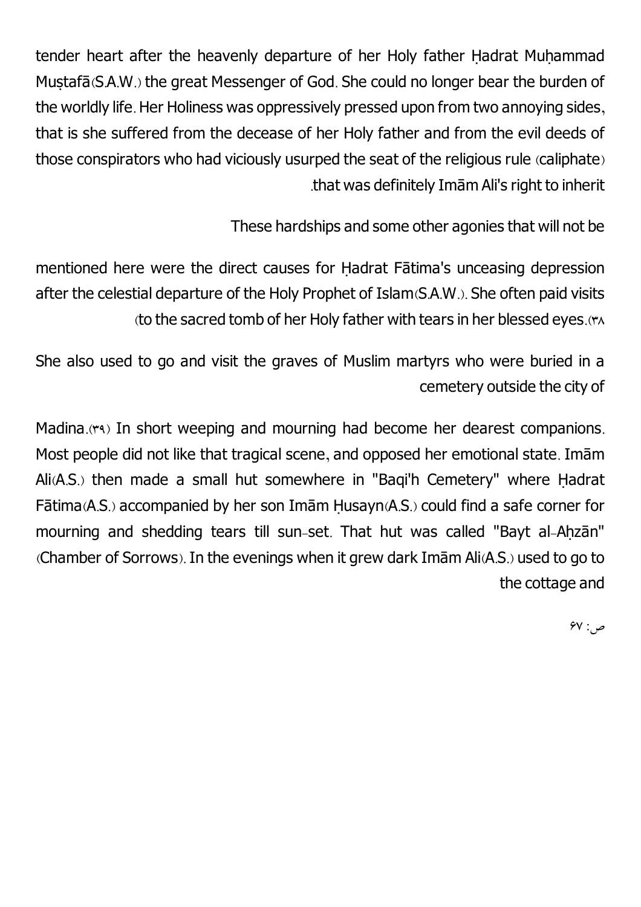tender heart after the heavenly departure of her Holy father Ḥadrat Muḥammad Muṣṭafā(S.A.W.) the great Messenger of God. She could no longer bear the burden of the worldly life. Her Holiness was oppressively pressed upon from two annoying sides, that is she suffered from the decease of her Holy father and from the evil deeds of those conspirators who had viciously usurped the seat of the religious rule (caliphate) that was definitely Imām Ali's right to inherit.

These hardships and some other agonies that will not be mentioned here were the direct causes for Ḥadrat Fātima's unceasing depression after the celestial departure of the Holy Prophet of Islam(S.A.W.). She often paid visits to the sacred tomb of her Holy father with tears in her blessed eyes.(۳۸)

She also used to go and visit the graves of Muslim martyrs who were buried in a cemetery outside the city of Madina.(۳۹) In short weeping and mourning had become her dearest companions. Most people did not like that tragical scene, and opposed her emotional state. Imām Ali(A.S.) then made a small hut somewhere in "Baqi'h Cemetery" where Ḥadrat Fātima(A.S.) accompanied by her son Imām Ḥusayn(A.S.) could find a safe corner for mourning and shedding tears till sun-set. That hut was called "Bayt al-Aḥzān" (Chamber of Sorrows). In the evenings when it grew dark Imām Ali(A.S.) used to go to the cottage and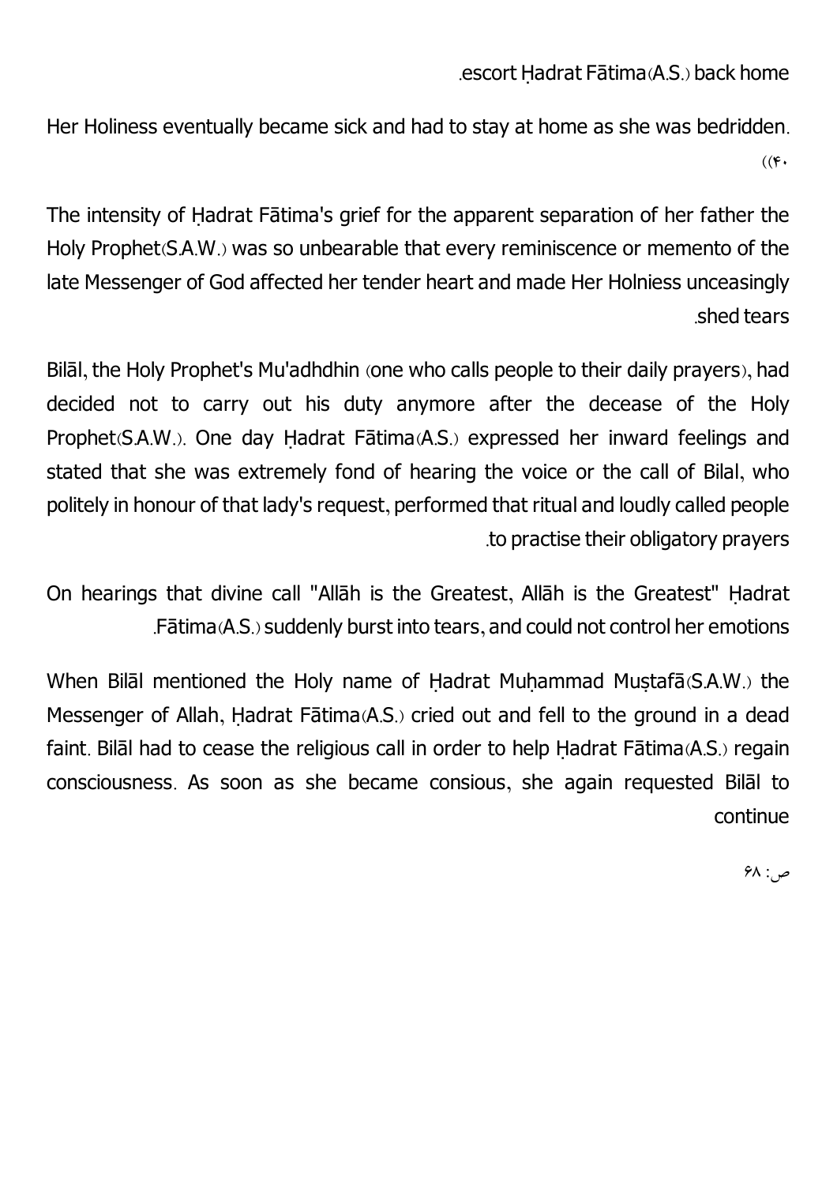escort Ḥadrat Fātima(A.S.) back home.

Her Holiness eventually became sick and had to stay at home as she was bedridden. (۴۰)

The intensity of Ḥadrat Fātima's grief for the apparent separation of her father the Holy Prophet(S.A.W.) was so unbearable that every reminiscence or memento of the late Messenger of God affected her tender heart and made Her Holniess unceasingly shed tears.

Bilāl, the Holy Prophet's Mu'adhdhin (one who calls people to their daily prayers), had decided not to carry out his duty anymore after the decease of the Holy Prophet(S.A.W.). One day Ḥadrat Fātima(A.S.) expressed her inward feelings and stated that she was extremely fond of hearing the voice or the call of Bilal, who politely in honour of that lady's request, performed that ritual and loudly called people to practise their obligatory prayers.

On hearings that divine call "Allāh is the Greatest, Allāh is the Greatest" Ḥadrat Fātima(A.S.) suddenly burst into tears, and could not control her emotions.

When Bilāl mentioned the Holy name of Ḥadrat Muḥammad Muṣtafā(S.A.W.) the Messenger of Allah, Ḥadrat Fātima(A.S.) cried out and fell to the ground in a dead faint. Bilāl had to cease the religious call in order to help Ḥadrat Fātima(A.S.) regain consciousness. As soon as she became consious, she again requested Bilāl to continue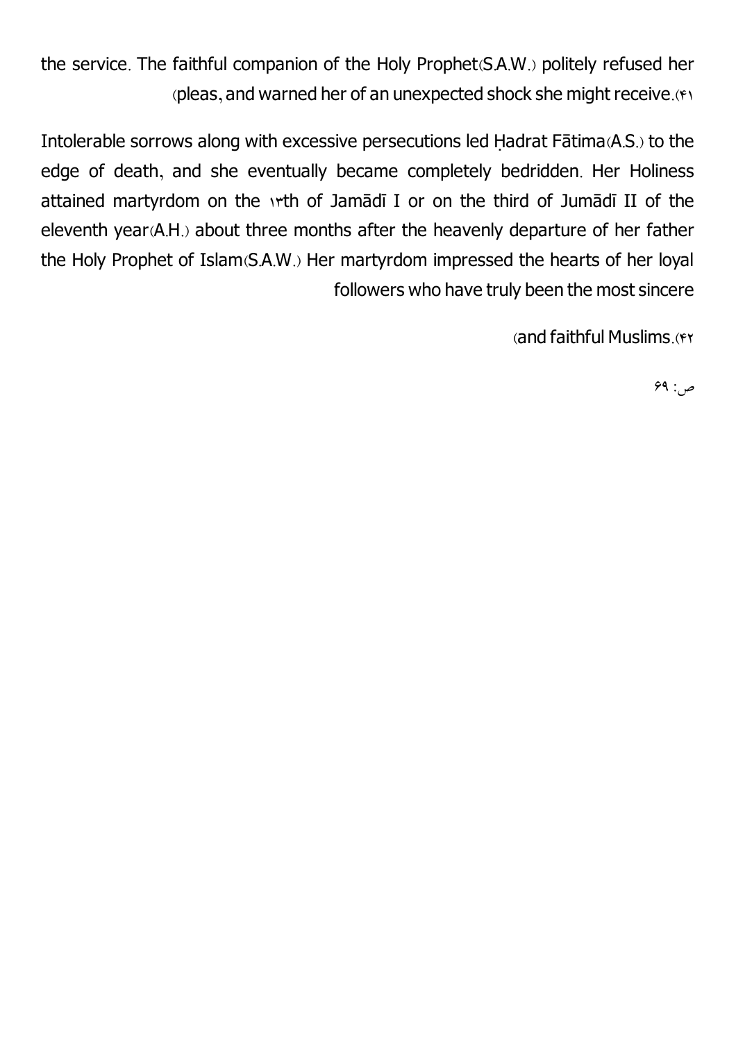the service. The faithful companion of the Holy Prophet(S.A.W.) politely refused her pleas, and warned her of an unexpected shock she might receive.(41)

Intolerable sorrows along with excessive persecutions led Ḥadrat Fātima(A.S.) to the edge of death, and she eventually became completely bedridden. Her Holiness attained martyrdom on the 13th of Jamādī I or on the third of Jumādī II of the eleventh year(A.H.) about three months after the heavenly departure of her father the Holy Prophet of Islam(S.A.W.) Her martyrdom impressed the hearts of her loyal followers who have truly been the most sincere and faithful Muslims.(42)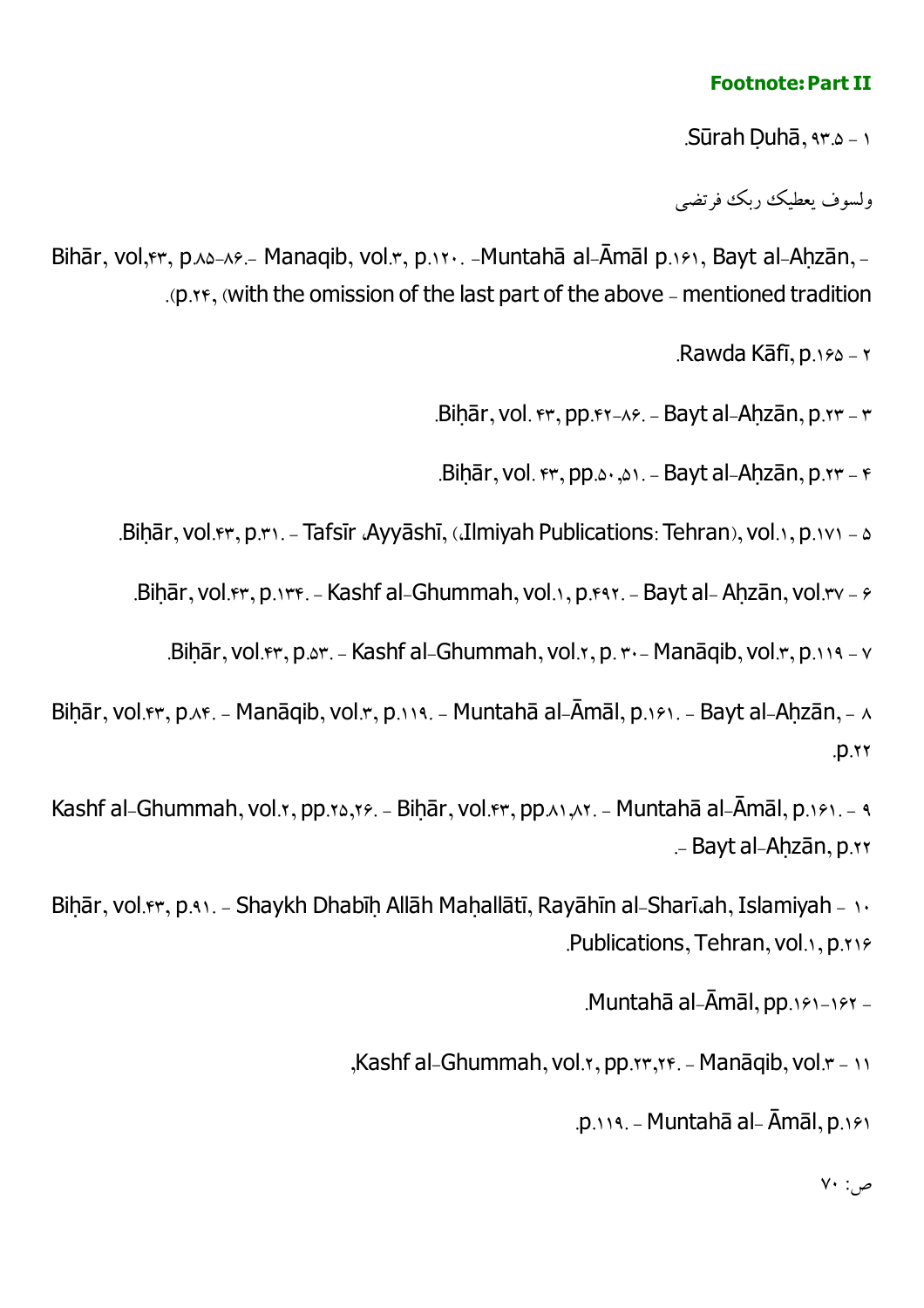**Footnote: Part II**

۱ - Sūrah Ḍuḥā, ۹۳.۵.

ولسوف يعطيك ربک فرتضى

- Bihār, vol,۴۳, p.۸۵-۸۶.- Manaqib, vol.۳, p.۱۲۰. -Muntahā al-Āmāl p.۱۶۱, Bayt al-Aḥzān, p.۲۴, (with the omission of the last part of the above - mentioned tradition).

۲ - Rawda Kāfī, p.۱۶۵.

۳ - Biḥār, vol. ۴۳, pp.۴۲-۸۶. - Bayt al-Aḥzān, p.۲۳.

۴ - Biḥār, vol. ۴۳, pp.۵۰,۵۱. - Bayt al-Aḥzān, p.۲۳.

۵ - Biḥār, vol.۴۳, p.۳۱. - Tafsīr ،Ayyāshī, (،Ilmiyah Publications: Tehran), vol.۱, p.۱۷۱.

۶ - Biḥār, vol.۴۳, p.۱۳۴. - Kashf al-Ghummah, vol.۱, p.۴۹۲. - Bayt al- Aḥzān, vol.۳۷.

۷ - Biḥār, vol.۴۳, p.۵۳. - Kashf al-Ghummah, vol.۲, p. ۳۰- Manāqib, vol.۳, p.۱۱۹.

۸ - Biḥār, vol.۴۳, p.۸۴. - Manāqib, vol.۳, p.۱۱۹. - Muntahā al-Āmāl, p.۱۶۱. - Bayt al-Aḥzān, p.۲۲.

۹ - Kashf al-Ghummah, vol.۲, pp.۲۵,۲۶. - Biḥār, vol.۴۳, pp.۸۱,۸۲. - Muntahā al-Āmāl, p.۱۶۱. - Bayt al-Aḥzān, p.۲۲.

۱۰ - Biḥār, vol.۴۳, p.۹۱. - Shaykh Dhabīḥ Allāh Maḥallātī, Rayāhīn al-Sharī،ah, Islamiyah Publications, Tehran, vol.۱, p.۲۱۶.

- Muntahā al-Āmāl, pp.۱۶۱-۱۶۲.

۱۱ - Kashf al-Ghummah, vol.۲, pp.۲۳,۲۴. - Manāqib, vol.۳, p.۱۱۹. - Muntahā al- Āmāl, p.۱۶۱.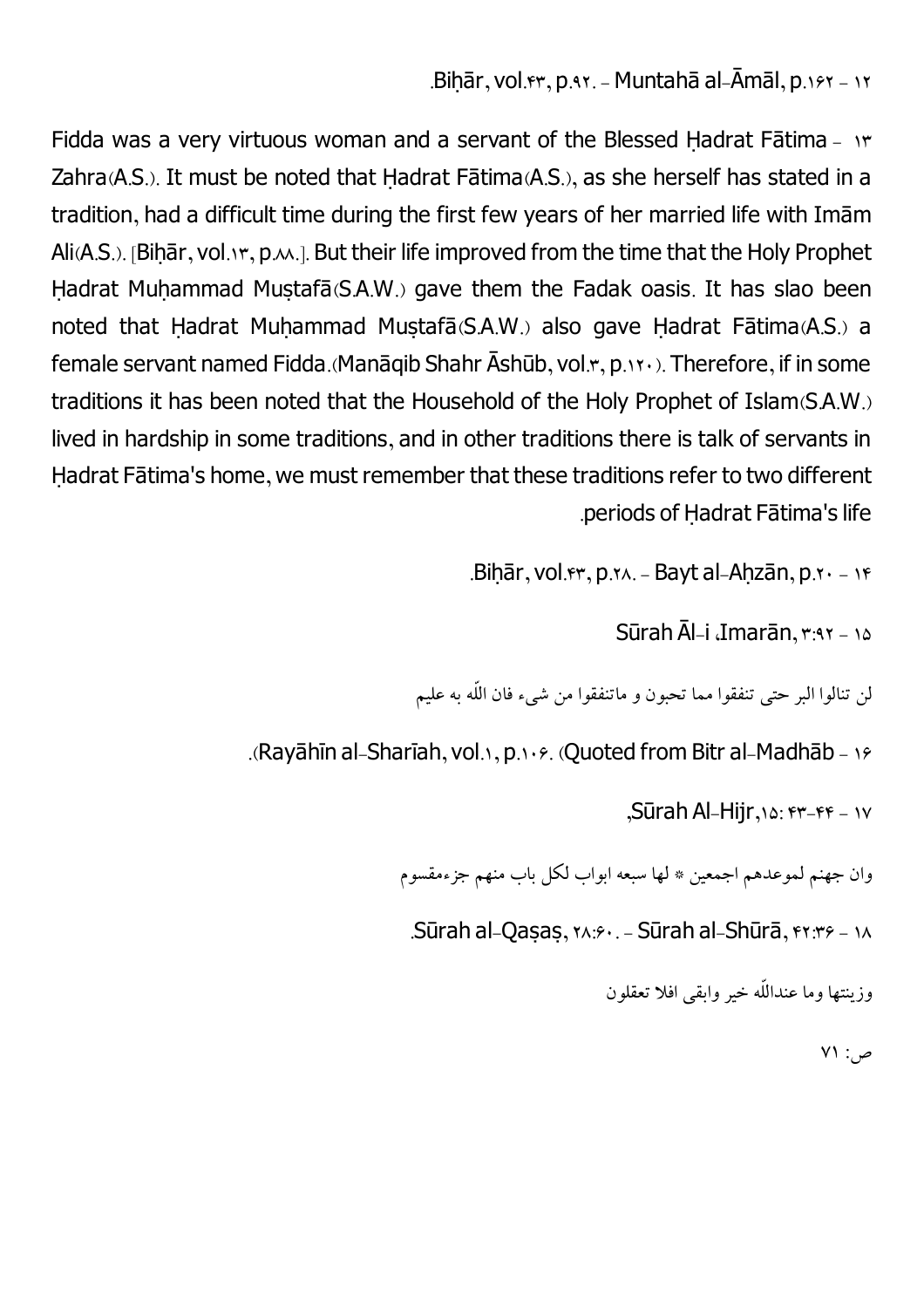12 - Biḥār, vol.43, p.92. - Muntahā al-Āmāl, p.162.

13 - Fidda was a very virtuous woman and a servant of the Blessed Ḥadrat Fātima Zahra(A.S.). It must be noted that Ḥadrat Fātima(A.S.), as she herself has stated in a tradition, had a difficult time during the first few years of her married life with Imām Ali(A.S.). [Biḥār, vol.13, p.88.]. But their life improved from the time that the Holy Prophet Ḥadrat Muḥammad Muṣtafā(S.A.W.) gave them the Fadak oasis. It has slao been noted that Ḥadrat Muḥammad Muṣtafā(S.A.W.) also gave Ḥadrat Fātima(A.S.) a female servant named Fidda.(Manāqib Shahr Āshūb, vol.3, p.120). Therefore, if in some traditions it has been noted that the Household of the Holy Prophet of Islam(S.A.W.) lived in hardship in some traditions, and in other traditions there is talk of servants in Ḥadrat Fātima's home, we must remember that these traditions refer to two different periods of Ḥadrat Fātima's life.

14 - Biḥār, vol.43, p.28. - Bayt al-Aḥzān, p.20.

15 - Sūrah Āl-i Imarān, 3:92

لن تنالوا البر حتی تنفقوا مما تحبون و ماتنفقوا من شیء فان اللّه به علیم

16 - Rayāhīn al-Sharīah, vol.1, p.106. (Quoted from Bitr al-Madhāb).

17 - Sūrah Al-Hijr, 15: 43-44,

وان جهنم لموعدهم اجمعین * لها سبعه ابواب لکل باب منهم جزءمقسوم

18 - Sūrah al-Qaṣaṣ, 28:60. - Sūrah al-Shūrā, 42:36.

وزینتها وما عنداللّه خیر وابقی افلا تعقلون

ص: 71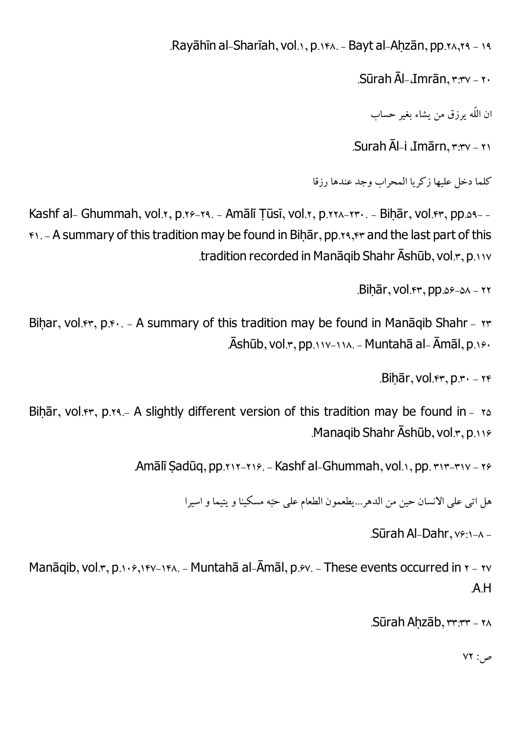19 - Rayāhīn al-Sharīah, vol.1, p.148. - Bayt al-Aḥzān, pp.28,29.

20 - Sūrah Āl-ʿImrān, 3:37.

ان اللّه يرزق من يشاء بغير حساب

21 - Surah Āl-i ʿImārn, 3:37.

كلما دخل عليها زكريا المحراب وجد عندها رزقا

Kashf al- Ghummah, vol.2, p.26-29. - Amālī Ṭūsī, vol.2, p.228-230. - Biḥār, vol.43, pp.59-41. - A summary of this tradition may be found in Biḥār, pp.29,43 and the last part of this tradition recorded in Manāqib Shahr Āshūb, vol.3, p.117.

22 - Biḥār, vol.43, pp.56-58.

23 - Biḥar, vol.43, p.40. - A summary of this tradition may be found in Manāqib Shahr Āshūb, vol.3, pp.117-118. - Muntahā al- Āmāl, p.160.

24 - Biḥār, vol.43, p.30.

25 - Biḥār, vol.43, p.29.- A slightly different version of this tradition may be found in Manaqib Shahr Āshūb, vol.3, p.116.

26 - Amālī Ṣadūq, pp.212-216. - Kashf al-Ghummah, vol.1, pp. 313-317.

هل اتى على الانسان حين من الدهر...يطعمون الطعام على حبّه مسكينا و يتيما و اسيرا

- Sūrah Al-Dahr, 76:1-8.

27 - Manāqib, vol.3, p.106,147-148. - Muntahā al-Āmāl, p.67. - These events occurred in 2 A.H.

28 - Sūrah Aḥzāb, 33:33.

ص: 72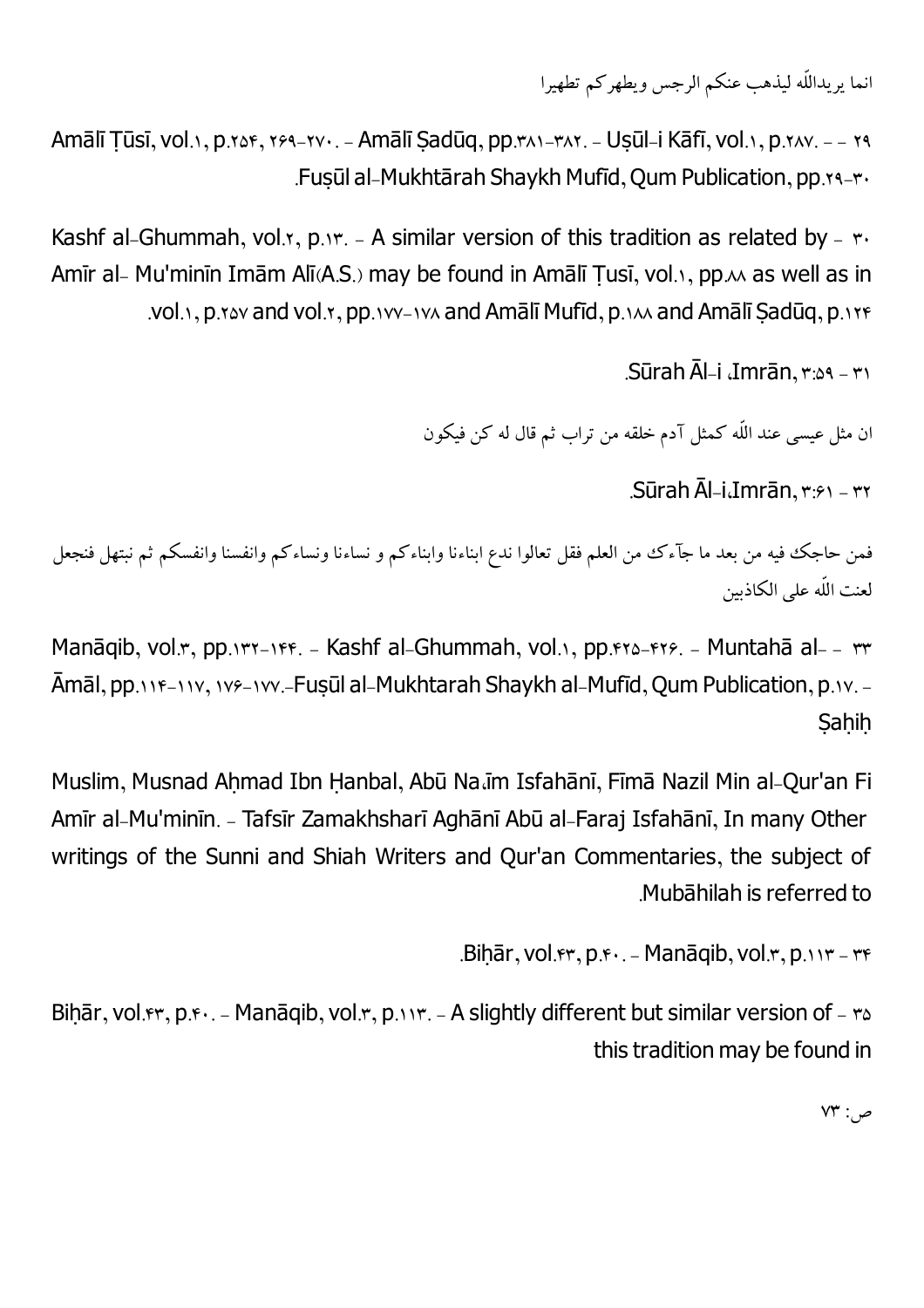انما يريدالّله ليذهب عنكم الرجس ويطهركم تطهيرا

۲۹ - - Amālī Ṭūsī, vol.۱, p.۲۵۴, ۲۶۹-۲۷۰. - Amālī Ṣadūq, pp.۳۸۱-۳۸۲. - Uṣūl-i Kāfī, vol.۱, p.۲۸۷. Fuṣūl al-Mukhtārah Shaykh Mufīd, Qum Publication, pp.۲۹-۳۰.

۳۰ - Kashf al-Ghummah, vol.۲, p.۱۳. - A similar version of this tradition as related by Amīr al- Mu'minīn Imām Alī(A.S.) may be found in Amālī Ṭusī, vol.۱, pp.۸۸ as well as in vol.۱, p.۲۵۷ and vol.۲, pp.۱۷۷-۱۷۸ and Amālī Mufīd, p.۱۸۸ and Amālī Ṣadūq, p.۱۲۴.

۳۱ - Sūrah Āl-i ،Imrān, ۳:۵۹.

ان مثل عيسى عند الّله كمثل آدم خلقه من تراب ثم قال له كن فيكون

۳۲ - Sūrah Āl-i،Imrān, ۳:۶۱.

فمن حاجك فيه من بعد ما جآءك من العلم فقل تعالوا ندع ابناءنا وابناءكم و نساءنا ونساءكم وانفسنا وانفسكم ثم نبتهل فنجعل لعنت الّله على الكاذبين

۳۳ - - Manāqib, vol.۳, pp.۱۳۲-۱۴۴. - Kashf al-Ghummah, vol.۱, pp.۴۲۵-۴۲۶. - Muntahā al-Āmāl, pp.۱۱۴-۱۱۷, ۱۷۶-۱۷۷.-Fuṣūl al-Mukhtarah Shaykh al-Mufīd, Qum Publication, p.۱۷. - Ṣaḥiḥ

Muslim, Musnad Aḥmad Ibn Ḥanbal, Abū Na،īm Isfahānī, Fīmā Nazil Min al-Qur'an Fi Amīr al-Mu'minīn. - Tafsīr Zamakhsharī Aghānī Abū al-Faraj Isfahānī, In many Other writings of the Sunni and Shiah Writers and Qur'an Commentaries, the subject of Mubāhilah is referred to.

۳۴ - Biḥār, vol.۴۳, p.۴۰. - Manāqib, vol.۳, p.۱۱۳.

۳۵ - Biḥār, vol.۴۳, p.۴۰. - Manāqib, vol.۳, p.۱۱۳. - A slightly different but similar version of this tradition may be found in

ص: ۷۳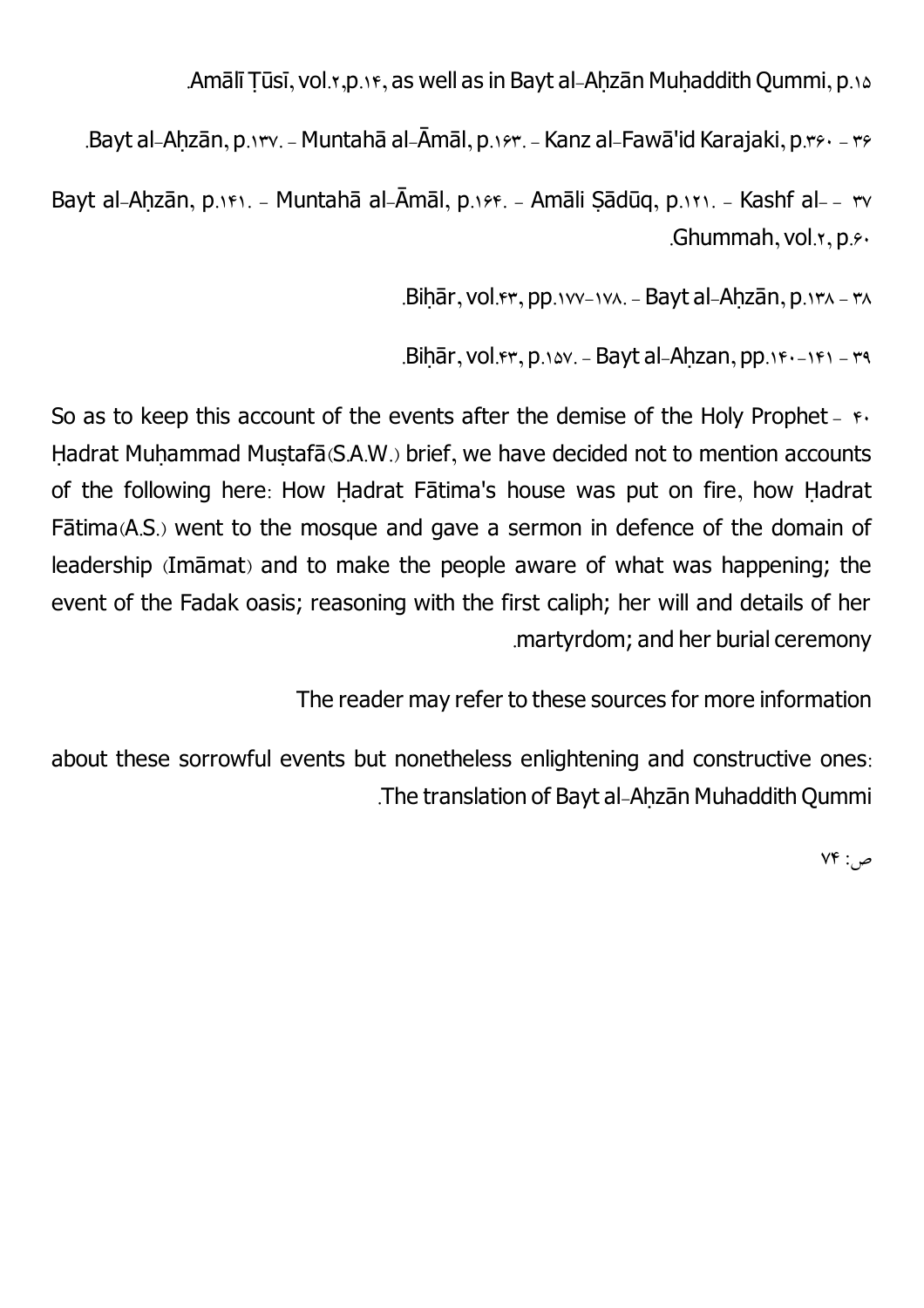.Amālī Ṭūsī, vol.۲,p.۱۴, as well as in Bayt al-Aḥzān Muḥaddith Qummi, p.۱۵

۳۶ - .Bayt al-Aḥzān, p.۱۳۷. - Muntahā al-Āmāl, p.۱۶۳. - Kanz al-Fawā'id Karajaki, p.۳۶۰

۳۷ - Bayt al-Aḥzān, p.۱۴۱. - Muntahā al-Āmāl, p.۱۶۴. - Amāli Ṣādūq, p.۱۲۱. - Kashf al- .Ghummah, vol.۲, p.۶۰

۳۸ - .Biḥār, vol.۴۳, pp.۱۷۷-۱۷۸. - Bayt al-Aḥzān, p.۱۳۸

۳۹ - .Biḥār, vol.۴۳, p.۱۵۷. - Bayt al-Aḥzan, pp.۱۴۰-۱۴۱

۴۰ - So as to keep this account of the events after the demise of the Holy Prophet Ḥadrat Muḥammad Muṣṭafā(S.A.W.) brief, we have decided not to mention accounts of the following here: How Ḥadrat Fātima's house was put on fire, how Ḥadrat Fātima(A.S.) went to the mosque and gave a sermon in defence of the domain of leadership (Imāmat) and to make the people aware of what was happening; the event of the Fadak oasis; reasoning with the first caliph; her will and details of her .martyrdom; and her burial ceremony

The reader may refer to these sources for more information

about these sorrowful events but nonetheless enlightening and constructive ones: .The translation of Bayt al-Aḥzān Muhaddith Qummi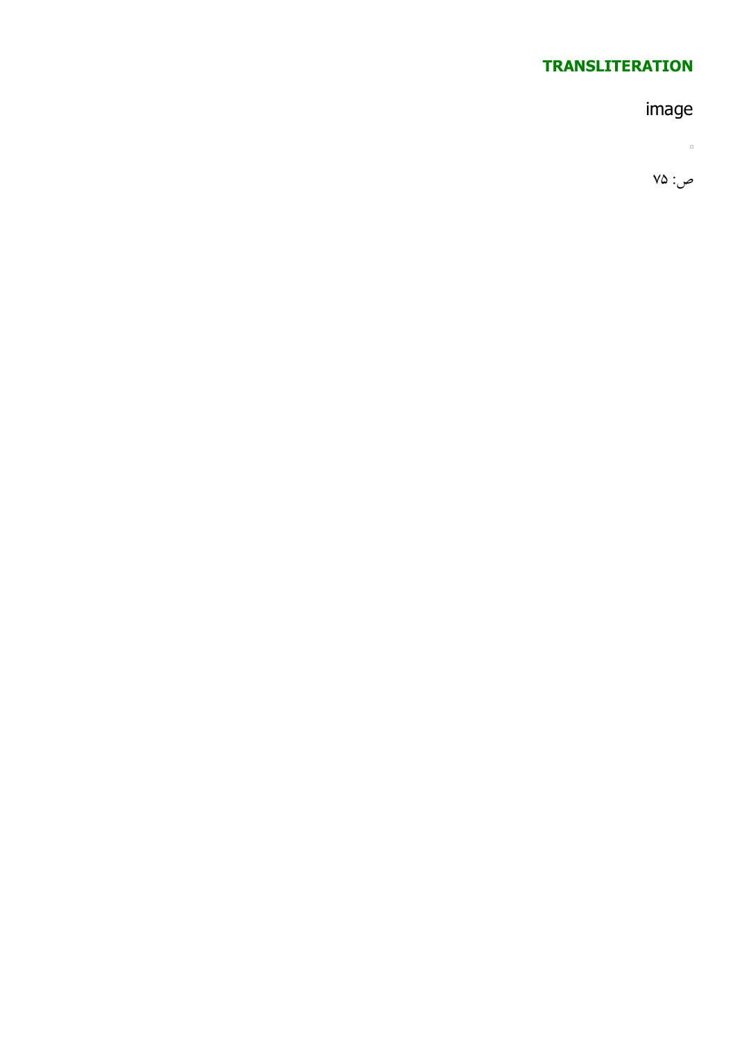**TRANSLITERATION**

image

▫

ص: ۷۵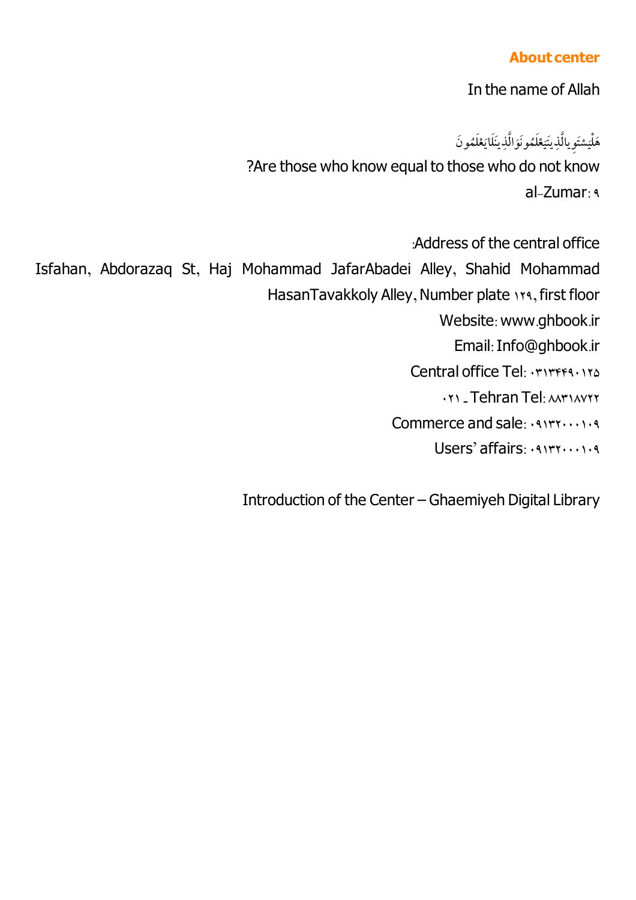## About center

In the name of Allah

هَلْيَسْتَوِيالَّذِينَيَعْلَمُونَوَالَّذِينَلَايَعْلَمُونَ

?Are those who know equal to those who do not know

al-Zumar: ۹

:Address of the central office

Isfahan, Abdorazaq St, Haj Mohammad JafarAbadei Alley, Shahid Mohammad HasanTavakkoly Alley, Number plate ۱۲۹, first floor

Website: www.ghbook.ir

Email: Info@ghbook.ir

Central office Tel: ۰۳۱۳۴۴۹۰۱۲۵

۰۲۱ _ Tehran Tel: ۸۸۳۱۸۷۲۲

Commerce and sale: ۰۹۱۳۲۰۰۰۱۰۹

Users' affairs: ۰۹۱۳۲۰۰۰۱۰۹

Introduction of the Center – Ghaemiyeh Digital Library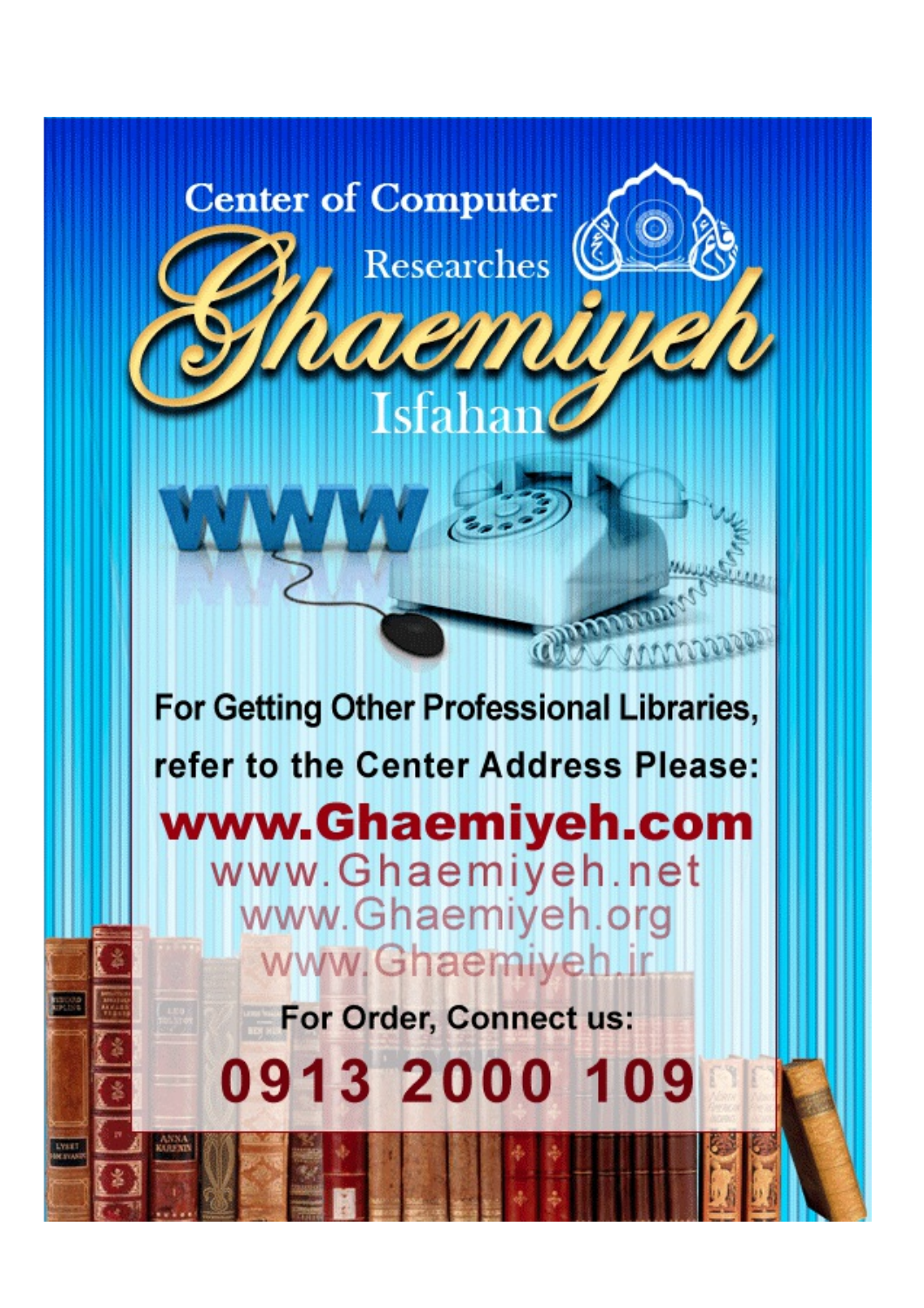Center of Computer Researches

# Ghaemiyeh

Isfahan

WWW

**For Getting Other Professional Libraries, refer to the Center Address Please:**

**www.Ghaemiyeh.com**

www.Ghaemiyeh.net

www.Ghaemiyeh.org

www.Ghaemiyeh.ir

**For Order, Connect us:**

**0913 2000 109**